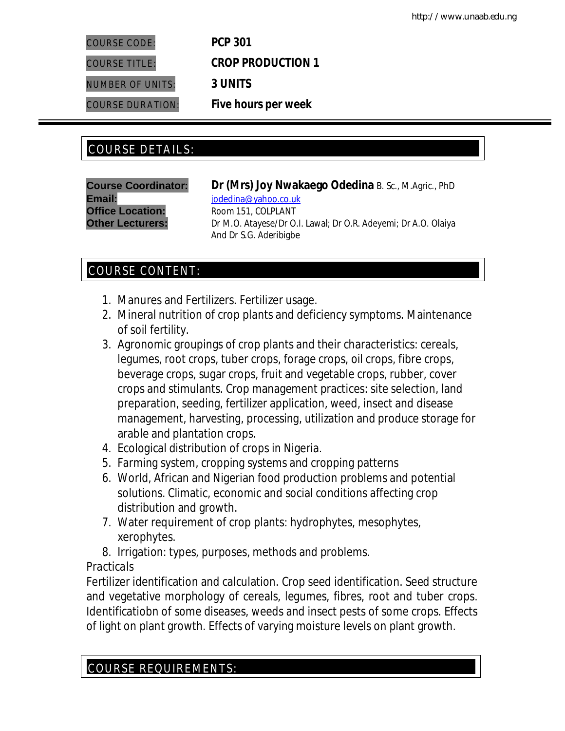| | |
|---|---|
| COURSE CODE: | **PCP 301** |
| COURSE TITLE: | **CROP PRODUCTION 1** |
| NUMBER OF UNITS: | **3 UNITS** |
| COURSE DURATION: | **Five hours per week** |

## COURSE DETAILS:

| | |
|---|---|
| **Course Coordinator:** | **Dr (Mrs) Joy Nwakaego Odedina** B. Sc., M.Agric., PhD |
| **Email:** | jodedina@yahoo.co.uk |
| **Office Location:** | Room 151, COLPLANT |
| **Other Lecturers:** | Dr M.O. Atayese/Dr O.I. Lawal; Dr O.R. Adeyemi; Dr A.O. Olaiya And Dr S.G. Aderibigbe |

## COURSE CONTENT:

1. Manures and Fertilizers. Fertilizer usage.
2. Mineral nutrition of crop plants and deficiency symptoms. Maintenance of soil fertility.
3. Agronomic groupings of crop plants and their characteristics: cereals, legumes, root crops, tuber crops, forage crops, oil crops, fibre crops, beverage crops, sugar crops, fruit and vegetable crops, rubber, cover crops and stimulants. Crop management practices: site selection, land preparation, seeding, fertilizer application, weed, insect and disease management, harvesting, processing, utilization and produce storage for arable and plantation crops.
4. Ecological distribution of crops in Nigeria.
5. Farming system, cropping systems and cropping patterns
6. World, African and Nigerian food production problems and potential solutions. Climatic, economic and social conditions affecting crop distribution and growth.
7. Water requirement of crop plants: hydrophytes, mesophytes, xerophytes.
8. Irrigation: types, purposes, methods and problems.

Practicals

Fertilizer identification and calculation. Crop seed identification. Seed structure and vegetative morphology of cereals, legumes, fibres, root and tuber crops. Identificatiobn of some diseases, weeds and insect pests of some crops. Effects of light on plant growth. Effects of varying moisture levels on plant growth.

## COURSE REQUIREMENTS: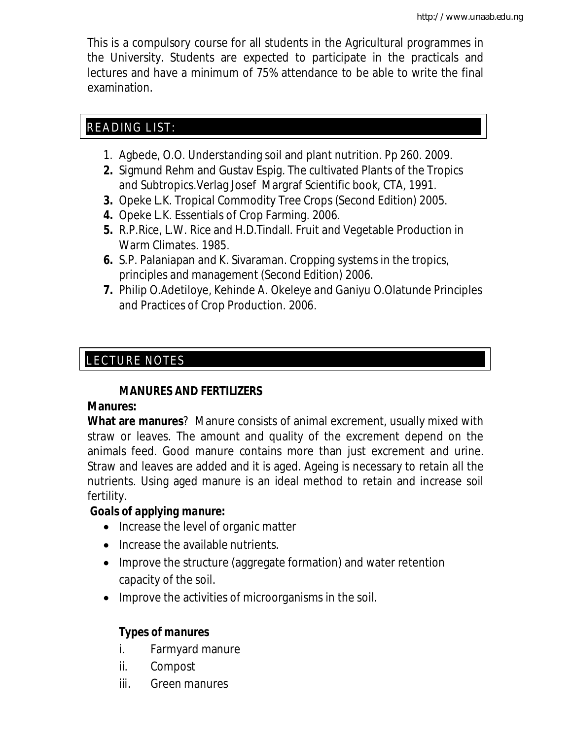This is a compulsory course for all students in the Agricultural programmes in the University. Students are expected to participate in the practicals and lectures and have a minimum of 75% attendance to be able to write the final examination.

## READING LIST:

1. Agbede, O.O. Understanding soil and plant nutrition. Pp 260. 2009.
2. Sigmund Rehm and Gustav Espig. The cultivated Plants of the Tropics and Subtropics.Verlag Josef Margraf Scientific book, CTA, 1991.
3. Opeke L.K. Tropical Commodity Tree Crops (Second Edition) 2005.
4. Opeke L.K. Essentials of Crop Farming. 2006.
5. R.P.Rice, L.W. Rice and H.D.Tindall. Fruit and Vegetable Production in Warm Climates. 1985.
6. S.P. Palaniapan and K. Sivaraman. Cropping systems in the tropics, principles and management (Second Edition) 2006.
7. Philip O.Adetiloye, Kehinde A. Okeleye and Ganiyu O.Olatunde Principles and Practices of Crop Production. 2006.

## LECTURE NOTES

### MANURES AND FERTILIZERS

**Manures:**

**What are manures**? Manure consists of animal excrement, usually mixed with straw or leaves. The amount and quality of the excrement depend on the animals feed. Good manure contains more than just excrement and urine. Straw and leaves are added and it is aged. Ageing is necessary to retain all the nutrients. Using aged manure is an ideal method to retain and increase soil fertility.

***Goals of applying manure:***

- Increase the level of organic matter
- Increase the available nutrients.
- Improve the structure (aggregate formation) and water retention capacity of the soil.
- Improve the activities of microorganisms in the soil.

***Types of manures***

i. Farmyard manure
ii. Compost
iii. Green manures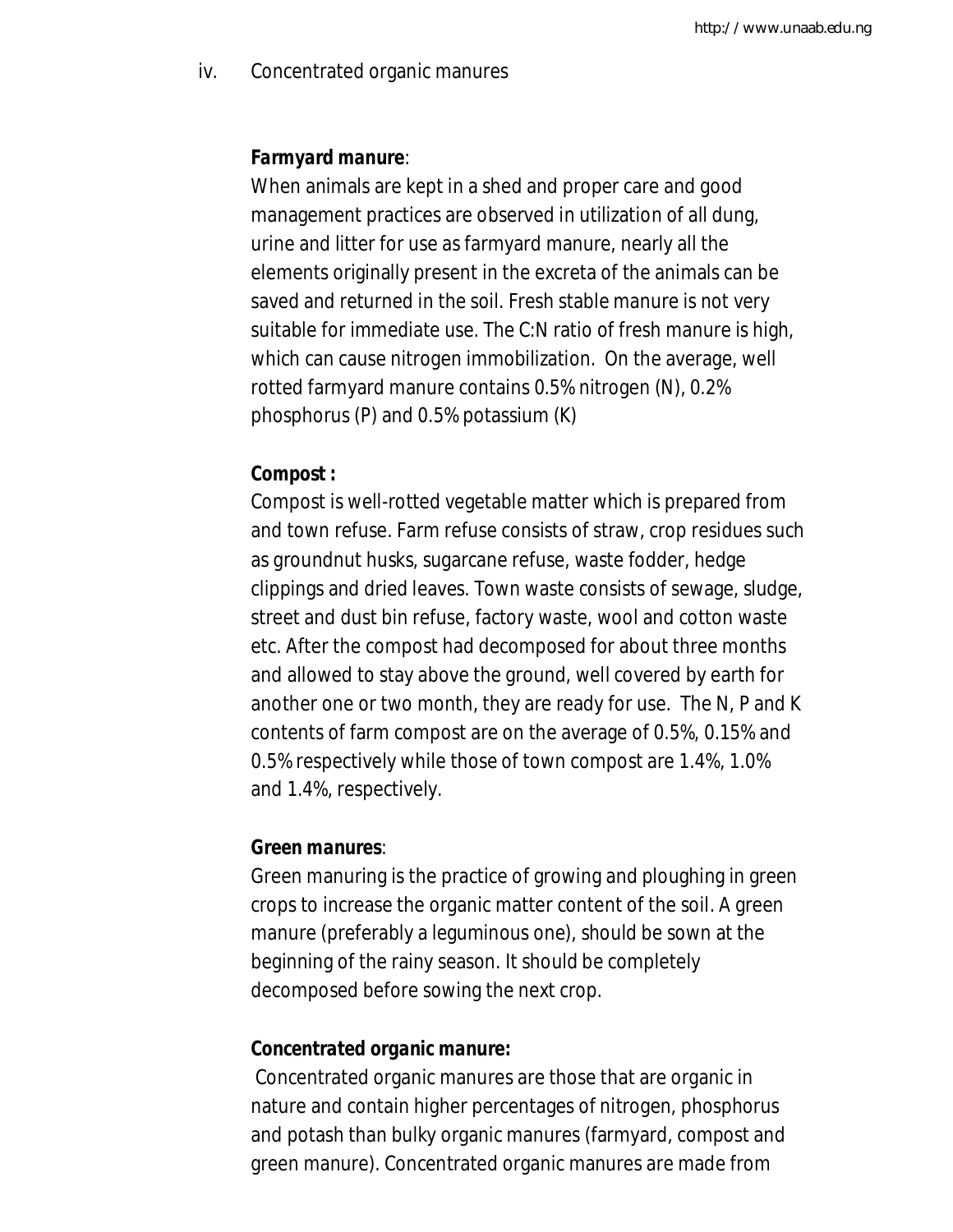iv. Concentrated organic manures

***Farmyard manure***:
When animals are kept in a shed and proper care and good management practices are observed in utilization of all dung, urine and litter for use as farmyard manure, nearly all the elements originally present in the excreta of the animals can be saved and returned in the soil. Fresh stable manure is not very suitable for immediate use. The C:N ratio of fresh manure is high, which can cause nitrogen immobilization. On the average, well rotted farmyard manure contains 0.5% nitrogen (N), 0.2% phosphorus (P) and 0.5% potassium (K)

***Compost :***
Compost is well-rotted vegetable matter which is prepared from and town refuse. Farm refuse consists of straw, crop residues such as groundnut husks, sugarcane refuse, waste fodder, hedge clippings and dried leaves. Town waste consists of sewage, sludge, street and dust bin refuse, factory waste, wool and cotton waste etc. After the compost had decomposed for about three months and allowed to stay above the ground, well covered by earth for another one or two month, they are ready for use. The N, P and K contents of farm compost are on the average of 0.5%, 0.15% and 0.5% respectively while those of town compost are 1.4%, 1.0% and 1.4%, respectively.

***Green manures***:
Green manuring is the practice of growing and ploughing in green crops to increase the organic matter content of the soil. A green manure (preferably a leguminous one), should be sown at the beginning of the rainy season. It should be completely decomposed before sowing the next crop.

***Concentrated organic manure:***
Concentrated organic manures are those that are organic in nature and contain higher percentages of nitrogen, phosphorus and potash than bulky organic manures (farmyard, compost and green manure). Concentrated organic manures are made from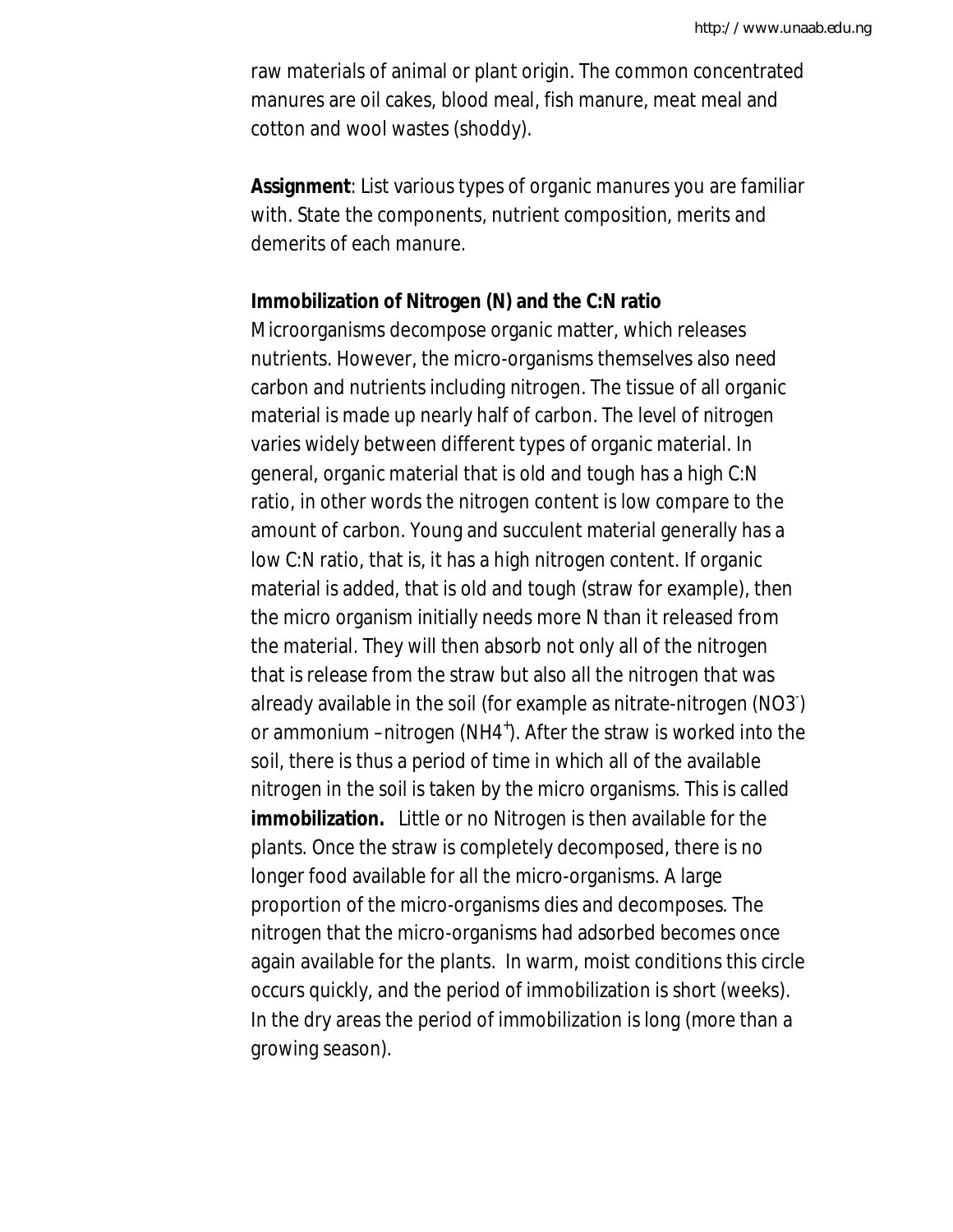raw materials of animal or plant origin. The common concentrated manures are oil cakes, blood meal, fish manure, meat meal and cotton and wool wastes (shoddy).

**Assignment**: List various types of organic manures you are familiar with. State the components, nutrient composition, merits and demerits of each manure.

**Immobilization of Nitrogen (N) and the C:N ratio**

Microorganisms decompose organic matter, which releases nutrients. However, the micro-organisms themselves also need carbon and nutrients including nitrogen. The tissue of all organic material is made up nearly half of carbon. The level of nitrogen varies widely between different types of organic material. In general, organic material that is old and tough has a high C:N ratio, in other words the nitrogen content is low compare to the amount of carbon. Young and succulent material generally has a low C:N ratio, that is, it has a high nitrogen content. If organic material is added, that is old and tough (straw for example), then the micro organism initially needs more N than it released from the material. They will then absorb not only all of the nitrogen that is release from the straw but also all the nitrogen that was already available in the soil (for example as nitrate-nitrogen ($NO_3^-$) or ammonium –nitrogen ($NH_4^+$). After the straw is worked into the soil, there is thus a period of time in which all of the available nitrogen in the soil is taken by the micro organisms. This is called **immobilization.** Little or no Nitrogen is then available for the plants. Once the straw is completely decomposed, there is no longer food available for all the micro-organisms. A large proportion of the micro-organisms dies and decomposes. The nitrogen that the micro-organisms had adsorbed becomes once again available for the plants. In warm, moist conditions this circle occurs quickly, and the period of immobilization is short (weeks). In the dry areas the period of immobilization is long (more than a growing season).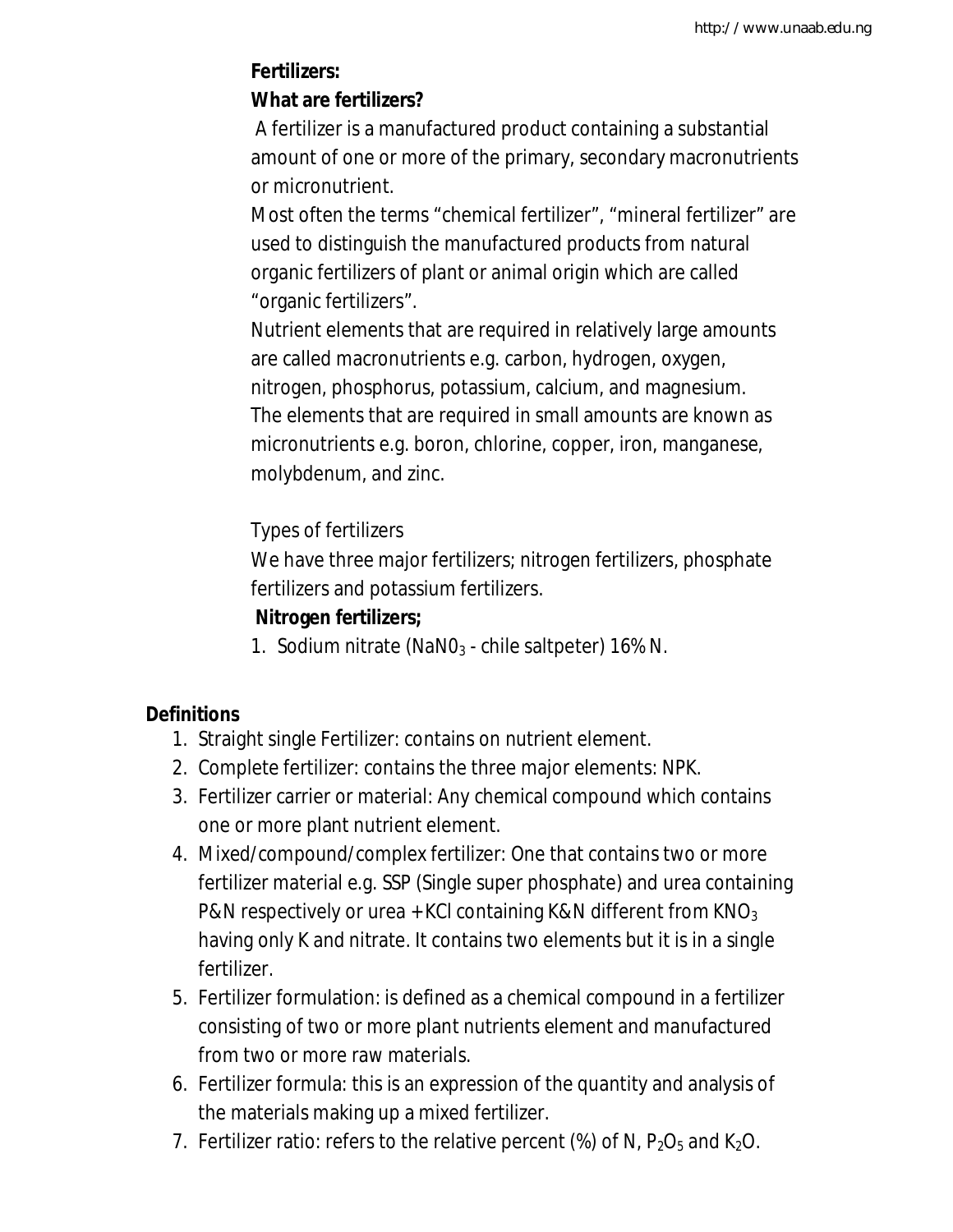**Fertilizers:**

**What are fertilizers?**

A fertilizer is a manufactured product containing a substantial amount of one or more of the primary, secondary macronutrients or micronutrient.

Most often the terms "chemical fertilizer", "mineral fertilizer" are used to distinguish the manufactured products from natural organic fertilizers of plant or animal origin which are called "organic fertilizers".

Nutrient elements that are required in relatively large amounts are called macronutrients e.g. carbon, hydrogen, oxygen, nitrogen, phosphorus, potassium, calcium, and magnesium. The elements that are required in small amounts are known as micronutrients e.g. boron, chlorine, copper, iron, manganese, molybdenum, and zinc.

Types of fertilizers

We have three major fertilizers; nitrogen fertilizers, phosphate fertilizers and potassium fertilizers.

**Nitrogen fertilizers;**

1. Sodium nitrate ($NaN0_3$ - chile saltpeter) 16% N.

**Definitions**

1. Straight single Fertilizer: contains on nutrient element.
2. Complete fertilizer: contains the three major elements: NPK.
3. Fertilizer carrier or material: Any chemical compound which contains one or more plant nutrient element.
4. Mixed/compound/complex fertilizer: One that contains two or more fertilizer material e.g. SSP (Single super phosphate) and urea containing P&N respectively or urea + KCl containing K&N different from $KNO_3$ having only K and nitrate. It contains two elements but it is in a single fertilizer.
5. Fertilizer formulation: is defined as a chemical compound in a fertilizer consisting of two or more plant nutrients element and manufactured from two or more raw materials.
6. Fertilizer formula: this is an expression of the quantity and analysis of the materials making up a mixed fertilizer.
7. Fertilizer ratio: refers to the relative percent (%) of N, $P_2O_5$ and $K_2O$.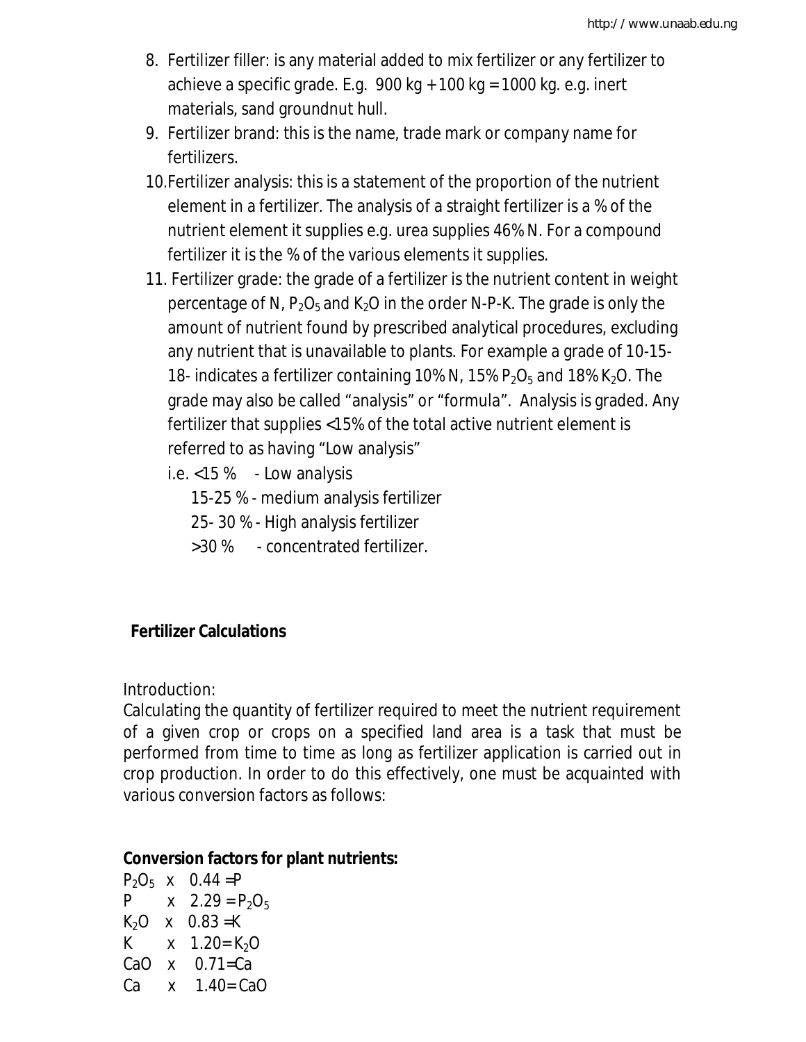8. Fertilizer filler: is any material added to mix fertilizer or any fertilizer to achieve a specific grade. E.g. 900 kg + 100 kg = 1000 kg. e.g. inert materials, sand groundnut hull.
9. Fertilizer brand: this is the name, trade mark or company name for fertilizers.
10. Fertilizer analysis: this is a statement of the proportion of the nutrient element in a fertilizer. The analysis of a straight fertilizer is a % of the nutrient element it supplies e.g. urea supplies 46% N. For a compound fertilizer it is the % of the various elements it supplies.
11. Fertilizer grade: the grade of a fertilizer is the nutrient content in weight percentage of N, $P_2O_5$ and $K_2O$ in the order N-P-K. The grade is only the amount of nutrient found by prescribed analytical procedures, excluding any nutrient that is unavailable to plants. For example a grade of 10-15-18- indicates a fertilizer containing 10% N, 15% $P_2O_5$ and 18% $K_2O$. The grade may also be called "analysis" or "formula". Analysis is graded. Any fertilizer that supplies <15% of the total active nutrient element is referred to as having "Low analysis"

    i.e. <15 % - Low analysis

    15-25 % - medium analysis fertilizer

    25- 30 % - High analysis fertilizer

    >30 % - concentrated fertilizer.

**Fertilizer Calculations**

Introduction:

Calculating the quantity of fertilizer required to meet the nutrient requirement of a given crop or crops on a specified land area is a task that must be performed from time to time as long as fertilizer application is carried out in crop production. In order to do this effectively, one must be acquainted with various conversion factors as follows:

**Conversion factors for plant nutrients:**

$P_2O_5$ x 0.44 = P

P x 2.29 = $P_2O_5$

$K_2O$ x 0.83 = K

K x 1.20 = $K_2O$

CaO x 0.71 = Ca

Ca x 1.40 = CaO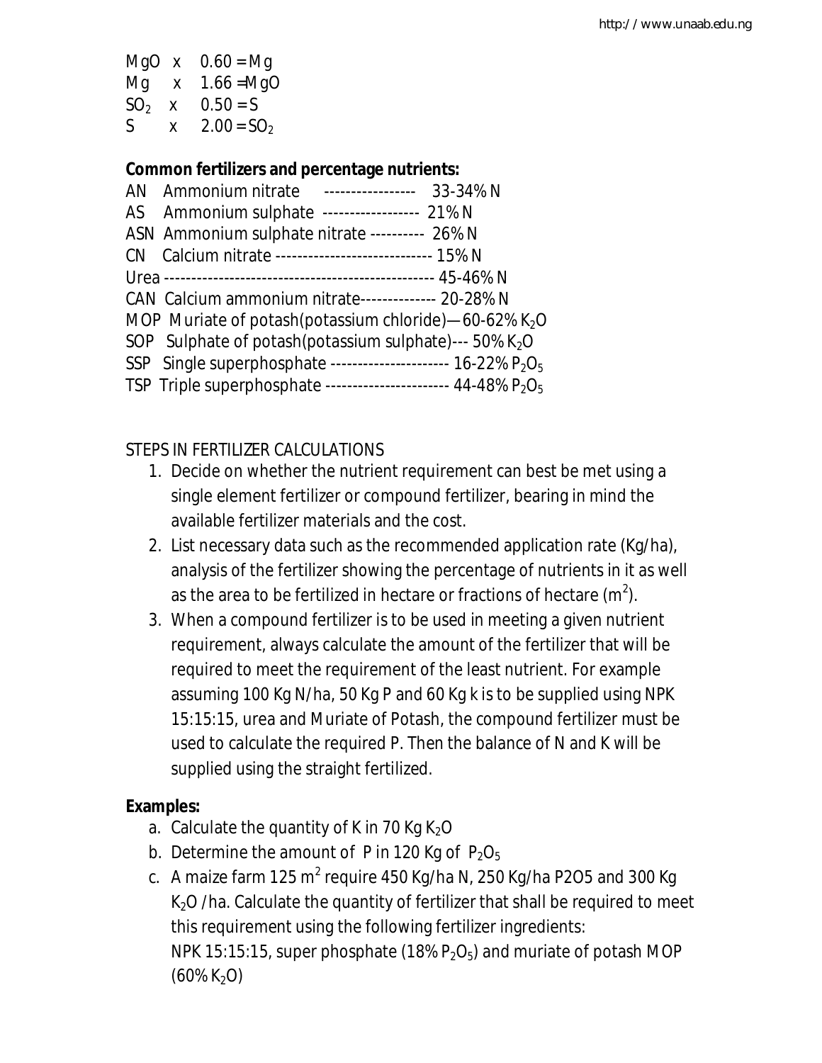$MgO \times 0.60 = Mg$
$Mg \times 1.66 = MgO$
$SO_2 \times 0.50 = S$
$S \times 2.00 = SO_2$

**Common fertilizers and percentage nutrients:**

AN Ammonium nitrate ----------------- 33-34% N
AS Ammonium sulphate ------------------ 21% N
ASN Ammonium sulphate nitrate ---------- 26% N
CN Calcium nitrate ----------------------------- 15% N
Urea -------------------------------------------------- 45-46% N
CAN Calcium ammonium nitrate-------------- 20-28% N
MOP Muriate of potash(potassium chloride)—60-62% $K_2O$
SOP Sulphate of potash(potassium sulphate)--- 50% $K_2O$
SSP Single superphosphate ---------------------- 16-22% $P_2O_5$
TSP Triple superphosphate ----------------------- 44-48% $P_2O_5$

STEPS IN FERTILIZER CALCULATIONS

1. Decide on whether the nutrient requirement can best be met using a single element fertilizer or compound fertilizer, bearing in mind the available fertilizer materials and the cost.
2. List necessary data such as the recommended application rate (Kg/ha), analysis of the fertilizer showing the percentage of nutrients in it as well as the area to be fertilized in hectare or fractions of hectare ($m^2$).
3. When a compound fertilizer is to be used in meeting a given nutrient requirement, always calculate the amount of the fertilizer that will be required to meet the requirement of the least nutrient. For example assuming 100 Kg N/ha, 50 Kg P and 60 Kg k is to be supplied using NPK 15:15:15, urea and Muriate of Potash, the compound fertilizer must be used to calculate the required P. Then the balance of N and K will be supplied using the straight fertilized.

**Examples:**

a. Calculate the quantity of K in 70 Kg $K_2O$
b. Determine the amount of P in 120 Kg of $P_2O_5$
c. A maize farm 125 $m^2$ require 450 Kg/ha N, 250 Kg/ha P2O5 and 300 Kg $K_2O$ /ha. Calculate the quantity of fertilizer that shall be required to meet this requirement using the following fertilizer ingredients: NPK 15:15:15, super phosphate (18% $P_2O_5$) and muriate of potash MOP (60% $K_2O$)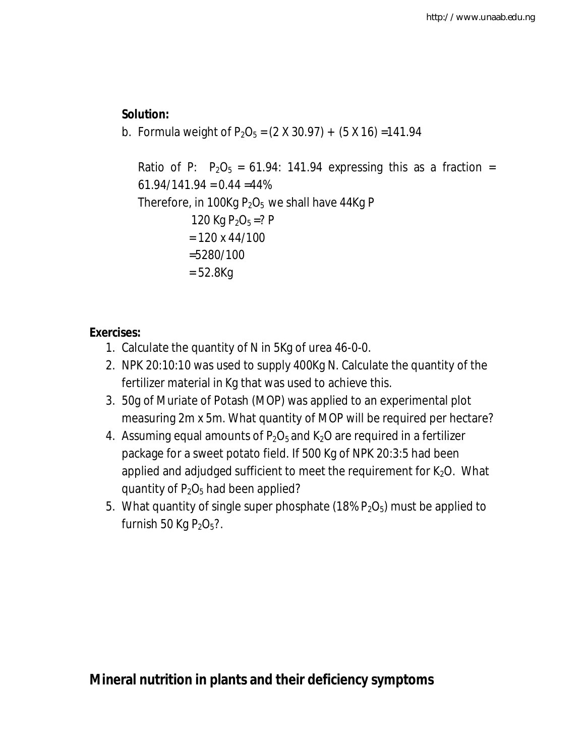**Solution:**

b. Formula weight of $P_2O_5$ = (2 X 30.97) + (5 X 16) =141.94

   Ratio of P: $P_2O_5$ = 61.94: 141.94 expressing this as a fraction = 61.94/141.94 = 0.44 =44%

   Therefore, in 100Kg $P_2O_5$ we shall have 44Kg P

   120 Kg $P_2O_5$ =? P

   = 120 x 44/100

   =5280/100

   = 52.8Kg

**Exercises:**

1. Calculate the quantity of N in 5Kg of urea 46-0-0.
2. NPK 20:10:10 was used to supply 400Kg N. Calculate the quantity of the fertilizer material in Kg that was used to achieve this.
3. 50g of Muriate of Potash (MOP) was applied to an experimental plot measuring 2m x 5m. What quantity of MOP will be required per hectare?
4. Assuming equal amounts of $P_2O_5$ and $K_2O$ are required in a fertilizer package for a sweet potato field. If 500 Kg of NPK 20:3:5 had been applied and adjudged sufficient to meet the requirement for $K_2O$. What quantity of $P_2O_5$ had been applied?
5. What quantity of single super phosphate (18% $P_2O_5$) must be applied to furnish 50 Kg $P_2O_5$?.

## Mineral nutrition in plants and their deficiency symptoms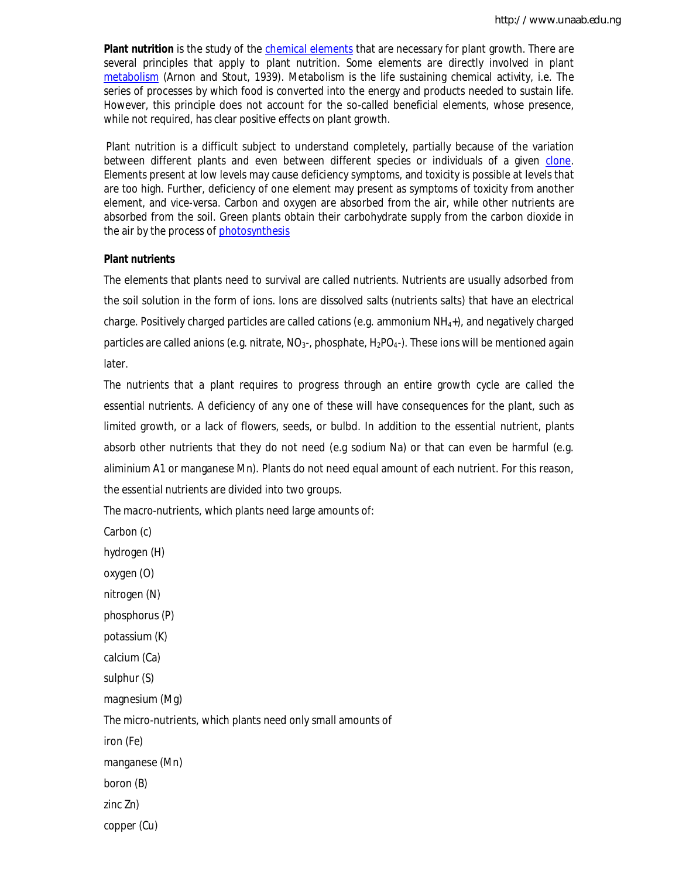**Plant nutrition** is the study of the chemical elements that are necessary for plant growth. There are several principles that apply to plant nutrition. Some elements are directly involved in plant metabolism (Arnon and Stout, 1939). Metabolism is the life sustaining chemical activity, i.e. The series of processes by which food is converted into the energy and products needed to sustain life. However, this principle does not account for the so-called beneficial elements, whose presence, while not required, has clear positive effects on plant growth.

Plant nutrition is a difficult subject to understand completely, partially because of the variation between different plants and even between different species or individuals of a given clone. Elements present at low levels may cause deficiency symptoms, and toxicity is possible at levels that are too high. Further, deficiency of one element may present as symptoms of toxicity from another element, and vice-versa. Carbon and oxygen are absorbed from the air, while other nutrients are absorbed from the soil. Green plants obtain their carbohydrate supply from the carbon dioxide in the air by the process of photosynthesis

**Plant nutrients**

The elements that plants need to survival are called nutrients. Nutrients are usually adsorbed from the soil solution in the form of ions. Ions are dissolved salts (nutrients salts) that have an electrical charge. Positively charged particles are called cations (e.g. ammonium $NH_4$+), and negatively charged particles are called anions (e.g. nitrate, $NO_3$-, phosphate, $H_2PO_4$-). These ions will be mentioned again later.

The nutrients that a plant requires to progress through an entire growth cycle are called the essential nutrients. A deficiency of any one of these will have consequences for the plant, such as limited growth, or a lack of flowers, seeds, or bulbd. In addition to the essential nutrient, plants absorb other nutrients that they do not need (e.g sodium Na) or that can even be harmful (e.g. aliminium A1 or manganese Mn). Plants do not need equal amount of each nutrient. For this reason, the essential nutrients are divided into two groups.

The macro-nutrients, which plants need large amounts of:

Carbon (c)

hydrogen (H)

oxygen (O)

nitrogen (N)

phosphorus (P)

potassium (K)

calcium (Ca)

sulphur (S)

magnesium (Mg)

The micro-nutrients, which plants need only small amounts of

iron (Fe)

manganese (Mn)

boron (B)

zinc Zn)

copper (Cu)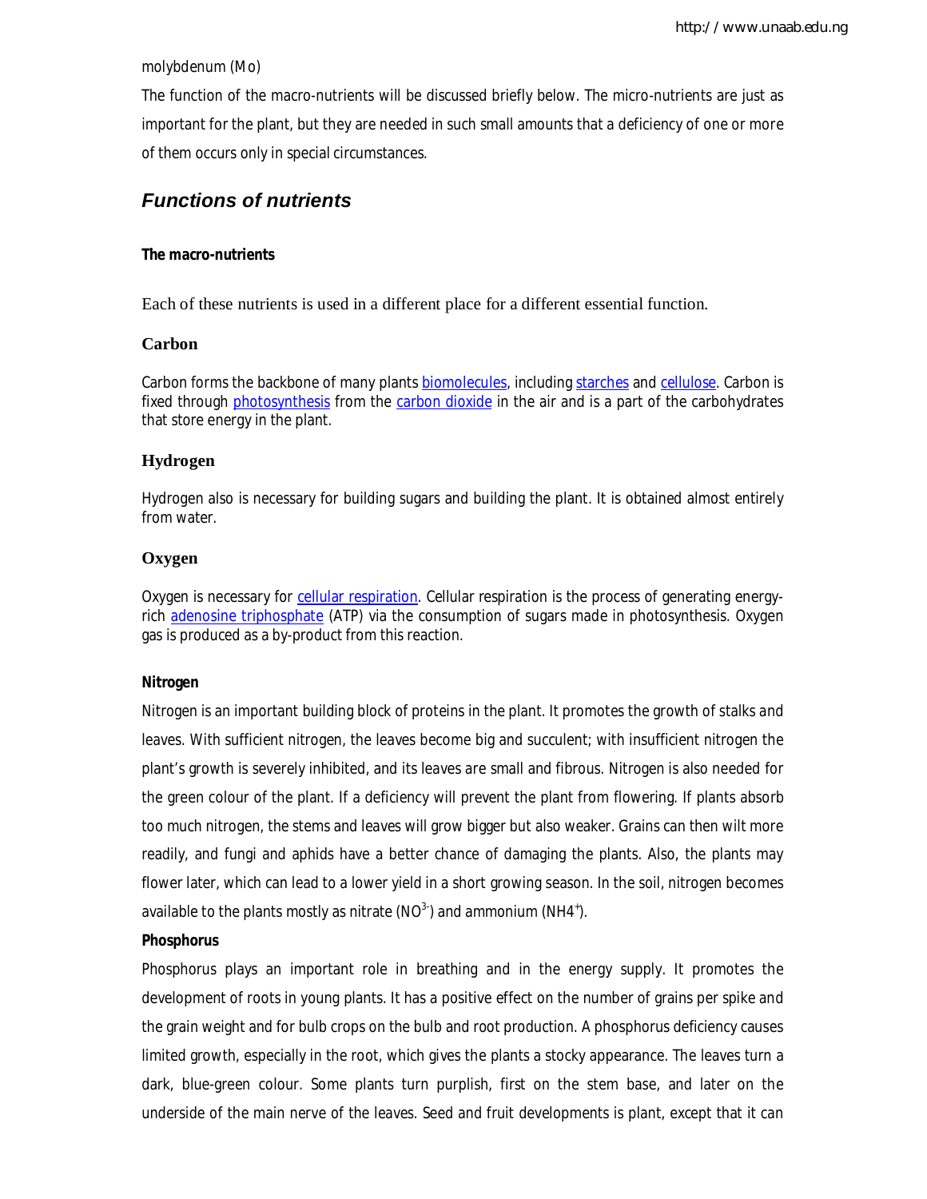molybdenum (Mo)

The function of the macro-nutrients will be discussed briefly below. The micro-nutrients are just as important for the plant, but they are needed in such small amounts that a deficiency of one or more of them occurs only in special circumstances.

## *Functions of nutrients*

**The macro-nutrients**

Each of these nutrients is used in a different place for a different essential function.

### Carbon

Carbon forms the backbone of many plants biomolecules, including starches and cellulose. Carbon is fixed through photosynthesis from the carbon dioxide in the air and is a part of the carbohydrates that store energy in the plant.

### Hydrogen

Hydrogen also is necessary for building sugars and building the plant. It is obtained almost entirely from water.

### Oxygen

Oxygen is necessary for cellular respiration. Cellular respiration is the process of generating energy-rich adenosine triphosphate (ATP) via the consumption of sugars made in photosynthesis. Oxygen gas is produced as a by-product from this reaction.

**Nitrogen**

Nitrogen is an important building block of proteins in the plant. It promotes the growth of stalks and leaves. With sufficient nitrogen, the leaves become big and succulent; with insufficient nitrogen the plant's growth is severely inhibited, and its leaves are small and fibrous. Nitrogen is also needed for the green colour of the plant. If a deficiency will prevent the plant from flowering. If plants absorb too much nitrogen, the stems and leaves will grow bigger but also weaker. Grains can then wilt more readily, and fungi and aphids have a better chance of damaging the plants. Also, the plants may flower later, which can lead to a lower yield in a short growing season. In the soil, nitrogen becomes available to the plants mostly as nitrate ($NO^{3-}$) and ammonium ($NH4^{+}$).

**Phosphorus**

Phosphorus plays an important role in breathing and in the energy supply. It promotes the development of roots in young plants. It has a positive effect on the number of grains per spike and the grain weight and for bulb crops on the bulb and root production. A phosphorus deficiency causes limited growth, especially in the root, which gives the plants a stocky appearance. The leaves turn a dark, blue-green colour. Some plants turn purplish, first on the stem base, and later on the underside of the main nerve of the leaves. Seed and fruit developments is plant, except that it can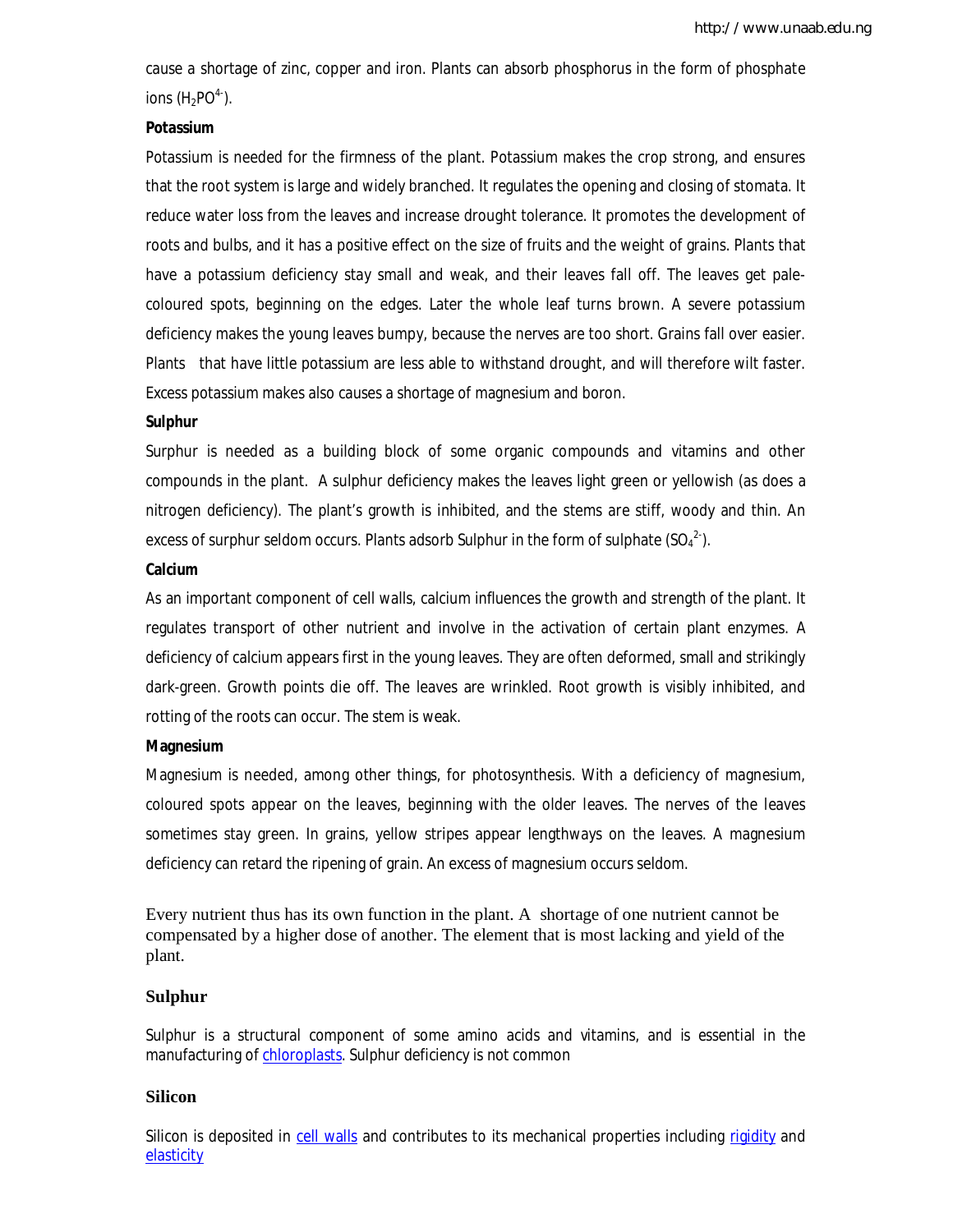cause a shortage of zinc, copper and iron. Plants can absorb phosphorus in the form of phosphate ions ($H_2PO^{4-}$).

**Potassium**

Potassium is needed for the firmness of the plant. Potassium makes the crop strong, and ensures that the root system is large and widely branched. It regulates the opening and closing of stomata. It reduce water loss from the leaves and increase drought tolerance. It promotes the development of roots and bulbs, and it has a positive effect on the size of fruits and the weight of grains. Plants that have a potassium deficiency stay small and weak, and their leaves fall off. The leaves get pale-coloured spots, beginning on the edges. Later the whole leaf turns brown. A severe potassium deficiency makes the young leaves bumpy, because the nerves are too short. Grains fall over easier. Plants that have little potassium are less able to withstand drought, and will therefore wilt faster. Excess potassium makes also causes a shortage of magnesium and boron.

**Sulphur**

Surphur is needed as a building block of some organic compounds and vitamins and other compounds in the plant. A sulphur deficiency makes the leaves light green or yellowish (as does a nitrogen deficiency). The plant's growth is inhibited, and the stems are stiff, woody and thin. An excess of surphur seldom occurs. Plants adsorb Sulphur in the form of sulphate ($SO_4^{2-}$).

**Calcium**

As an important component of cell walls, calcium influences the growth and strength of the plant. It regulates transport of other nutrient and involve in the activation of certain plant enzymes. A deficiency of calcium appears first in the young leaves. They are often deformed, small and strikingly dark-green. Growth points die off. The leaves are wrinkled. Root growth is visibly inhibited, and rotting of the roots can occur. The stem is weak.

**Magnesium**

Magnesium is needed, among other things, for photosynthesis. With a deficiency of magnesium, coloured spots appear on the leaves, beginning with the older leaves. The nerves of the leaves sometimes stay green. In grains, yellow stripes appear lengthways on the leaves. A magnesium deficiency can retard the ripening of grain. An excess of magnesium occurs seldom.

Every nutrient thus has its own function in the plant. A shortage of one nutrient cannot be compensated by a higher dose of another. The element that is most lacking and yield of the plant.

### Sulphur

Sulphur is a structural component of some amino acids and vitamins, and is essential in the manufacturing of chloroplasts. Sulphur deficiency is not common

### Silicon

Silicon is deposited in cell walls and contributes to its mechanical properties including rigidity and elasticity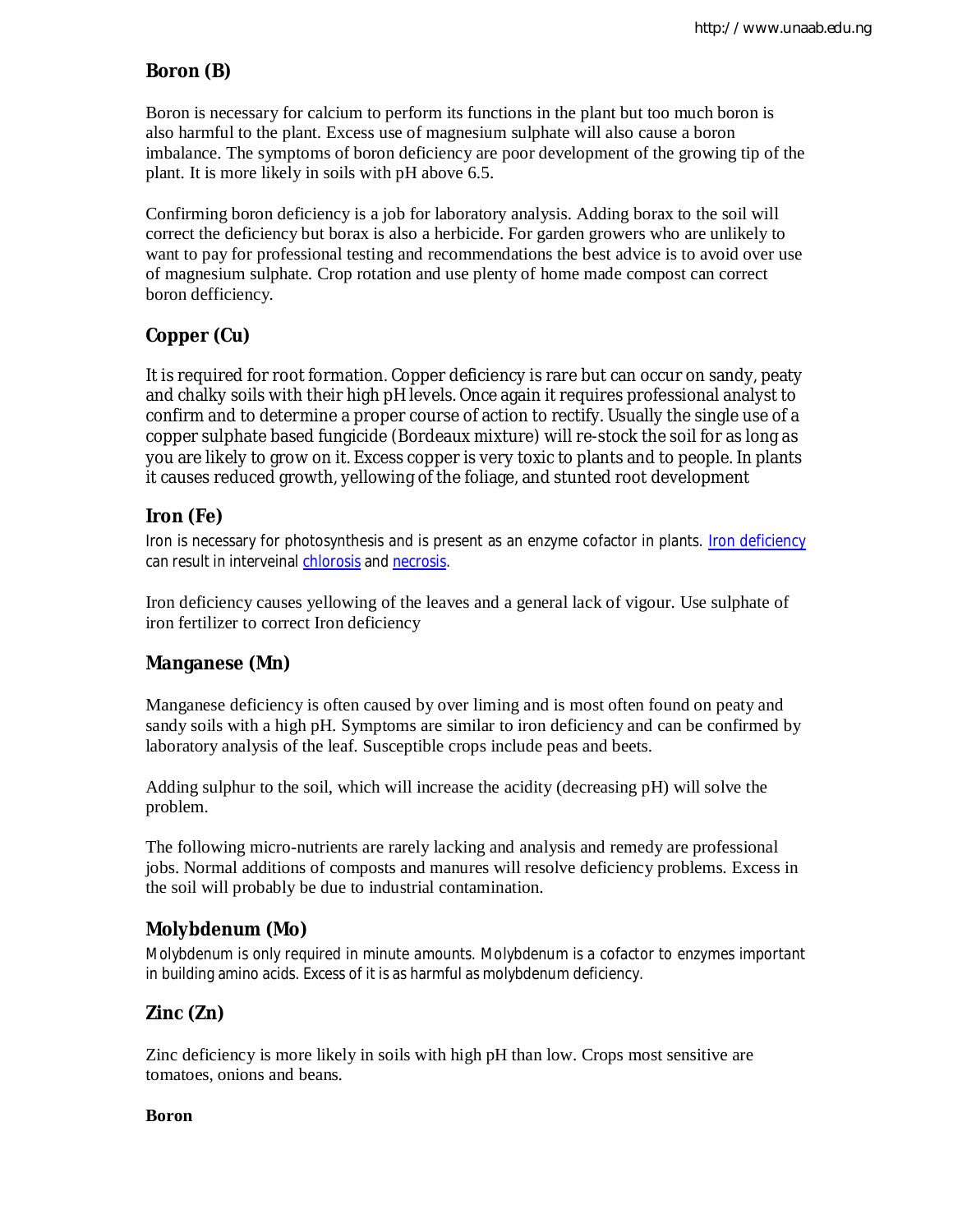## Boron (B)

Boron is necessary for calcium to perform its functions in the plant but too much boron is also harmful to the plant. Excess use of magnesium sulphate will also cause a boron imbalance. The symptoms of boron deficiency are poor development of the growing tip of the plant. It is more likely in soils with pH above 6.5.

Confirming boron deficiency is a job for laboratory analysis. Adding borax to the soil will correct the deficiency but borax is also a herbicide. For garden growers who are unlikely to want to pay for professional testing and recommendations the best advice is to avoid over use of magnesium sulphate. Crop rotation and use plenty of home made compost can correct boron defficiency.

## Copper (Cu)

It is required for root formation. Copper deficiency is rare but can occur on sandy, peaty and chalky soils with their high pH levels. Once again it requires professional analyst to confirm and to determine a proper course of action to rectify. Usually the single use of a copper sulphate based fungicide (Bordeaux mixture) will re-stock the soil for as long as you are likely to grow on it. Excess copper is very toxic to plants and to people. In plants it causes reduced growth, yellowing of the foliage, and stunted root development

## Iron (Fe)

Iron is necessary for photosynthesis and is present as an enzyme cofactor in plants. Iron deficiency can result in interveinal chlorosis and necrosis.

Iron deficiency causes yellowing of the leaves and a general lack of vigour. Use sulphate of iron fertilizer to correct Iron deficiency

## Manganese (Mn)

Manganese deficiency is often caused by over liming and is most often found on peaty and sandy soils with a high pH. Symptoms are similar to iron deficiency and can be confirmed by laboratory analysis of the leaf. Susceptible crops include peas and beets.

Adding sulphur to the soil, which will increase the acidity (decreasing pH) will solve the problem.

The following micro-nutrients are rarely lacking and analysis and remedy are professional jobs. Normal additions of composts and manures will resolve deficiency problems. Excess in the soil will probably be due to industrial contamination.

## Molybdenum (Mo)

Molybdenum is only required in minute amounts. Molybdenum is a cofactor to enzymes important in building amino acids. Excess of it is as harmful as molybdenum deficiency.

## Zinc (Zn)

Zinc deficiency is more likely in soils with high pH than low. Crops most sensitive are tomatoes, onions and beans.

**Boron**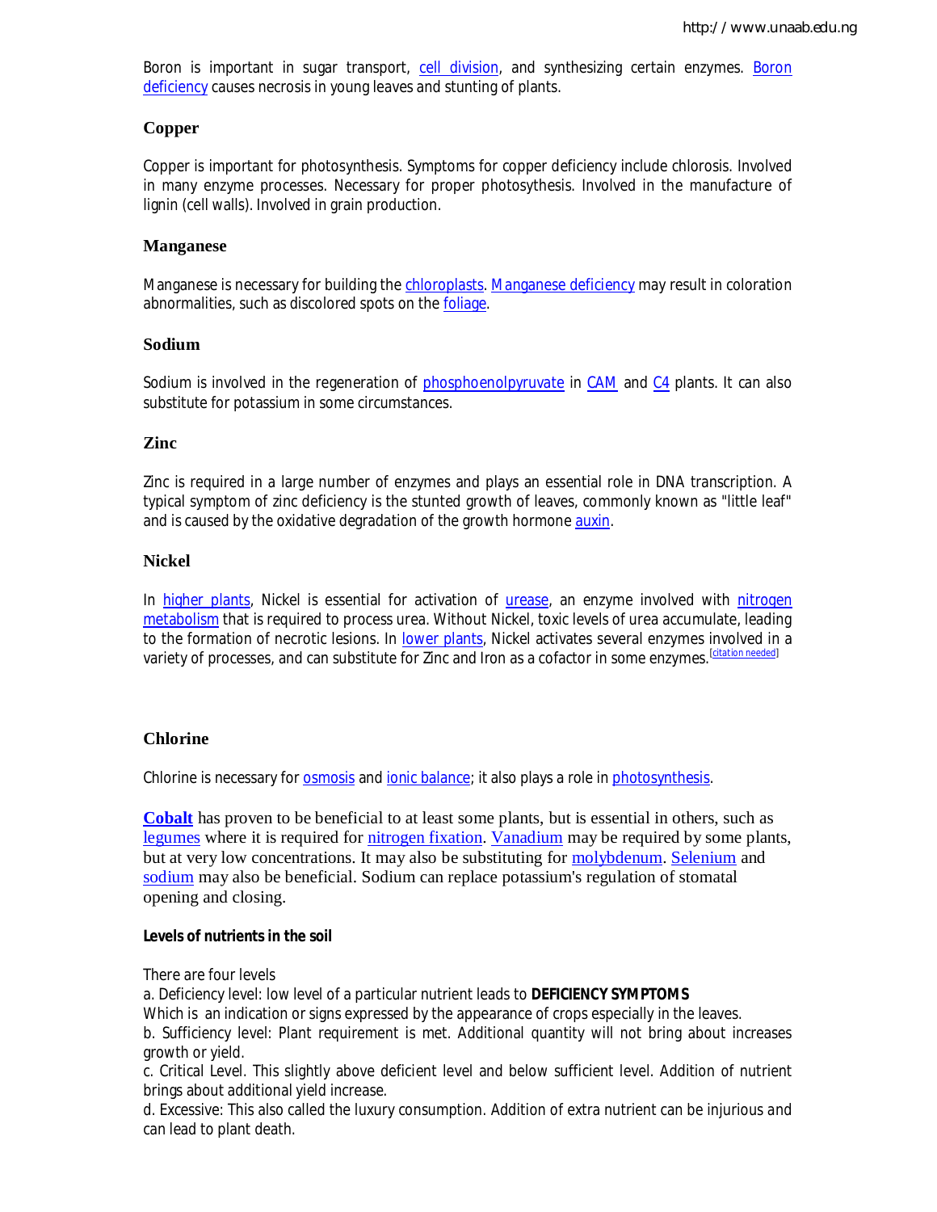Boron is important in sugar transport, cell division, and synthesizing certain enzymes. Boron deficiency causes necrosis in young leaves and stunting of plants.

### Copper

Copper is important for photosynthesis. Symptoms for copper deficiency include chlorosis. Involved in many enzyme processes. Necessary for proper photosythesis. Involved in the manufacture of lignin (cell walls). Involved in grain production.

### Manganese

Manganese is necessary for building the chloroplasts. Manganese deficiency may result in coloration abnormalities, such as discolored spots on the foliage.

### Sodium

Sodium is involved in the regeneration of phosphoenolpyruvate in CAM and C4 plants. It can also substitute for potassium in some circumstances.

### Zinc

Zinc is required in a large number of enzymes and plays an essential role in DNA transcription. A typical symptom of zinc deficiency is the stunted growth of leaves, commonly known as "little leaf" and is caused by the oxidative degradation of the growth hormone auxin.

### Nickel

In higher plants, Nickel is essential for activation of urease, an enzyme involved with nitrogen metabolism that is required to process urea. Without Nickel, toxic levels of urea accumulate, leading to the formation of necrotic lesions. In lower plants, Nickel activates several enzymes involved in a variety of processes, and can substitute for Zinc and Iron as a cofactor in some enzymes.[citation needed]

### Chlorine

Chlorine is necessary for osmosis and ionic balance; it also plays a role in photosynthesis.

**Cobalt** has proven to be beneficial to at least some plants, but is essential in others, such as legumes where it is required for nitrogen fixation. Vanadium may be required by some plants, but at very low concentrations. It may also be substituting for molybdenum. Selenium and sodium may also be beneficial. Sodium can replace potassium's regulation of stomatal opening and closing.

**Levels of nutrients in the soil**

There are four levels

a. Deficiency level: low level of a particular nutrient leads to **DEFICIENCY SYMPTOMS**
Which is an indication or signs expressed by the appearance of crops especially in the leaves.

b. Sufficiency level: Plant requirement is met. Additional quantity will not bring about increases growth or yield.

c. Critical Level. This slightly above deficient level and below sufficient level. Addition of nutrient brings about additional yield increase.

d. Excessive: This also called the luxury consumption. Addition of extra nutrient can be injurious and can lead to plant death.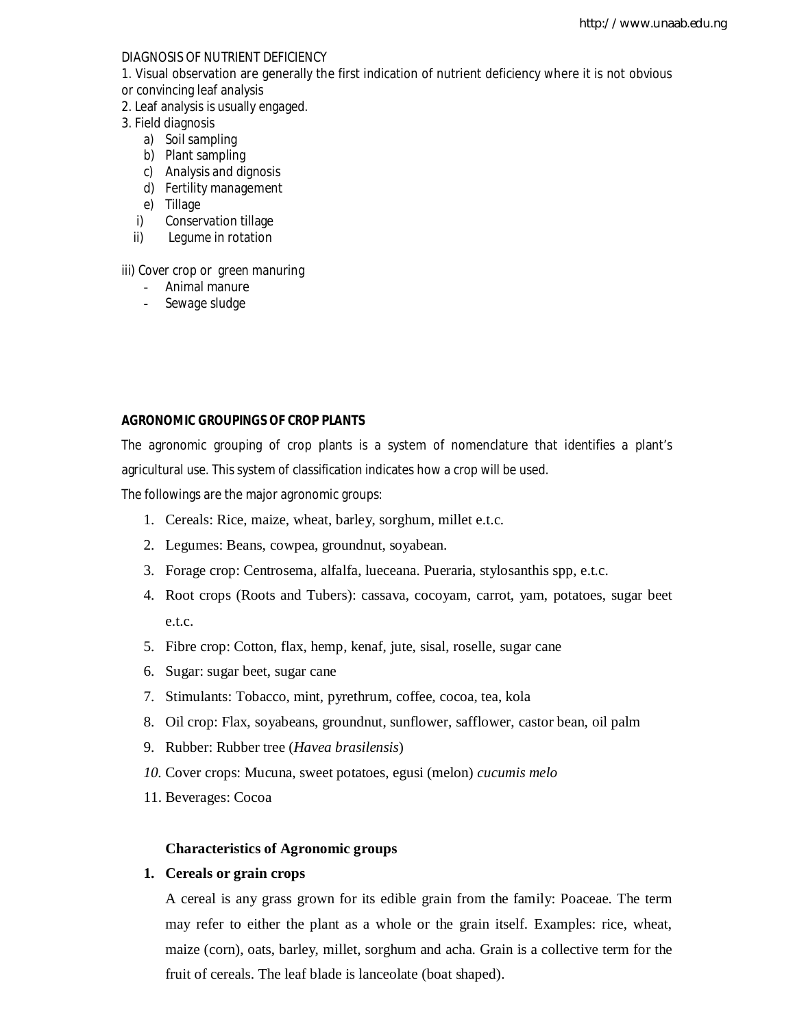DIAGNOSIS OF NUTRIENT DEFICIENCY

1. Visual observation are generally the first indication of nutrient deficiency where it is not obvious or convincing leaf analysis
2. Leaf analysis is usually engaged.
3. Field diagnosis
   a) Soil sampling
   b) Plant sampling
   c) Analysis and dignosis
   d) Fertility management
   e) Tillage
   i) Conservation tillage
   ii) Legume in rotation

iii) Cover crop or green manuring
- Animal manure
- Sewage sludge

**AGRONOMIC GROUPINGS OF CROP PLANTS**

The agronomic grouping of crop plants is a system of nomenclature that identifies a plant's agricultural use. This system of classification indicates how a crop will be used.

The followings are the major agronomic groups:

1. Cereals: Rice, maize, wheat, barley, sorghum, millet e.t.c.
2. Legumes: Beans, cowpea, groundnut, soyabean.
3. Forage crop: Centrosema, alfalfa, lueceana. Pueraria, stylosanthis spp, e.t.c.
4. Root crops (Roots and Tubers): cassava, cocoyam, carrot, yam, potatoes, sugar beet e.t.c.
5. Fibre crop: Cotton, flax, hemp, kenaf, jute, sisal, roselle, sugar cane
6. Sugar: sugar beet, sugar cane
7. Stimulants: Tobacco, mint, pyrethrum, coffee, cocoa, tea, kola
8. Oil crop: Flax, soyabeans, groundnut, sunflower, safflower, castor bean, oil palm
9. Rubber: Rubber tree (*Havea brasilensis*)
10. Cover crops: Mucuna, sweet potatoes, egusi (melon) *cucumis melo*
11. Beverages: Cocoa

**Characteristics of Agronomic groups**

1. **Cereals or grain crops**

   A cereal is any grass grown for its edible grain from the family: Poaceae. The term may refer to either the plant as a whole or the grain itself. Examples: rice, wheat, maize (corn), oats, barley, millet, sorghum and acha. Grain is a collective term for the fruit of cereals. The leaf blade is lanceolate (boat shaped).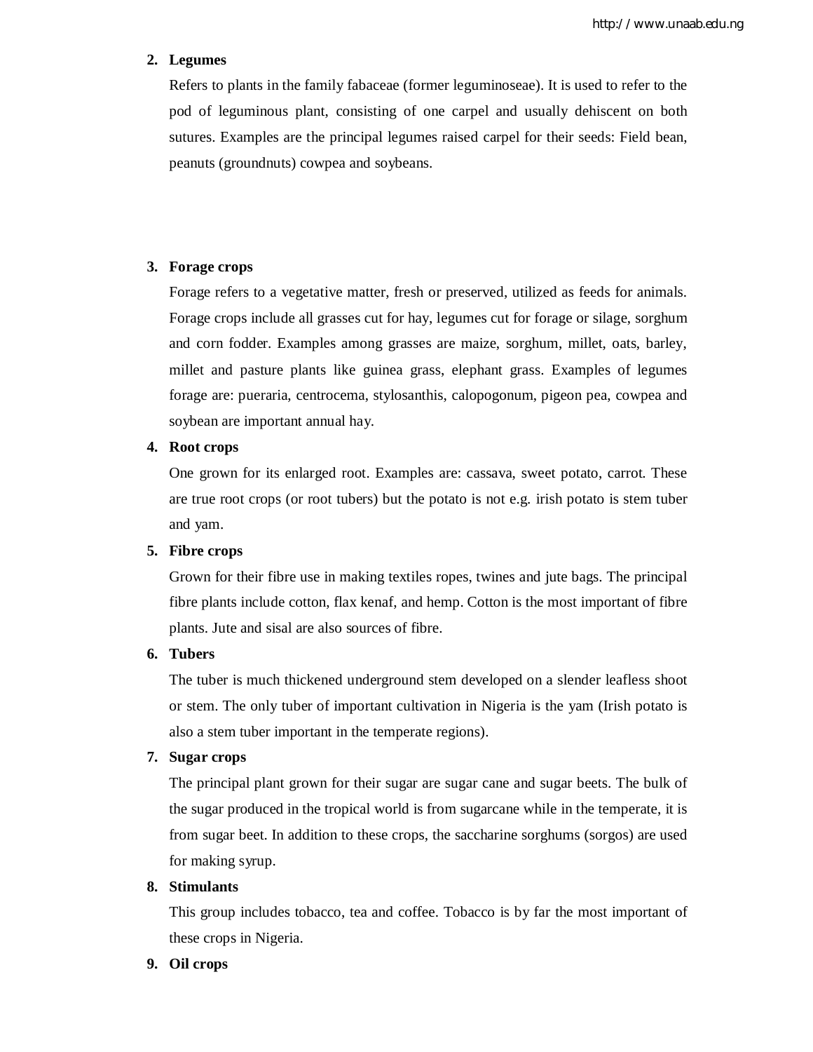2. **Legumes**

   Refers to plants in the family fabaceae (former leguminoseae). It is used to refer to the pod of leguminous plant, consisting of one carpel and usually dehiscent on both sutures. Examples are the principal legumes raised carpel for their seeds: Field bean, peanuts (groundnuts) cowpea and soybeans.

3. **Forage crops**

   Forage refers to a vegetative matter, fresh or preserved, utilized as feeds for animals. Forage crops include all grasses cut for hay, legumes cut for forage or silage, sorghum and corn fodder. Examples among grasses are maize, sorghum, millet, oats, barley, millet and pasture plants like guinea grass, elephant grass. Examples of legumes forage are: pueraria, centrocema, stylosanthis, calopogonum, pigeon pea, cowpea and soybean are important annual hay.

4. **Root crops**

   One grown for its enlarged root. Examples are: cassava, sweet potato, carrot. These are true root crops (or root tubers) but the potato is not e.g. irish potato is stem tuber and yam.

5. **Fibre crops**

   Grown for their fibre use in making textiles ropes, twines and jute bags. The principal fibre plants include cotton, flax kenaf, and hemp. Cotton is the most important of fibre plants. Jute and sisal are also sources of fibre.

6. **Tubers**

   The tuber is much thickened underground stem developed on a slender leafless shoot or stem. The only tuber of important cultivation in Nigeria is the yam (Irish potato is also a stem tuber important in the temperate regions).

7. **Sugar crops**

   The principal plant grown for their sugar are sugar cane and sugar beets. The bulk of the sugar produced in the tropical world is from sugarcane while in the temperate, it is from sugar beet. In addition to these crops, the saccharine sorghums (sorgos) are used for making syrup.

8. **Stimulants**

   This group includes tobacco, tea and coffee. Tobacco is by far the most important of these crops in Nigeria.

9. **Oil crops**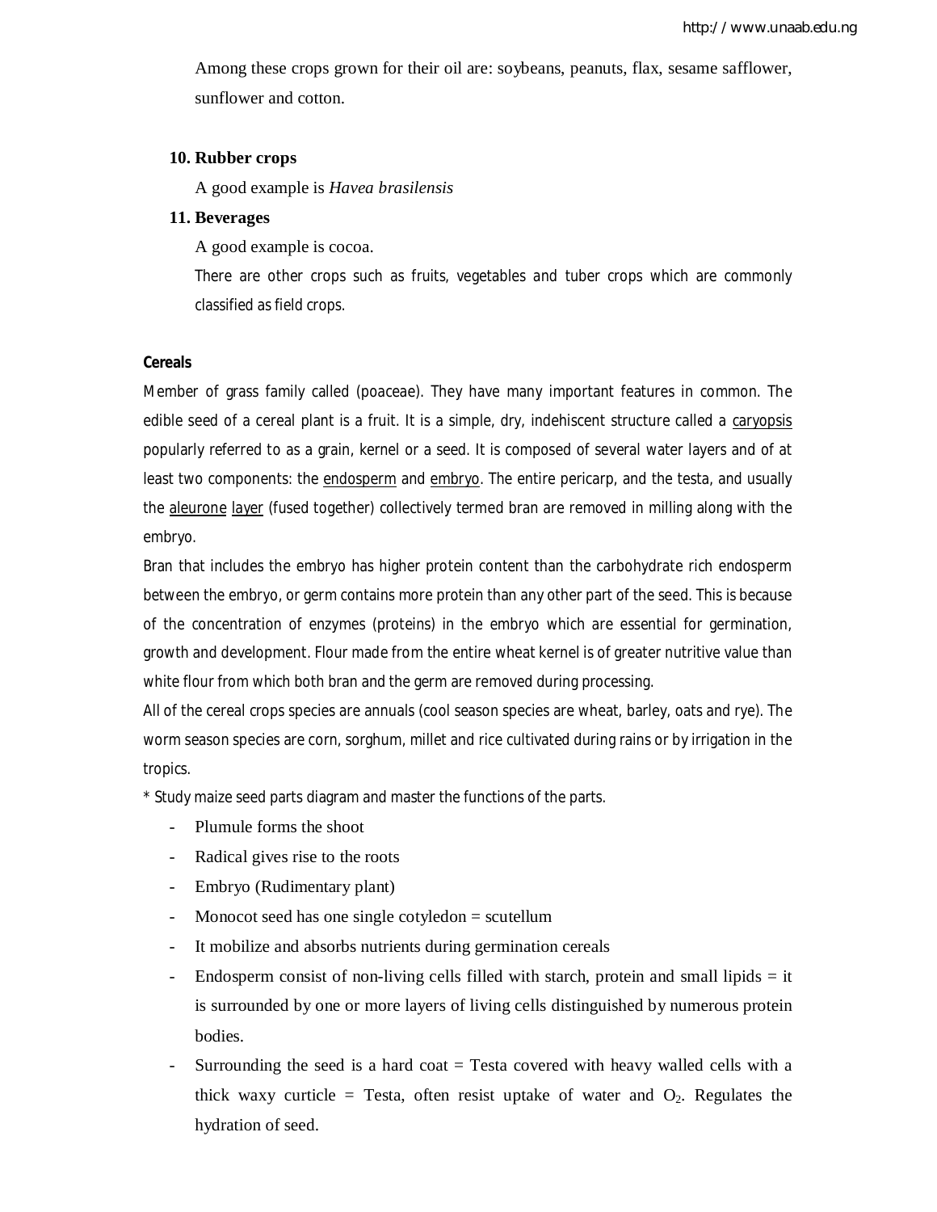Among these crops grown for their oil are: soybeans, peanuts, flax, sesame safflower, sunflower and cotton.

10. **Rubber crops**

    A good example is *Havea brasilensis*

11. **Beverages**

    A good example is cocoa.

    There are other crops such as fruits, vegetables and tuber crops which are commonly classified as field crops.

**Cereals**

Member of grass family called (poaceae). They have many important features in common. The edible seed of a cereal plant is a fruit. It is a simple, dry, indehiscent structure called a caryopsis popularly referred to as a grain, kernel or a seed. It is composed of several water layers and of at least two components: the endosperm and embryo. The entire pericarp, and the testa, and usually the aleurone layer (fused together) collectively termed bran are removed in milling along with the embryo.

Bran that includes the embryo has higher protein content than the carbohydrate rich endosperm between the embryo, or germ contains more protein than any other part of the seed. This is because of the concentration of enzymes (proteins) in the embryo which are essential for germination, growth and development. Flour made from the entire wheat kernel is of greater nutritive value than white flour from which both bran and the germ are removed during processing.

All of the cereal crops species are annuals (cool season species are wheat, barley, oats and rye). The worm season species are corn, sorghum, millet and rice cultivated during rains or by irrigation in the tropics.

* Study maize seed parts diagram and master the functions of the parts.

- Plumule forms the shoot
- Radical gives rise to the roots
- Embryo (Rudimentary plant)
- Monocot seed has one single cotyledon = scutellum
- It mobilize and absorbs nutrients during germination cereals
- Endosperm consist of non-living cells filled with starch, protein and small lipids = it is surrounded by one or more layers of living cells distinguished by numerous protein bodies.
- Surrounding the seed is a hard coat = Testa covered with heavy walled cells with a thick waxy curticle = Testa, often resist uptake of water and $O_2$. Regulates the hydration of seed.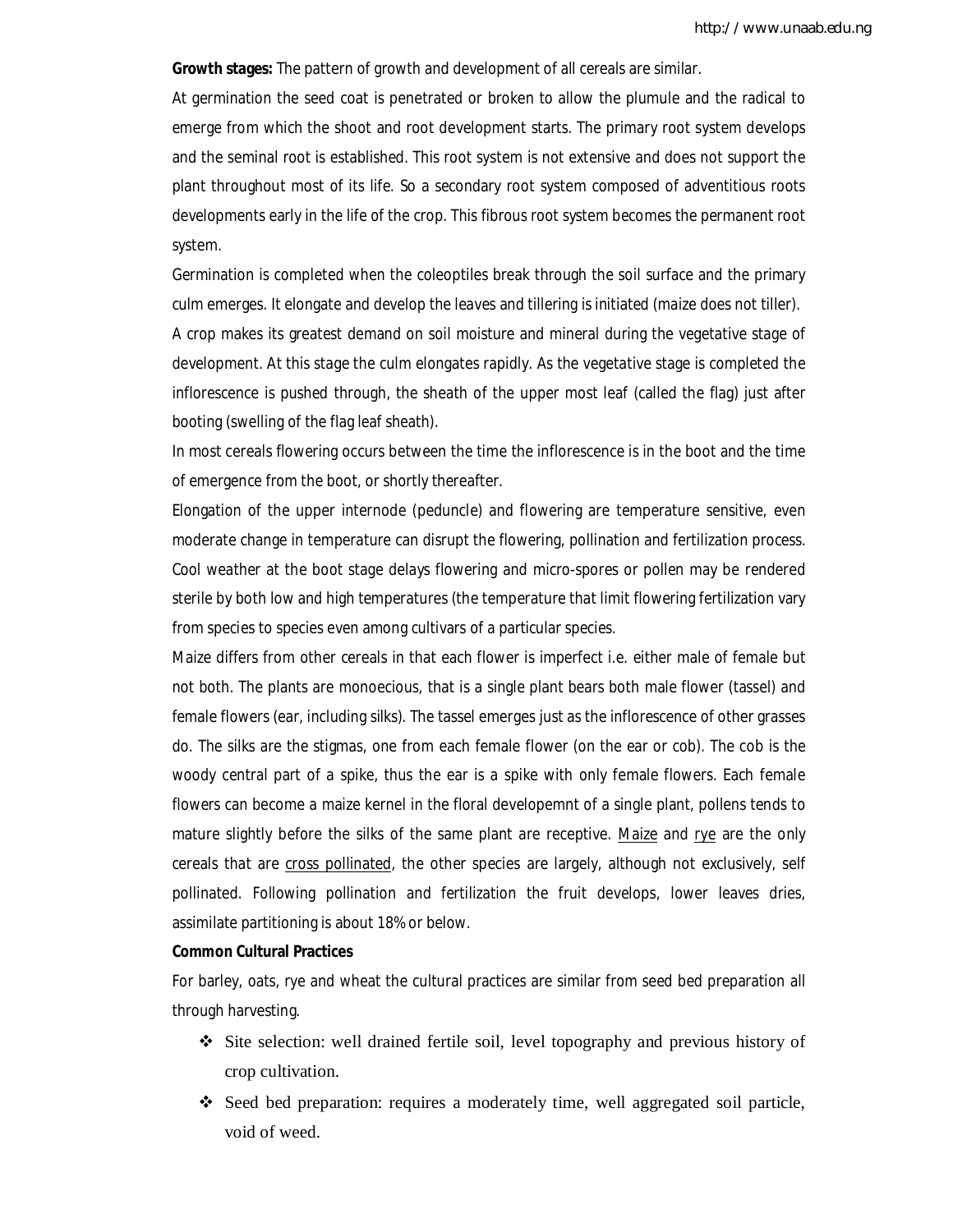**Growth stages:** The pattern of growth and development of all cereals are similar.

At germination the seed coat is penetrated or broken to allow the plumule and the radical to emerge from which the shoot and root development starts. The primary root system develops and the seminal root is established. This root system is not extensive and does not support the plant throughout most of its life. So a secondary root system composed of adventitious roots developments early in the life of the crop. This fibrous root system becomes the permanent root system.

Germination is completed when the coleoptiles break through the soil surface and the primary culm emerges. It elongate and develop the leaves and tillering is initiated (maize does not tiller).

A crop makes its greatest demand on soil moisture and mineral during the vegetative stage of development. At this stage the culm elongates rapidly. As the vegetative stage is completed the inflorescence is pushed through, the sheath of the upper most leaf (called the flag) just after booting (swelling of the flag leaf sheath).

In most cereals flowering occurs between the time the inflorescence is in the boot and the time of emergence from the boot, or shortly thereafter.

Elongation of the upper internode (peduncle) and flowering are temperature sensitive, even moderate change in temperature can disrupt the flowering, pollination and fertilization process. Cool weather at the boot stage delays flowering and micro-spores or pollen may be rendered sterile by both low and high temperatures (the temperature that limit flowering fertilization vary from species to species even among cultivars of a particular species.

Maize differs from other cereals in that each flower is imperfect i.e. either male of female but not both. The plants are monoecious, that is a single plant bears both male flower (tassel) and female flowers (ear, including silks). The tassel emerges just as the inflorescence of other grasses do. The silks are the stigmas, one from each female flower (on the ear or cob). The cob is the woody central part of a spike, thus the ear is a spike with only female flowers. Each female flowers can become a maize kernel in the floral developemnt of a single plant, pollens tends to mature slightly before the silks of the same plant are receptive. <u>Maize</u> and <u>rye</u> are the only cereals that are <u>cross pollinated</u>, the other species are largely, although not exclusively, self pollinated. Following pollination and fertilization the fruit develops, lower leaves dries, assimilate partitioning is about 18% or below.

**Common Cultural Practices**

For barley, oats, rye and wheat the cultural practices are similar from seed bed preparation all through harvesting.

- Site selection: well drained fertile soil, level topography and previous history of crop cultivation.
- Seed bed preparation: requires a moderately time, well aggregated soil particle, void of weed.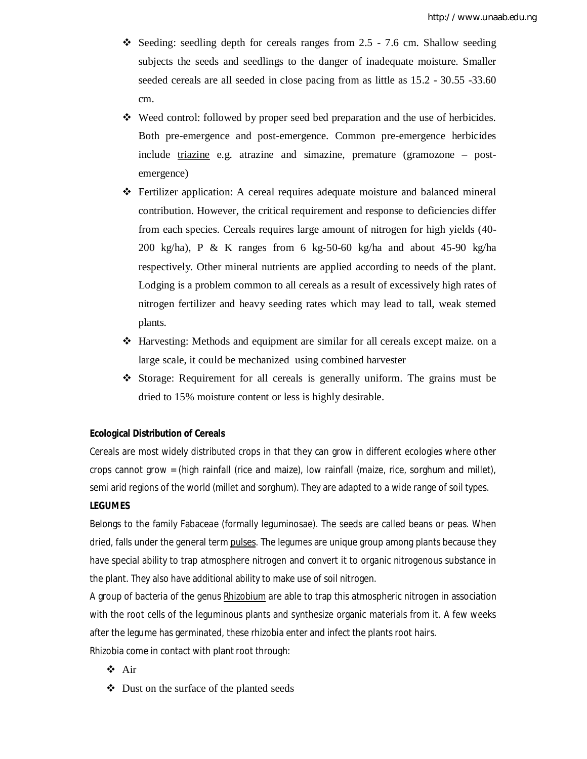- Seeding: seedling depth for cereals ranges from 2.5 - 7.6 cm. Shallow seeding subjects the seeds and seedlings to the danger of inadequate moisture. Smaller seeded cereals are all seeded in close pacing from as little as 15.2 - 30.55 -33.60 cm.
- Weed control: followed by proper seed bed preparation and the use of herbicides. Both pre-emergence and post-emergence. Common pre-emergence herbicides include triazine e.g. atrazine and simazine, premature (gramozone – post-emergence)
- Fertilizer application: A cereal requires adequate moisture and balanced mineral contribution. However, the critical requirement and response to deficiencies differ from each species. Cereals requires large amount of nitrogen for high yields (40-200 kg/ha), P & K ranges from 6 kg-50-60 kg/ha and about 45-90 kg/ha respectively. Other mineral nutrients are applied according to needs of the plant. Lodging is a problem common to all cereals as a result of excessively high rates of nitrogen fertilizer and heavy seeding rates which may lead to tall, weak stemed plants.
- Harvesting: Methods and equipment are similar for all cereals except maize. on a large scale, it could be mechanized using combined harvester
- Storage: Requirement for all cereals is generally uniform. The grains must be dried to 15% moisture content or less is highly desirable.

**Ecological Distribution of Cereals**

Cereals are most widely distributed crops in that they can grow in different ecologies where other crops cannot grow = (high rainfall (rice and maize), low rainfall (maize, rice, sorghum and millet), semi arid regions of the world (millet and sorghum). They are adapted to a wide range of soil types.

**LEGUMES**

Belongs to the family Fabaceae (formally leguminosae). The seeds are called beans or peas. When dried, falls under the general term pulses. The legumes are unique group among plants because they have special ability to trap atmosphere nitrogen and convert it to organic nitrogenous substance in the plant. They also have additional ability to make use of soil nitrogen.

A group of bacteria of the genus Rhizobium are able to trap this atmospheric nitrogen in association with the root cells of the leguminous plants and synthesize organic materials from it. A few weeks after the legume has germinated, these rhizobia enter and infect the plants root hairs.

Rhizobia come in contact with plant root through:

- Air
- Dust on the surface of the planted seeds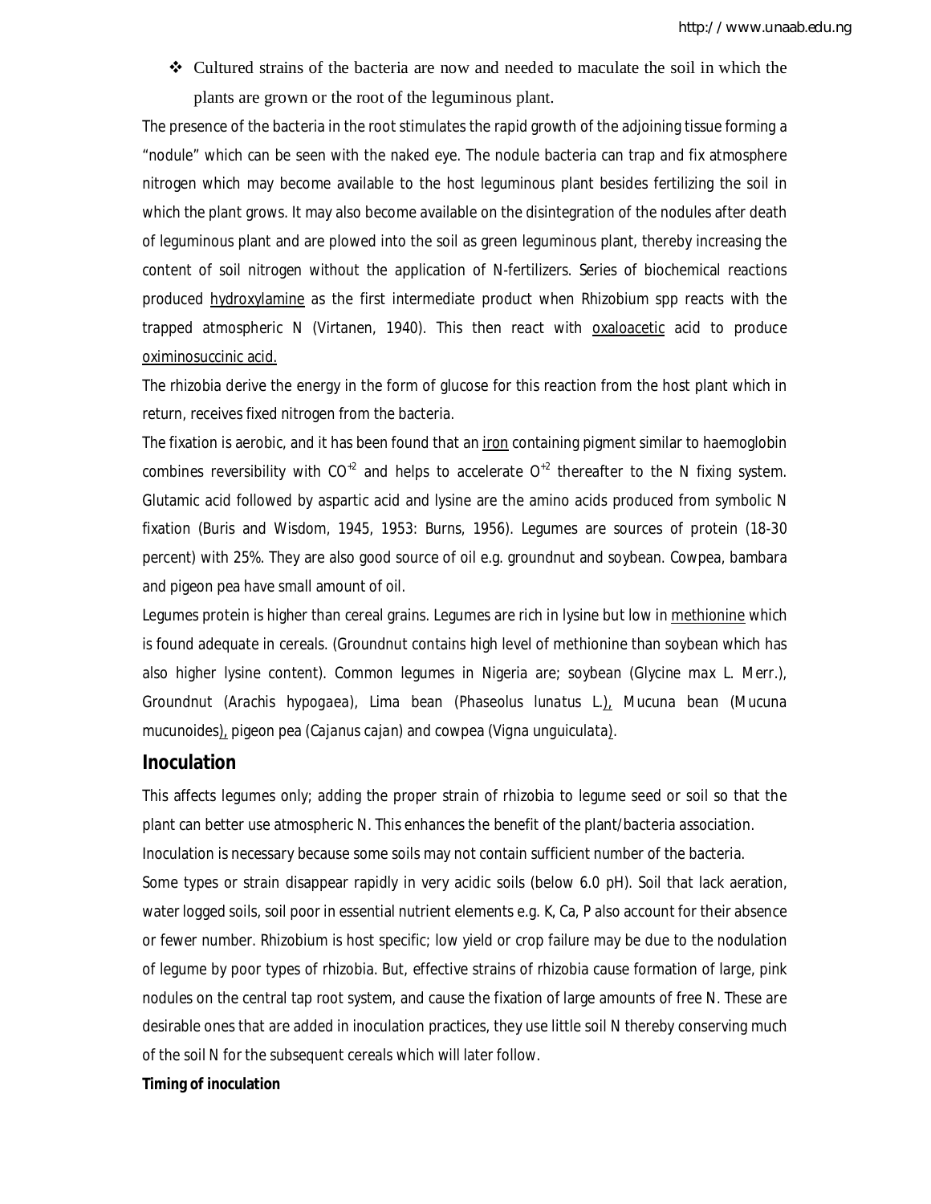- Cultured strains of the bacteria are now and needed to maculate the soil in which the plants are grown or the root of the leguminous plant.

The presence of the bacteria in the root stimulates the rapid growth of the adjoining tissue forming a "nodule" which can be seen with the naked eye. The nodule bacteria can trap and fix atmosphere nitrogen which may become available to the host leguminous plant besides fertilizing the soil in which the plant grows. It may also become available on the disintegration of the nodules after death of leguminous plant and are plowed into the soil as green leguminous plant, thereby increasing the content of soil nitrogen without the application of N-fertilizers. Series of biochemical reactions produced hydroxylamine as the first intermediate product when Rhizobium spp reacts with the trapped atmospheric N (Virtanen, 1940). This then react with oxaloacetic acid to produce oximinosuccinic acid.

The rhizobia derive the energy in the form of glucose for this reaction from the host plant which in return, receives fixed nitrogen from the bacteria.

The fixation is aerobic, and it has been found that an iron containing pigment similar to haemoglobin combines reversibility with $CO^{+2}$ and helps to accelerate $O^{+2}$ thereafter to the N fixing system. Glutamic acid followed by aspartic acid and lysine are the amino acids produced from symbolic N fixation (Buris and Wisdom, 1945, 1953: Burns, 1956). Legumes are sources of protein (18-30 percent) with 25%. They are also good source of oil e.g. groundnut and soybean. Cowpea, bambara and pigeon pea have small amount of oil.

Legumes protein is higher than cereal grains. Legumes are rich in lysine but low in methionine which is found adequate in cereals. (Groundnut contains high level of methionine than soybean which has also higher lysine content). Common legumes in Nigeria are; soybean (*Glycine max* L. Merr.), Groundnut (*Arachis hypogaea*), Lima bean (*Phaseolus lunatus* L.), Mucuna bean (*Mucuna mucunoides*), pigeon pea (*Cajanus cajan*) and cowpea (*Vigna unguiculata*).

## Inoculation

This affects legumes only; adding the proper strain of rhizobia to legume seed or soil so that the plant can better use atmospheric N. This enhances the benefit of the plant/bacteria association.

Inoculation is necessary because some soils may not contain sufficient number of the bacteria.

Some types or strain disappear rapidly in very acidic soils (below 6.0 pH). Soil that lack aeration, water logged soils, soil poor in essential nutrient elements e.g. K, Ca, P also account for their absence or fewer number. Rhizobium is host specific; low yield or crop failure may be due to the nodulation of legume by poor types of rhizobia. But, effective strains of rhizobia cause formation of large, pink nodules on the central tap root system, and cause the fixation of large amounts of free N. These are desirable ones that are added in inoculation practices, they use little soil N thereby conserving much of the soil N for the subsequent cereals which will later follow.

**Timing of inoculation**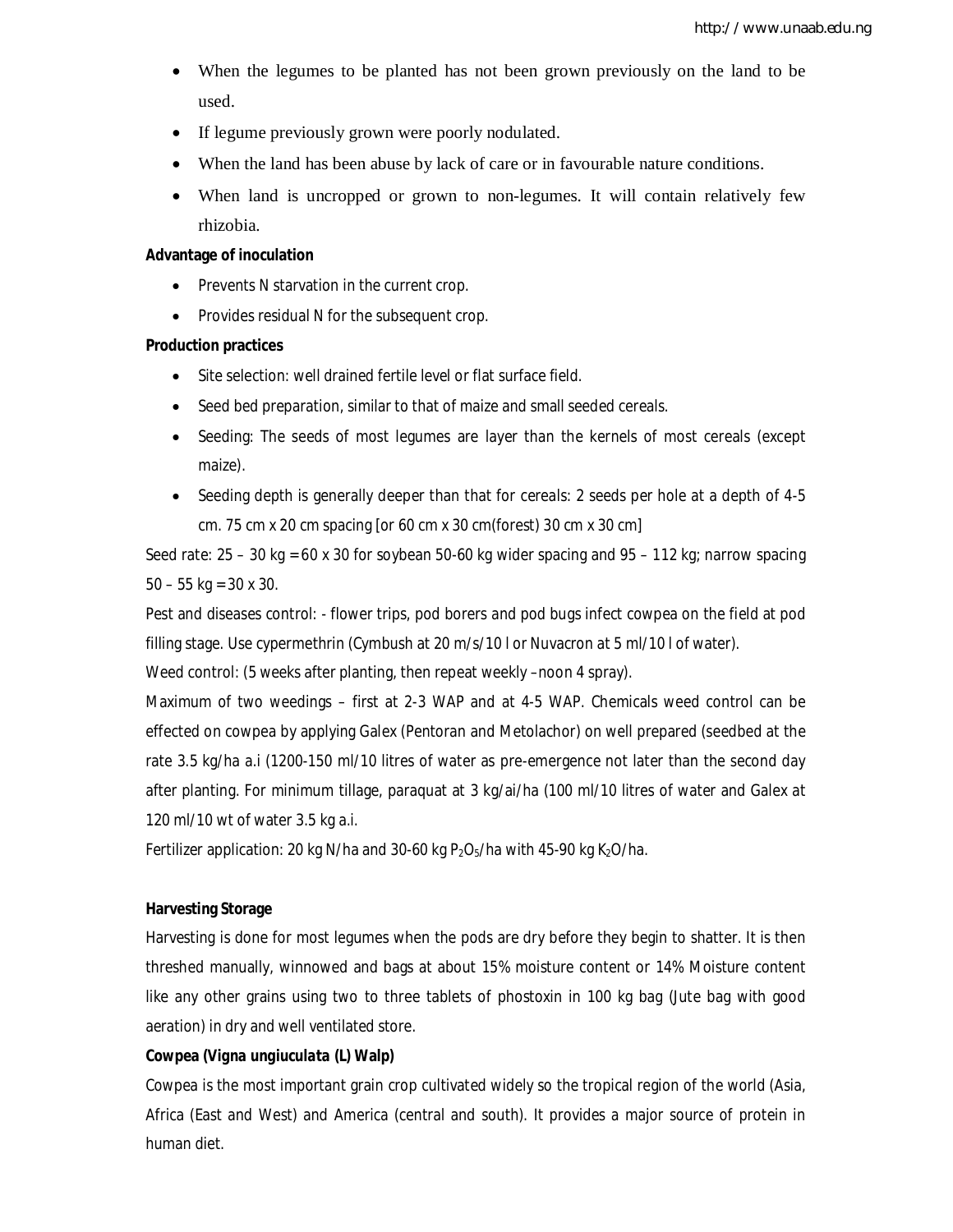- When the legumes to be planted has not been grown previously on the land to be used.
- If legume previously grown were poorly nodulated.
- When the land has been abuse by lack of care or in favourable nature conditions.
- When land is uncropped or grown to non-legumes. It will contain relatively few rhizobia.

**Advantage of inoculation**

- Prevents N starvation in the current crop.
- Provides residual N for the subsequent crop.

**Production practices**

- Site selection: well drained fertile level or flat surface field.
- Seed bed preparation, similar to that of maize and small seeded cereals.
- Seeding: The seeds of most legumes are layer than the kernels of most cereals (except maize).
- Seeding depth is generally deeper than that for cereals: 2 seeds per hole at a depth of 4-5 cm. 75 cm x 20 cm spacing [or 60 cm x 30 cm(forest) 30 cm x 30 cm]

Seed rate: 25 – 30 kg = 60 x 30 for soybean 50-60 kg wider spacing and 95 – 112 kg; narrow spacing 50 – 55 kg = 30 x 30.

Pest and diseases control: - flower trips, pod borers and pod bugs infect cowpea on the field at pod filling stage. Use cypermethrin (Cymbush at 20 m/s/10 l or Nuvacron at 5 ml/10 l of water).

Weed control: (5 weeks after planting, then repeat weekly –noon 4 spray).

Maximum of two weedings – first at 2-3 WAP and at 4-5 WAP. Chemicals weed control can be effected on cowpea by applying Galex (Pentoran and Metolachor) on well prepared (seedbed at the rate 3.5 kg/ha a.i (1200-150 ml/10 litres of water as pre-emergence not later than the second day after planting. For minimum tillage, paraquat at 3 kg/ai/ha (100 ml/10 litres of water and Galex at 120 ml/10 wt of water 3.5 kg a.i.

Fertilizer application: 20 kg N/ha and 30-60 kg $P_2O_5$/ha with 45-90 kg $K_2O$/ha.

**Harvesting Storage**

Harvesting is done for most legumes when the pods are dry before they begin to shatter. It is then threshed manually, winnowed and bags at about 15% moisture content or 14% Moisture content like any other grains using two to three tablets of phostoxin in 100 kg bag (Jute bag with good aeration) in dry and well ventilated store.

**Cowpea (*Vigna ungiuculata* (L) Walp)**

Cowpea is the most important grain crop cultivated widely so the tropical region of the world (Asia, Africa (East and West) and America (central and south). It provides a major source of protein in human diet.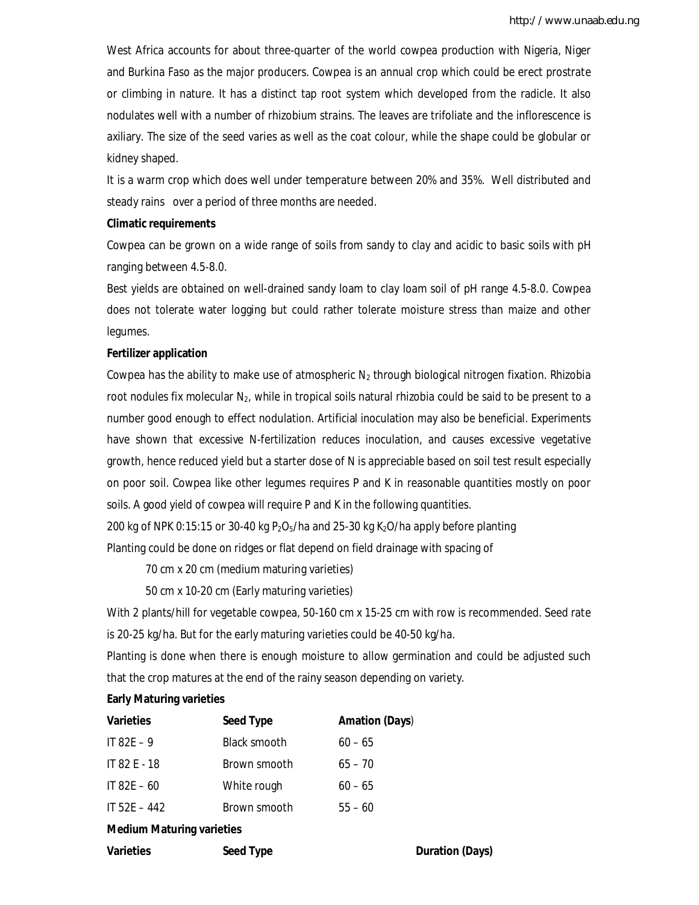West Africa accounts for about three-quarter of the world cowpea production with Nigeria, Niger and Burkina Faso as the major producers. Cowpea is an annual crop which could be erect prostrate or climbing in nature. It has a distinct tap root system which developed from the radicle. It also nodulates well with a number of rhizobium strains. The leaves are trifoliate and the inflorescence is axiliary. The size of the seed varies as well as the coat colour, while the shape could be globular or kidney shaped.

It is a warm crop which does well under temperature between 20% and 35%. Well distributed and steady rains over a period of three months are needed.

**Climatic requirements**

Cowpea can be grown on a wide range of soils from sandy to clay and acidic to basic soils with pH ranging between 4.5-8.0.

Best yields are obtained on well-drained sandy loam to clay loam soil of pH range 4.5-8.0. Cowpea does not tolerate water logging but could rather tolerate moisture stress than maize and other legumes.

**Fertilizer application**

Cowpea has the ability to make use of atmospheric $N_2$ through biological nitrogen fixation. Rhizobia root nodules fix molecular $N_2$, while in tropical soils natural rhizobia could be said to be present to a number good enough to effect nodulation. Artificial inoculation may also be beneficial. Experiments have shown that excessive N-fertilization reduces inoculation, and causes excessive vegetative growth, hence reduced yield but a starter dose of N is appreciable based on soil test result especially on poor soil. Cowpea like other legumes requires P and K in reasonable quantities mostly on poor soils. A good yield of cowpea will require P and K in the following quantities.

200 kg of NPK 0:15:15 or 30-40 kg $P_2O_5$/ha and 25-30 kg $K_2O$/ha apply before planting

Planting could be done on ridges or flat depend on field drainage with spacing of

70 cm x 20 cm (medium maturing varieties)

50 cm x 10-20 cm (Early maturing varieties)

With 2 plants/hill for vegetable cowpea, 50-160 cm x 15-25 cm with row is recommended. Seed rate is 20-25 kg/ha. But for the early maturing varieties could be 40-50 kg/ha.

Planting is done when there is enough moisture to allow germination and could be adjusted such that the crop matures at the end of the rainy season depending on variety.

**Early Maturing varieties**

| Varieties | Seed Type | Amation (Days) |
|---|---|---|
| IT 82E – 9 | Black smooth | 60 – 65 |
| IT 82 E - 18 | Brown smooth | 65 – 70 |
| IT 82E – 60 | White rough | 60 – 65 |
| IT 52E – 442 | Brown smooth | 55 – 60 |

**Medium Maturing varieties**

| Varieties | Seed Type | Duration (Days) |
|---|---|---|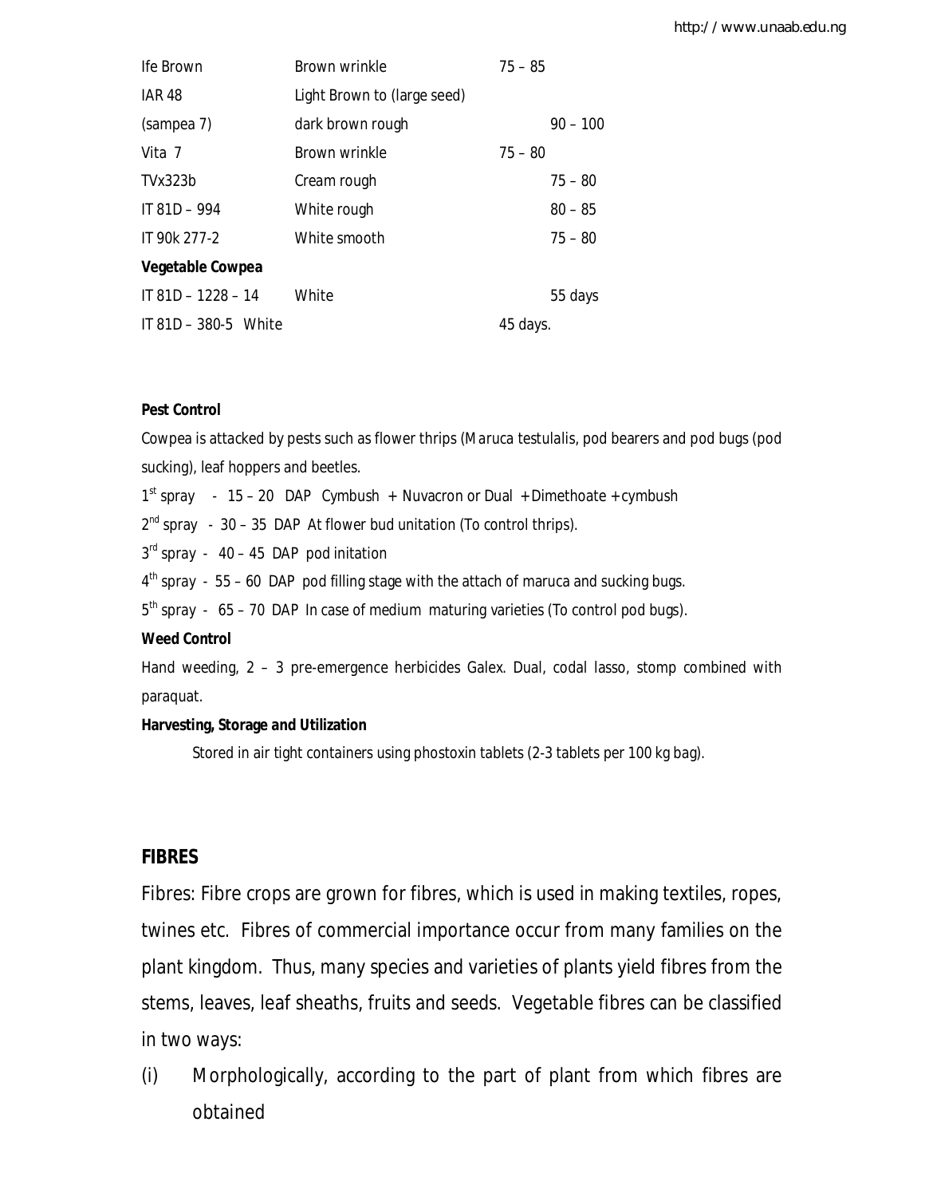| | | |
|---|---|---|
| Ife Brown | Brown wrinkle | 75 – 85 |
| IAR 48 | Light Brown to (large seed) | |
| (sampea 7) | dark brown rough | 90 – 100 |
| Vita 7 | Brown wrinkle | 75 – 80 |
| TVx323b | Cream rough | 75 – 80 |
| IT 81D – 994 | White rough | 80 – 85 |
| IT 90k 277-2 | White smooth | 75 – 80 |
| **Vegetable Cowpea** | | |
| IT 81D – 1228 – 14 | White | 55 days |
| IT 81D – 380-5 White | | 45 days. |

**Pest Control**

Cowpea is attacked by pests such as flower thrips (*Maruca testulalis*, pod bearers and pod bugs (pod sucking), leaf hoppers and beetles.

1st spray - 15 – 20 DAP Cymbush + Nuvacron or Dual + Dimethoate + cymbush

2nd spray - 30 – 35 DAP At flower bud unitation (To control thrips).

3rd spray - 40 – 45 DAP pod initation

4th spray - 55 – 60 DAP pod filling stage with the attach of maruca and sucking bugs.

5th spray - 65 – 70 DAP In case of medium maturing varieties (To control pod bugs).

**Weed Control**

Hand weeding, 2 – 3 pre-emergence herbicides Galex. Dual, codal lasso, stomp combined with paraquat.

**Harvesting, Storage and Utilization**

Stored in air tight containers using phostoxin tablets (2-3 tablets per 100 kg bag).

## FIBRES

Fibres: Fibre crops are grown for fibres, which is used in making textiles, ropes, twines etc. Fibres of commercial importance occur from many families on the plant kingdom. Thus, many species and varieties of plants yield fibres from the stems, leaves, leaf sheaths, fruits and seeds. Vegetable fibres can be classified in two ways:

(i) Morphologically, according to the part of plant from which fibres are obtained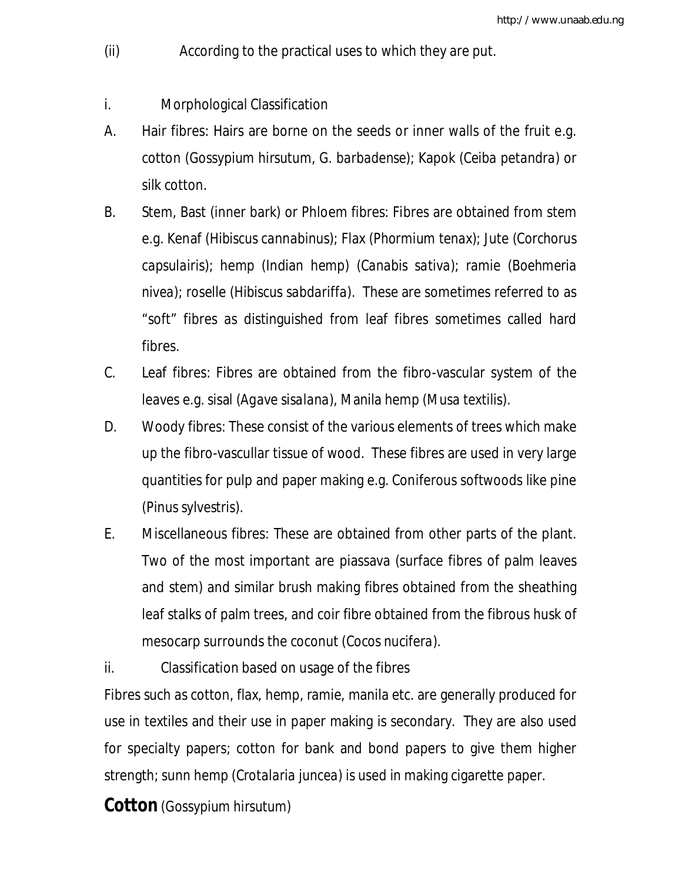(ii) According to the practical uses to which they are put.

i. Morphological Classification

A. Hair fibres: Hairs are borne on the seeds or inner walls of the fruit e.g. cotton (*Gossypium hirsutum, G. barbadense*); Kapok (*Ceiba petandra*) or silk cotton.

B. Stem, Bast (inner bark) or Phloem fibres: Fibres are obtained from stem e.g. Kenaf (*Hibiscus cannabinus*); Flax (*Phormium tenax*); Jute (*Corchorus capsulairis*); hemp (Indian hemp) (*Canabis sativa*); ramie (*Boehmeria nivea*); roselle (*Hibiscus sabdariffa*). These are sometimes referred to as "soft" fibres as distinguished from leaf fibres sometimes called hard fibres.

C. Leaf fibres: Fibres are obtained from the fibro-vascular system of the leaves e.g. sisal (*Agave sisalana*), Manila hemp (*Musa textilis*).

D. Woody fibres: These consist of the various elements of trees which make up the fibro-vascullar tissue of wood. These fibres are used in very large quantities for pulp and paper making e.g. Coniferous softwoods like pine (*Pinus sylvestris*).

E. Miscellaneous fibres: These are obtained from other parts of the plant. Two of the most important are piassava (surface fibres of palm leaves and stem) and similar brush making fibres obtained from the sheathing leaf stalks of palm trees, and coir fibre obtained from the fibrous husk of mesocarp surrounds the coconut (*Cocos nucifera*).

ii. Classification based on usage of the fibres

Fibres such as cotton, flax, hemp, ramie, manila etc. are generally produced for use in textiles and their use in paper making is secondary. They are also used for specialty papers; cotton for bank and bond papers to give them higher strength; sunn hemp (*Crotalaria juncea*) is used in making cigarette paper.

## **Cotton** (*Gossypium hirsutum*)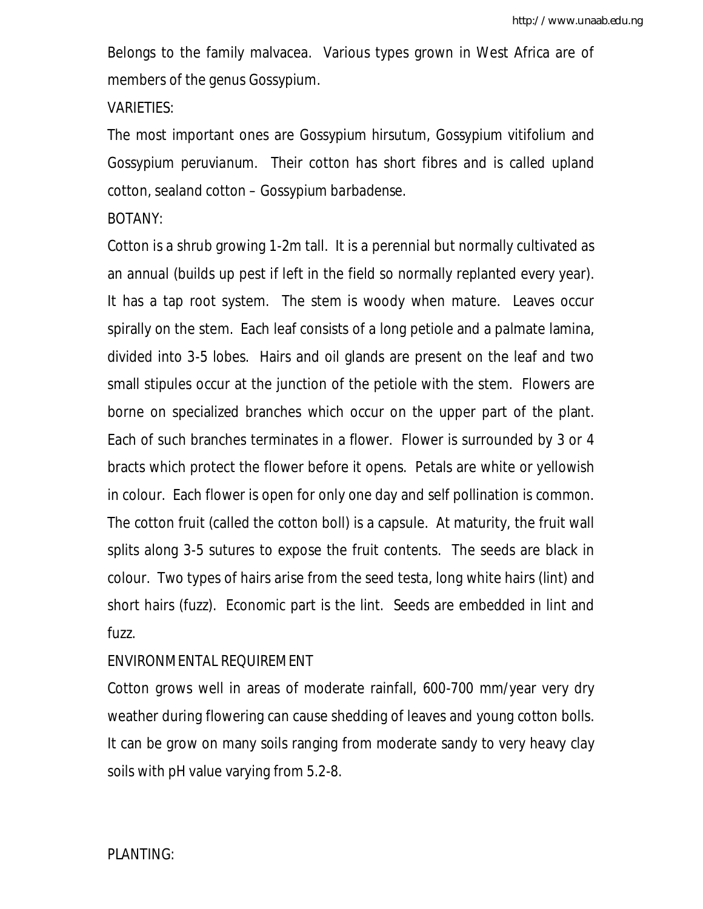Belongs to the family malvacea. Various types grown in West Africa are of members of the genus Gossypium.

VARIETIES:

The most important ones are Gossypium hirsutum, Gossypium vitifolium and Gossypium peruvianum. Their cotton has short fibres and is called upland cotton, sealand cotton – Gossypium barbadense.

BOTANY:

Cotton is a shrub growing 1-2m tall. It is a perennial but normally cultivated as an annual (builds up pest if left in the field so normally replanted every year). It has a tap root system. The stem is woody when mature. Leaves occur spirally on the stem. Each leaf consists of a long petiole and a palmate lamina, divided into 3-5 lobes. Hairs and oil glands are present on the leaf and two small stipules occur at the junction of the petiole with the stem. Flowers are borne on specialized branches which occur on the upper part of the plant. Each of such branches terminates in a flower. Flower is surrounded by 3 or 4 bracts which protect the flower before it opens. Petals are white or yellowish in colour. Each flower is open for only one day and self pollination is common. The cotton fruit (called the cotton boll) is a capsule. At maturity, the fruit wall splits along 3-5 sutures to expose the fruit contents. The seeds are black in colour. Two types of hairs arise from the seed testa, long white hairs (lint) and short hairs (fuzz). Economic part is the lint. Seeds are embedded in lint and fuzz.

ENVIRONMENTAL REQUIREMENT

Cotton grows well in areas of moderate rainfall, 600-700 mm/year very dry weather during flowering can cause shedding of leaves and young cotton bolls. It can be grow on many soils ranging from moderate sandy to very heavy clay soils with pH value varying from 5.2-8.

PLANTING: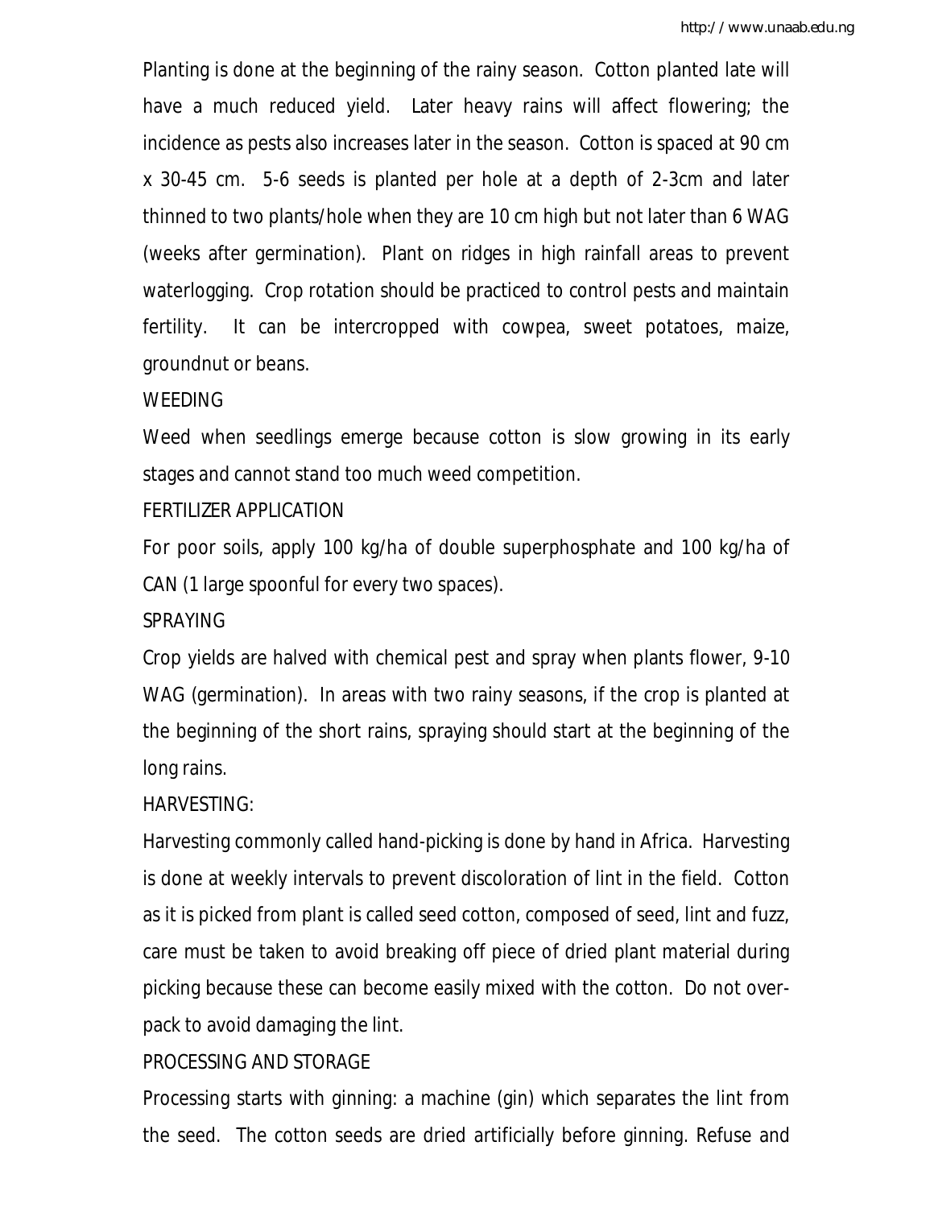Planting is done at the beginning of the rainy season. Cotton planted late will have a much reduced yield. Later heavy rains will affect flowering; the incidence as pests also increases later in the season. Cotton is spaced at 90 cm x 30-45 cm. 5-6 seeds is planted per hole at a depth of 2-3cm and later thinned to two plants/hole when they are 10 cm high but not later than 6 WAG (weeks after germination). Plant on ridges in high rainfall areas to prevent waterlogging. Crop rotation should be practiced to control pests and maintain fertility. It can be intercropped with cowpea, sweet potatoes, maize, groundnut or beans.

## WEEDING

Weed when seedlings emerge because cotton is slow growing in its early stages and cannot stand too much weed competition.

## FERTILIZER APPLICATION

For poor soils, apply 100 kg/ha of double superphosphate and 100 kg/ha of CAN (1 large spoonful for every two spaces).

## SPRAYING

Crop yields are halved with chemical pest and spray when plants flower, 9-10 WAG (germination). In areas with two rainy seasons, if the crop is planted at the beginning of the short rains, spraying should start at the beginning of the long rains.

## HARVESTING:

Harvesting commonly called hand-picking is done by hand in Africa. Harvesting is done at weekly intervals to prevent discoloration of lint in the field. Cotton as it is picked from plant is called seed cotton, composed of seed, lint and fuzz, care must be taken to avoid breaking off piece of dried plant material during picking because these can become easily mixed with the cotton. Do not over-pack to avoid damaging the lint.

## PROCESSING AND STORAGE

Processing starts with ginning: a machine (gin) which separates the lint from the seed. The cotton seeds are dried artificially before ginning. Refuse and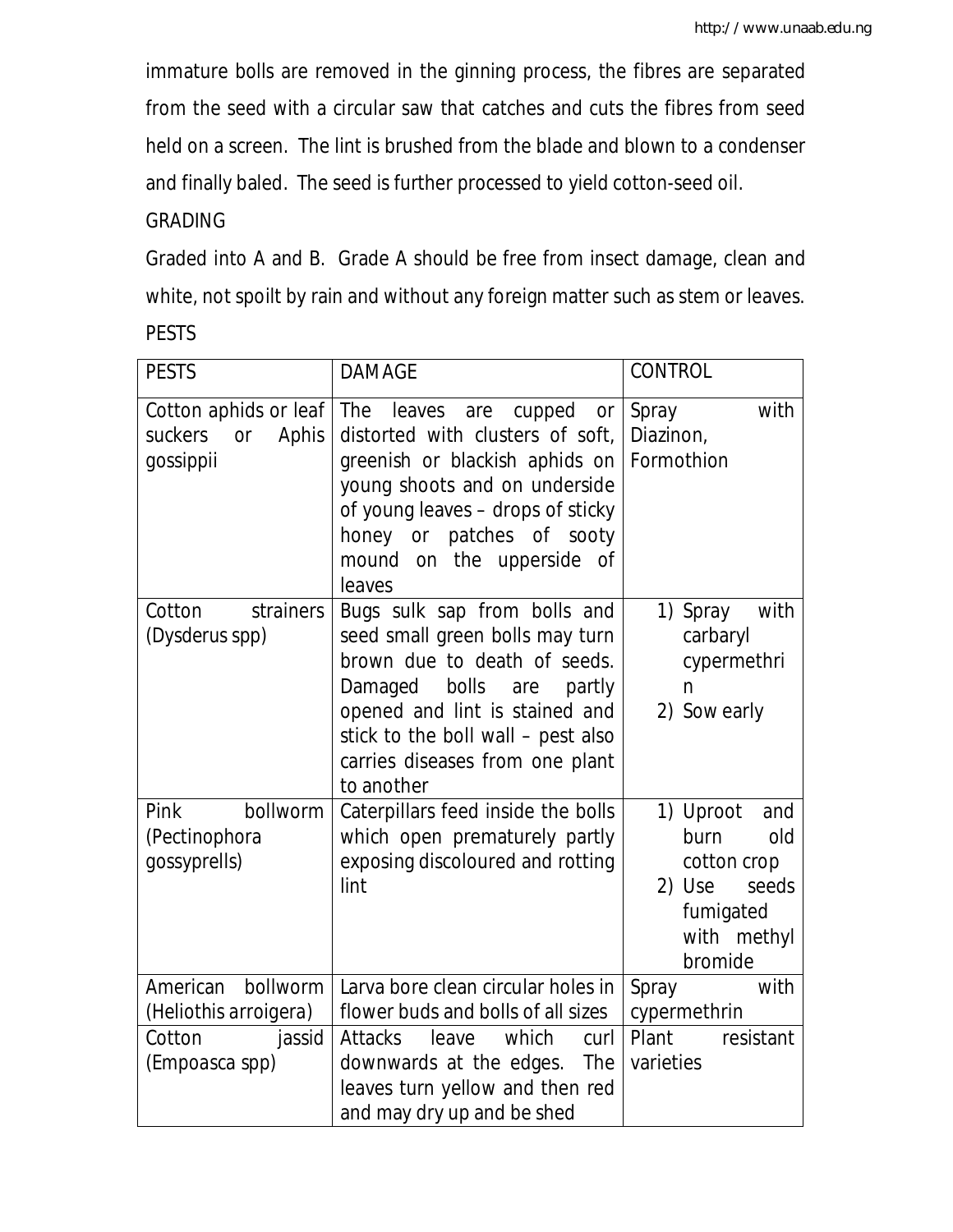immature bolls are removed in the ginning process, the fibres are separated from the seed with a circular saw that catches and cuts the fibres from seed held on a screen. The lint is brushed from the blade and blown to a condenser and finally baled. The seed is further processed to yield cotton-seed oil.

GRADING

Graded into A and B. Grade A should be free from insect damage, clean and white, not spoilt by rain and without any foreign matter such as stem or leaves.

PESTS

| PESTS | DAMAGE | CONTROL |
| --- | --- | --- |
| Cotton aphids or leaf suckers or Aphis gossippii | The leaves are cupped or distorted with clusters of soft, greenish or blackish aphids on young shoots and on underside of young leaves – drops of sticky honey or patches of sooty mound on the upperside of leaves | Spray with Diazinon, Formothion |
| Cotton strainers (Dysderus spp) | Bugs sulk sap from bolls and seed small green bolls may turn brown due to death of seeds. Damaged bolls are partly opened and lint is stained and stick to the boll wall – pest also carries diseases from one plant to another | 1) Spray with carbaryl cypermethrin<br>2) Sow early |
| Pink bollworm (Pectinophora gossyprells) | Caterpillars feed inside the bolls which open prematurely partly exposing discoloured and rotting lint | 1) Uproot and burn old cotton crop<br>2) Use seeds fumigated with methyl bromide |
| American bollworm (Heliothis arroigera) | Larva bore clean circular holes in flower buds and bolls of all sizes | Spray with cypermethrin |
| Cotton jassid (Empoasca spp) | Attacks leave which curl downwards at the edges. The leaves turn yellow and then red and may dry up and be shed | Plant resistant varieties |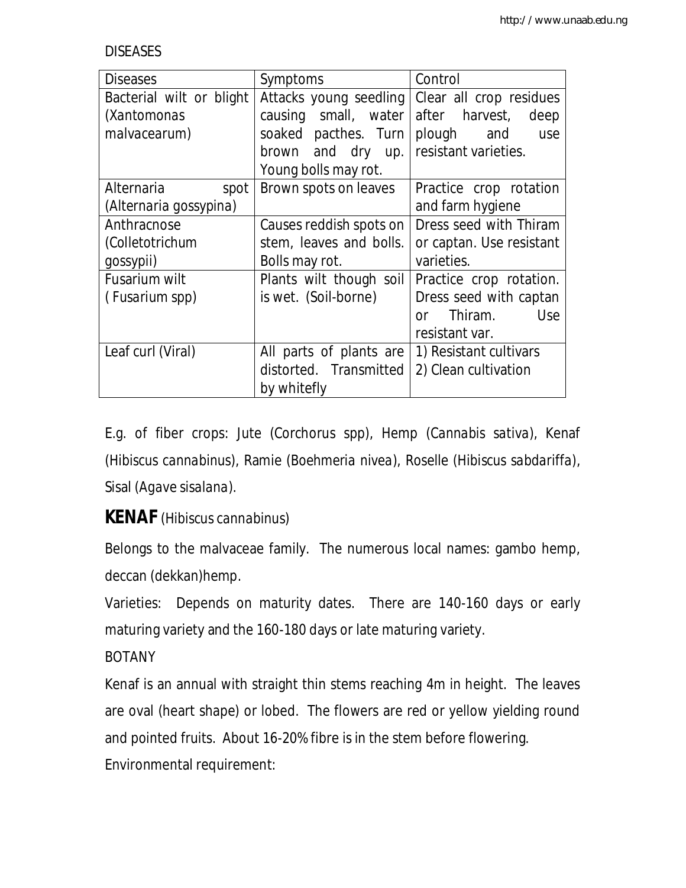DISEASES

| Diseases | Symptoms | Control |
|---|---|---|
| Bacterial wilt or blight (*Xantomonas malvacearum*) | Attacks young seedling causing small, water soaked pacthes. Turn brown and dry up. Young bolls may rot. | Clear all crop residues after harvest, deep plough and use resistant varieties. |
| Alternaria spot (*Alternaria gossypina*) | Brown spots on leaves | Practice crop rotation and farm hygiene |
| Anthracnose (*Colletotrichum gossypii*) | Causes reddish spots on stem, leaves and bolls. Bolls may rot. | Dress seed with Thiram or captan. Use resistant varieties. |
| Fusarium wilt ( *Fusarium spp*) | Plants wilt though soil is wet. (Soil-borne) | Practice crop rotation. Dress seed with captan or Thiram. Use resistant var. |
| Leaf curl (Viral) | All parts of plants are distorted. Transmitted by whitefly | 1) Resistant cultivars 2) Clean cultivation |

E.g. of fiber crops: Jute (*Corchorus spp*), Hemp (*Cannabis sativa*), Kenaf (*Hibiscus cannabinus*), Ramie (*Boehmeria nivea*), Roselle (*Hibiscus sabdariffa*), Sisal (*Agave sisalana*).

## KENAF (*Hibiscus cannabinus*)

Belongs to the malvaceae family. The numerous local names: gambo hemp, deccan (dekkan)hemp.

Varieties: Depends on maturity dates. There are 140-160 days or early maturing variety and the 160-180 days or late maturing variety.

BOTANY

Kenaf is an annual with straight thin stems reaching 4m in height. The leaves are oval (heart shape) or lobed. The flowers are red or yellow yielding round and pointed fruits. About 16-20% fibre is in the stem before flowering.

Environmental requirement: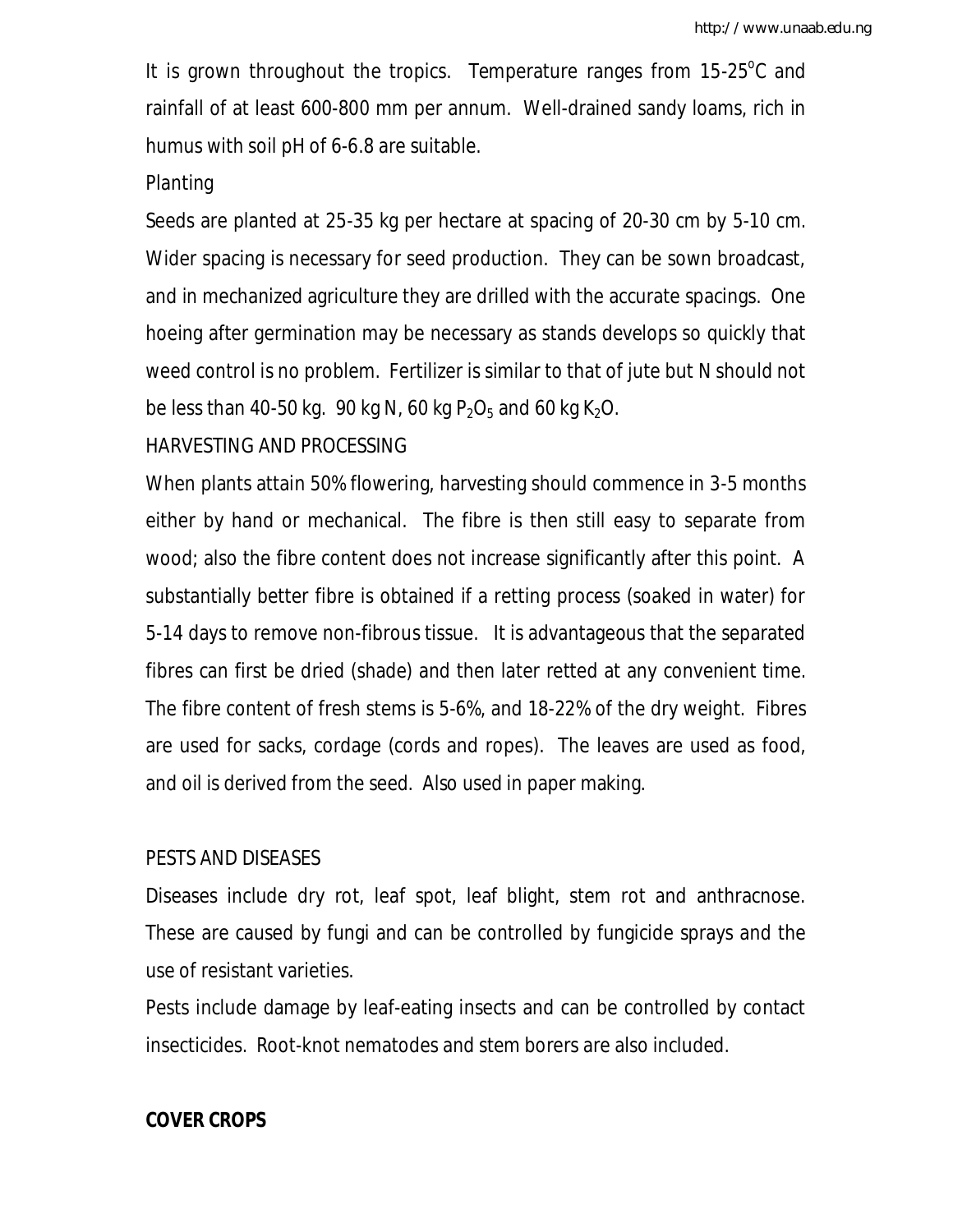It is grown throughout the tropics. Temperature ranges from 15-25°C and rainfall of at least 600-800 mm per annum. Well-drained sandy loams, rich in humus with soil pH of 6-6.8 are suitable.

Planting

Seeds are planted at 25-35 kg per hectare at spacing of 20-30 cm by 5-10 cm. Wider spacing is necessary for seed production. They can be sown broadcast, and in mechanized agriculture they are drilled with the accurate spacings. One hoeing after germination may be necessary as stands develops so quickly that weed control is no problem. Fertilizer is similar to that of jute but N should not be less than 40-50 kg. 90 kg N, 60 kg $P_2O_5$ and 60 kg $K_2O$.

HARVESTING AND PROCESSING

When plants attain 50% flowering, harvesting should commence in 3-5 months either by hand or mechanical. The fibre is then still easy to separate from wood; also the fibre content does not increase significantly after this point. A substantially better fibre is obtained if a retting process (soaked in water) for 5-14 days to remove non-fibrous tissue. It is advantageous that the separated fibres can first be dried (shade) and then later retted at any convenient time. The fibre content of fresh stems is 5-6%, and 18-22% of the dry weight. Fibres are used for sacks, cordage (cords and ropes). The leaves are used as food, and oil is derived from the seed. Also used in paper making.

PESTS AND DISEASES

Diseases include dry rot, leaf spot, leaf blight, stem rot and anthracnose. These are caused by fungi and can be controlled by fungicide sprays and the use of resistant varieties.

Pests include damage by leaf-eating insects and can be controlled by contact insecticides. Root-knot nematodes and stem borers are also included.

**COVER CROPS**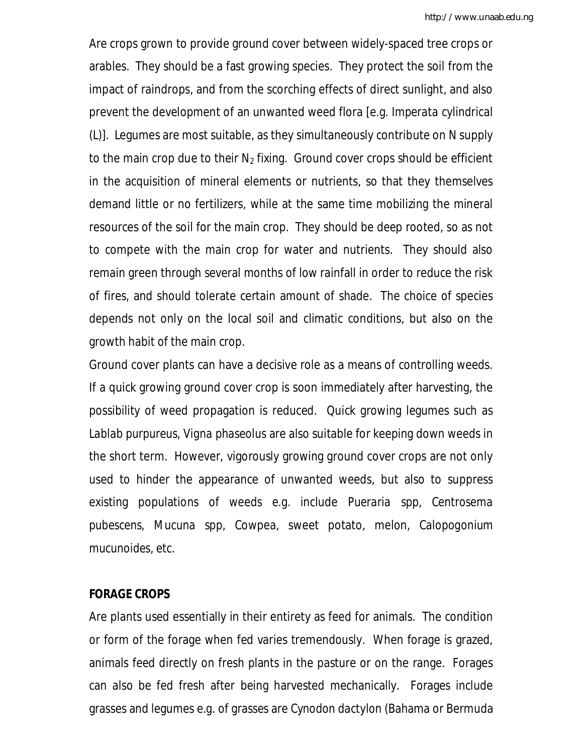Are crops grown to provide ground cover between widely-spaced tree crops or arables. They should be a fast growing species. They protect the soil from the impact of raindrops, and from the scorching effects of direct sunlight, and also prevent the development of an unwanted weed flora [e.g. Imperata cylindrical (L)]. Legumes are most suitable, as they simultaneously contribute on N supply to the main crop due to their $N_2$ fixing. Ground cover crops should be efficient in the acquisition of mineral elements or nutrients, so that they themselves demand little or no fertilizers, while at the same time mobilizing the mineral resources of the soil for the main crop. They should be deep rooted, so as not to compete with the main crop for water and nutrients. They should also remain green through several months of low rainfall in order to reduce the risk of fires, and should tolerate certain amount of shade. The choice of species depends not only on the local soil and climatic conditions, but also on the growth habit of the main crop.

Ground cover plants can have a decisive role as a means of controlling weeds. If a quick growing ground cover crop is soon immediately after harvesting, the possibility of weed propagation is reduced. Quick growing legumes such as Lablab purpureus, Vigna phaseolus are also suitable for keeping down weeds in the short term. However, vigorously growing ground cover crops are not only used to hinder the appearance of unwanted weeds, but also to suppress existing populations of weeds e.g. include Pueraria spp, Centrosema pubescens, Mucuna spp, Cowpea, sweet potato, melon, Calopogonium mucunoides, etc.

**FORAGE CROPS**

Are plants used essentially in their entirety as feed for animals. The condition or form of the forage when fed varies tremendously. When forage is grazed, animals feed directly on fresh plants in the pasture or on the range. Forages can also be fed fresh after being harvested mechanically. Forages include grasses and legumes e.g. of grasses are Cynodon dactylon (Bahama or Bermuda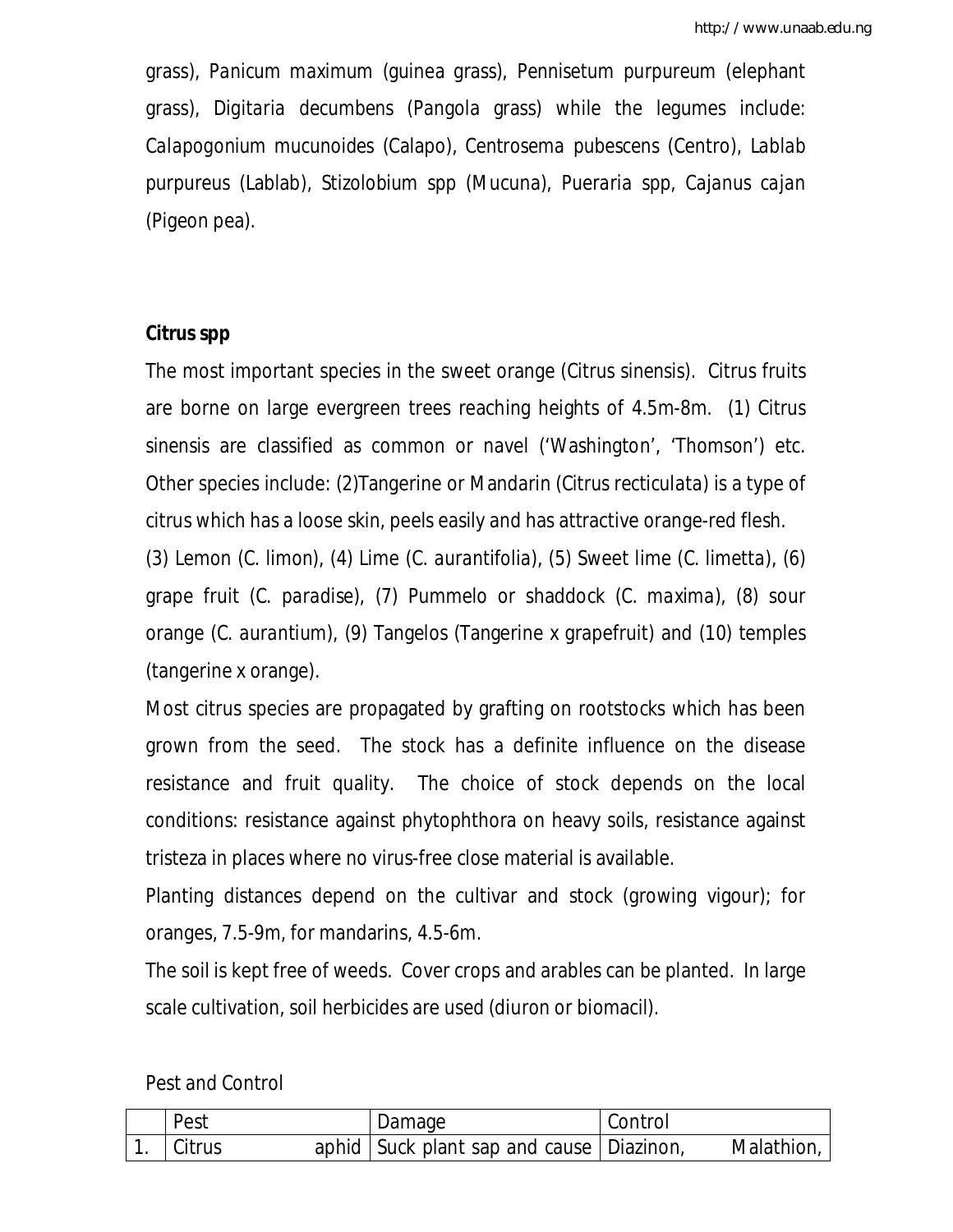grass), Panicum maximum (guinea grass), Pennisetum purpureum (elephant grass), Digitaria decumbens (Pangola grass) while the legumes include: Calapogonium mucunoides (Calapo), Centrosema pubescens (Centro), Lablab purpureus (Lablab), Stizolobium spp (Mucuna), Pueraria spp, Cajanus cajan (Pigeon pea).

**Citrus spp**

The most important species in the sweet orange (Citrus sinensis). Citrus fruits are borne on large evergreen trees reaching heights of 4.5m-8m. (1) Citrus sinensis are classified as common or navel ('Washington', 'Thomson') etc. Other species include: (2)Tangerine or Mandarin (Citrus recticulata) is a type of citrus which has a loose skin, peels easily and has attractive orange-red flesh.
(3) Lemon (C. limon), (4) Lime (C. aurantifolia), (5) Sweet lime (C. limetta), (6) grape fruit (C. paradise), (7) Pummelo or shaddock (C. maxima), (8) sour orange (C. aurantium), (9) Tangelos (Tangerine x grapefruit) and (10) temples (tangerine x orange).

Most citrus species are propagated by grafting on rootstocks which has been grown from the seed. The stock has a definite influence on the disease resistance and fruit quality. The choice of stock depends on the local conditions: resistance against phytophthora on heavy soils, resistance against tristeza in places where no virus-free close material is available.

Planting distances depend on the cultivar and stock (growing vigour); for oranges, 7.5-9m, for mandarins, 4.5-6m.

The soil is kept free of weeds. Cover crops and arables can be planted. In large scale cultivation, soil herbicides are used (diuron or biomacil).

Pest and Control

| | Pest | Damage | Control |
|---|---|---|---|
| 1. | Citrus aphid | Suck plant sap and cause | Diazinon, Malathion, |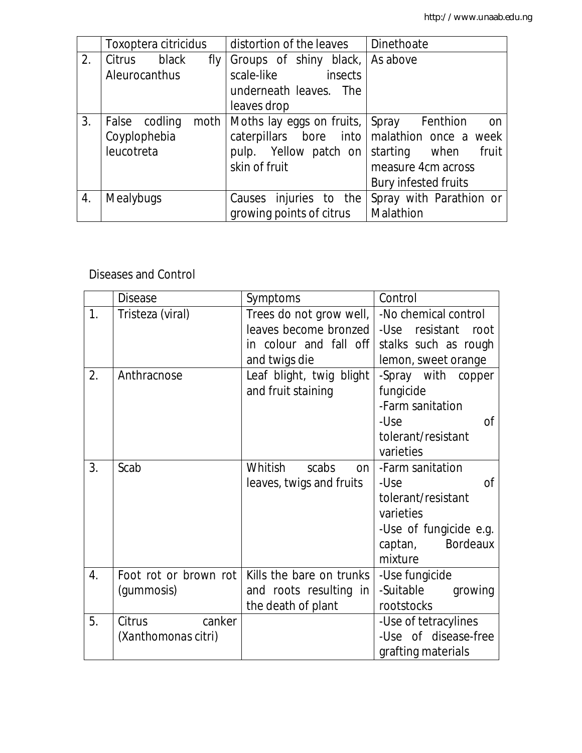|  | Toxoptera citricidus | distortion of the leaves | Dinethoate |
|---|---|---|---|
| 2. | Citrus black fly Aleurocanthus | Groups of shiny black, scale-like insects underneath leaves. The leaves drop | As above |
| 3. | False codling moth Coyplophebia leucotreta | Moths lay eggs on fruits, caterpillars bore into pulp. Yellow patch on skin of fruit | Spray Fenthion on malathion once a week starting when fruit measure 4cm across Bury infested fruits |
| 4. | Mealybugs | Causes injuries to the growing points of citrus | Spray with Parathion or Malathion |

Diseases and Control

|  | Disease | Symptoms | Control |
|---|---|---|---|
| 1. | Tristeza (viral) | Trees do not grow well, leaves become bronzed in colour and fall off and twigs die | -No chemical control<br>-Use resistant root stalks such as rough lemon, sweet orange |
| 2. | Anthracnose | Leaf blight, twig blight and fruit staining | -Spray with copper fungicide<br>-Farm sanitation<br>-Use of tolerant/resistant varieties |
| 3. | Scab | Whitish scabs on leaves, twigs and fruits | -Farm sanitation<br>-Use of tolerant/resistant varieties<br>-Use of fungicide e.g. captan, Bordeaux mixture |
| 4. | Foot rot or brown rot (gummosis) | Kills the bare on trunks and roots resulting in the death of plant | -Use fungicide<br>-Suitable growing rootstocks |
| 5. | Citrus canker (Xanthomonas citri) |  | -Use of tetracylines<br>-Use of disease-free grafting materials |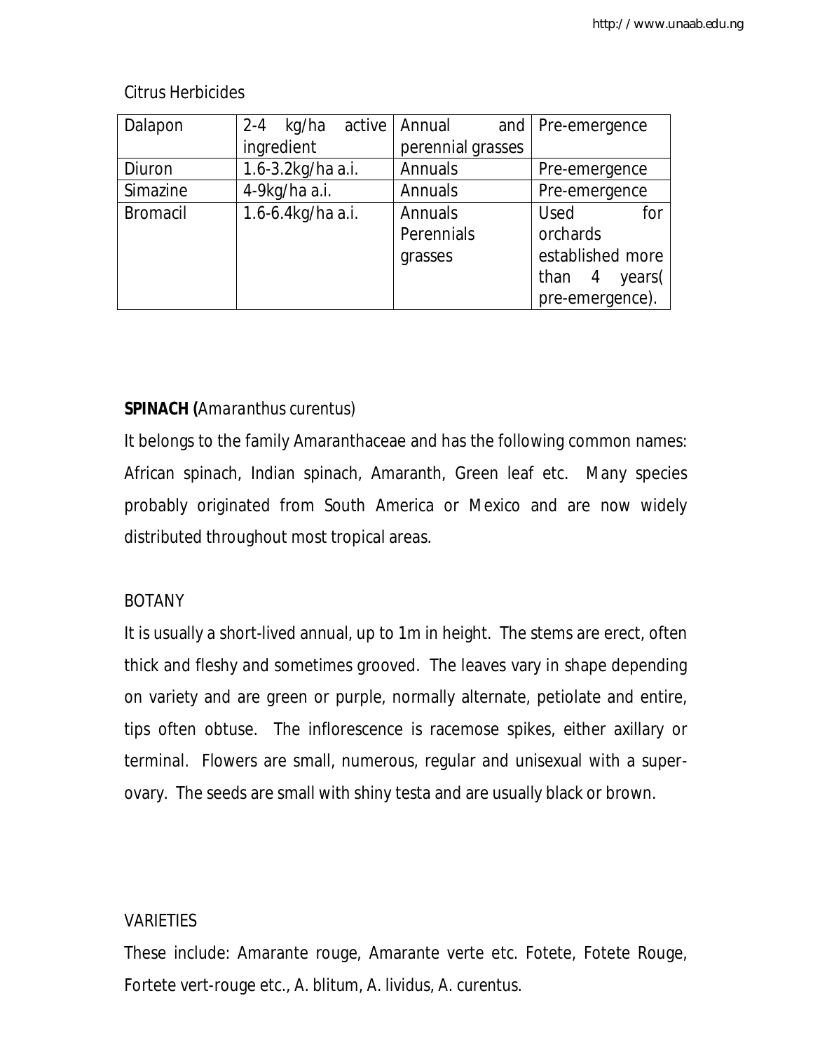Citrus Herbicides

| Dalapon | 2-4 kg/ha active ingredient | Annual and perennial grasses | Pre-emergence |
|---|---|---|---|
| Diuron | 1.6-3.2kg/ha a.i. | Annuals | Pre-emergence |
| Simazine | 4-9kg/ha a.i. | Annuals | Pre-emergence |
| Bromacil | 1.6-6.4kg/ha a.i. | Annuals Perennials grasses | Used for orchards established more than 4 years( pre-emergence). |

**SPINACH (***Amaranthus curentus*)

It belongs to the family Amaranthaceae and has the following common names: African spinach, Indian spinach, Amaranth, Green leaf etc. Many species probably originated from South America or Mexico and are now widely distributed throughout most tropical areas.

BOTANY

It is usually a short-lived annual, up to 1m in height. The stems are erect, often thick and fleshy and sometimes grooved. The leaves vary in shape depending on variety and are green or purple, normally alternate, petiolate and entire, tips often obtuse. The inflorescence is racemose spikes, either axillary or terminal. Flowers are small, numerous, regular and unisexual with a super-ovary. The seeds are small with shiny testa and are usually black or brown.

VARIETIES

These include: Amarante rouge, Amarante verte etc. Fotete, Fotete Rouge, Fortete vert-rouge etc., A. blitum, A. lividus, A. curentus.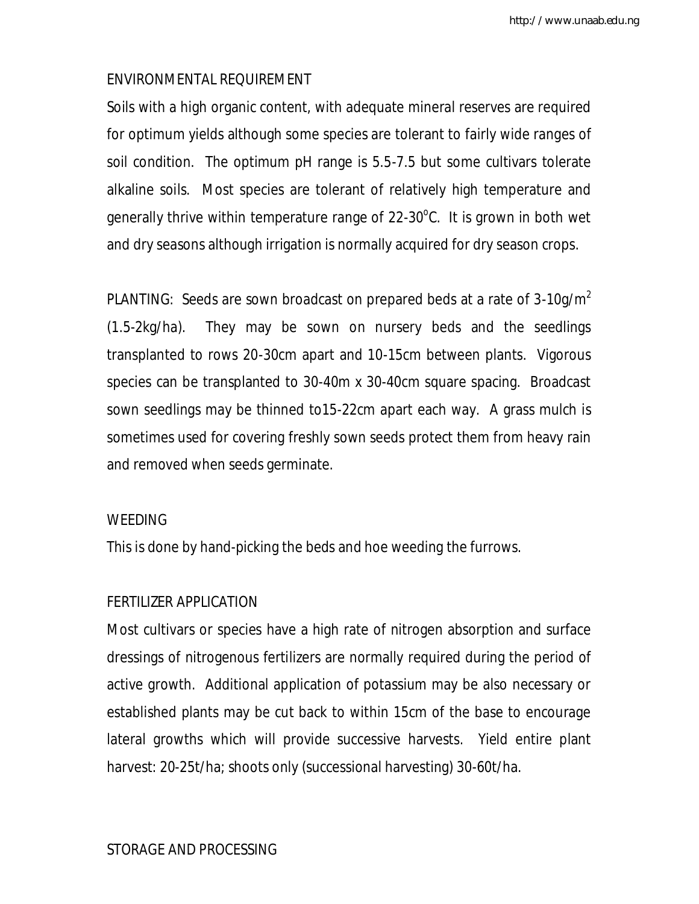## ENVIRONMENTAL REQUIREMENT

Soils with a high organic content, with adequate mineral reserves are required for optimum yields although some species are tolerant to fairly wide ranges of soil condition. The optimum pH range is 5.5-7.5 but some cultivars tolerate alkaline soils. Most species are tolerant of relatively high temperature and generally thrive within temperature range of 22-30$^{o}$C. It is grown in both wet and dry seasons although irrigation is normally acquired for dry season crops.

PLANTING: Seeds are sown broadcast on prepared beds at a rate of 3-10g/m$^{2}$ (1.5-2kg/ha). They may be sown on nursery beds and the seedlings transplanted to rows 20-30cm apart and 10-15cm between plants. Vigorous species can be transplanted to 30-40m x 30-40cm square spacing. Broadcast sown seedlings may be thinned to15-22cm apart each way. A grass mulch is sometimes used for covering freshly sown seeds protect them from heavy rain and removed when seeds germinate.

## WEEDING

This is done by hand-picking the beds and hoe weeding the furrows.

## FERTILIZER APPLICATION

Most cultivars or species have a high rate of nitrogen absorption and surface dressings of nitrogenous fertilizers are normally required during the period of active growth. Additional application of potassium may be also necessary or established plants may be cut back to within 15cm of the base to encourage lateral growths which will provide successive harvests. Yield entire plant harvest: 20-25t/ha; shoots only (successional harvesting) 30-60t/ha.

## STORAGE AND PROCESSING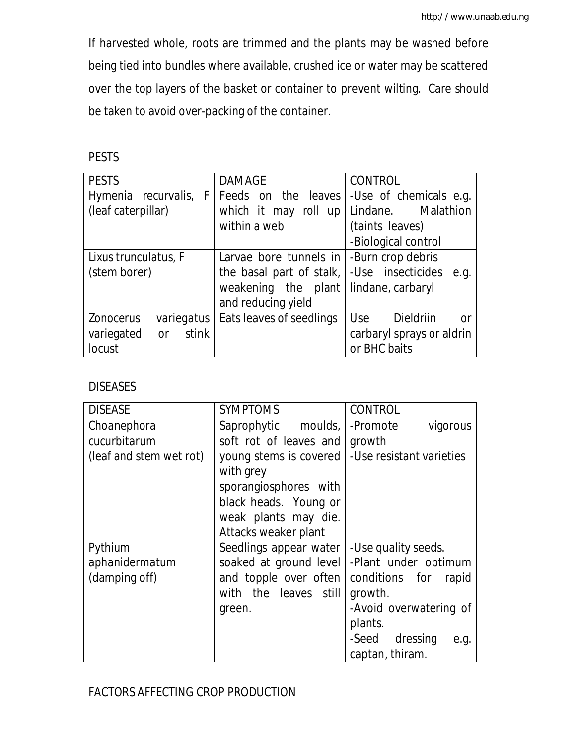If harvested whole, roots are trimmed and the plants may be washed before being tied into bundles where available, crushed ice or water may be scattered over the top layers of the basket or container to prevent wilting. Care should be taken to avoid over-packing of the container.

PESTS

| PESTS | DAMAGE | CONTROL |
|---|---|---|
| Hymenia recurvalis, F (leaf caterpillar) | Feeds on the leaves which it may roll up within a web | -Use of chemicals e.g. Lindane. Malathion (taints leaves)<br>-Biological control |
| Lixus trunculatus, F (stem borer) | Larvae bore tunnels in the basal part of stalk, weakening the plant and reducing yield | -Burn crop debris<br>-Use insecticides e.g. lindane, carbaryl |
| Zonocerus variegatus variegated or stink locust | Eats leaves of seedlings | Use Dieldriin or carbaryl sprays or aldrin or BHC baits |

DISEASES

| DISEASE | SYMPTOMS | CONTROL |
|---|---|---|
| Choanephora cucurbitarum (leaf and stem wet rot) | Saprophytic moulds, soft rot of leaves and young stems is covered with grey sporangiosphores with black heads. Young or weak plants may die. Attacks weaker plant | -Promote vigorous growth<br>-Use resistant varieties |
| Pythium aphanidermatum (damping off) | Seedlings appear water soaked at ground level and topple over often with the leaves still green. | -Use quality seeds.<br>-Plant under optimum conditions for rapid growth.<br>-Avoid overwatering of plants.<br>-Seed dressing e.g. captan, thiram. |

FACTORS AFFECTING CROP PRODUCTION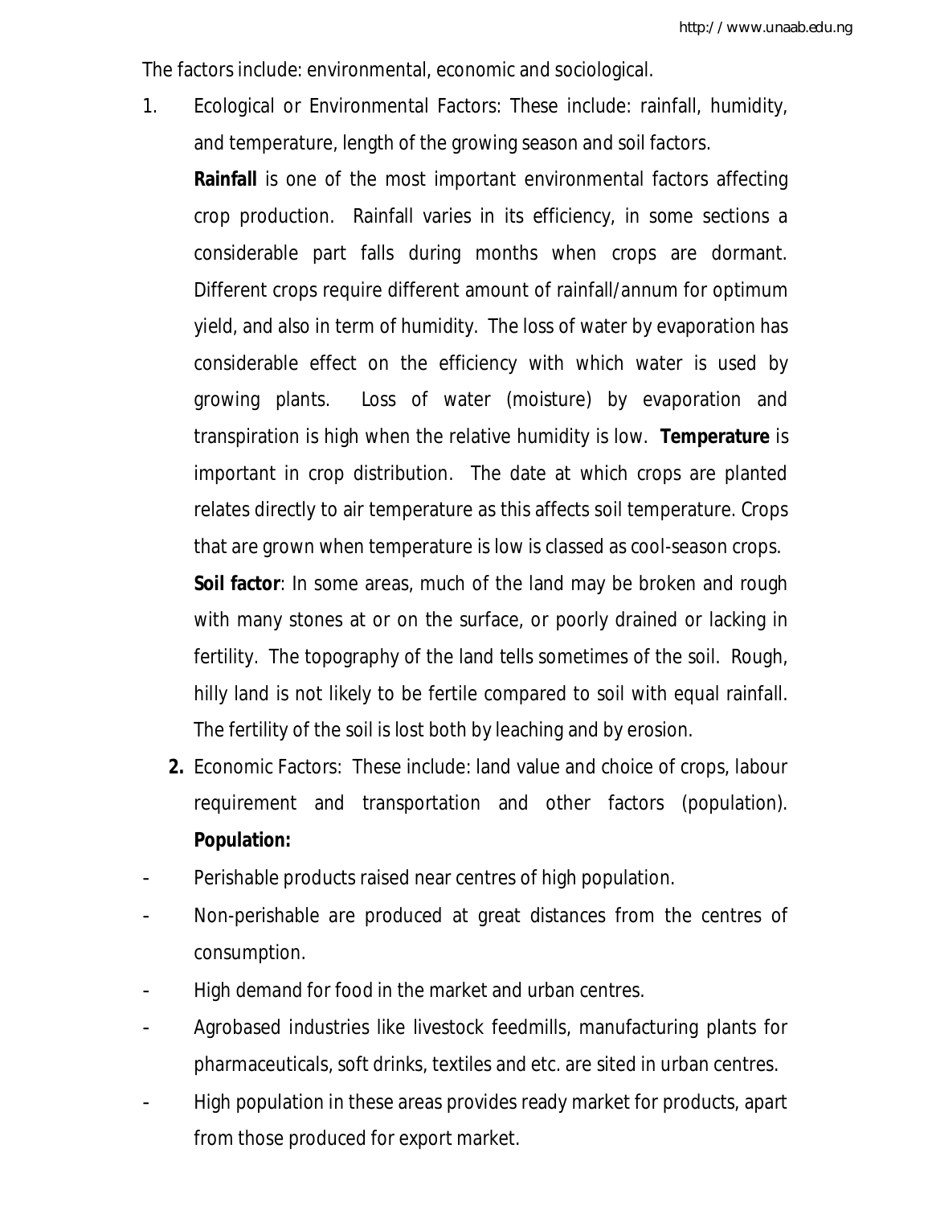The factors include: environmental, economic and sociological.

1. Ecological or Environmental Factors: These include: rainfall, humidity, and temperature, length of the growing season and soil factors.

   **Rainfall** is one of the most important environmental factors affecting crop production. Rainfall varies in its efficiency, in some sections a considerable part falls during months when crops are dormant. Different crops require different amount of rainfall/annum for optimum yield, and also in term of humidity. The loss of water by evaporation has considerable effect on the efficiency with which water is used by growing plants. Loss of water (moisture) by evaporation and transpiration is high when the relative humidity is low. **Temperature** is important in crop distribution. The date at which crops are planted relates directly to air temperature as this affects soil temperature. Crops that are grown when temperature is low is classed as cool-season crops.

   **Soil factor**: In some areas, much of the land may be broken and rough with many stones at or on the surface, or poorly drained or lacking in fertility. The topography of the land tells sometimes of the soil. Rough, hilly land is not likely to be fertile compared to soil with equal rainfall. The fertility of the soil is lost both by leaching and by erosion.

2. Economic Factors: These include: land value and choice of crops, labour requirement and transportation and other factors (population). **Population:**

- Perishable products raised near centres of high population.
- Non-perishable are produced at great distances from the centres of consumption.
- High demand for food in the market and urban centres.
- Agrobased industries like livestock feedmills, manufacturing plants for pharmaceuticals, soft drinks, textiles and etc. are sited in urban centres.
- High population in these areas provides ready market for products, apart from those produced for export market.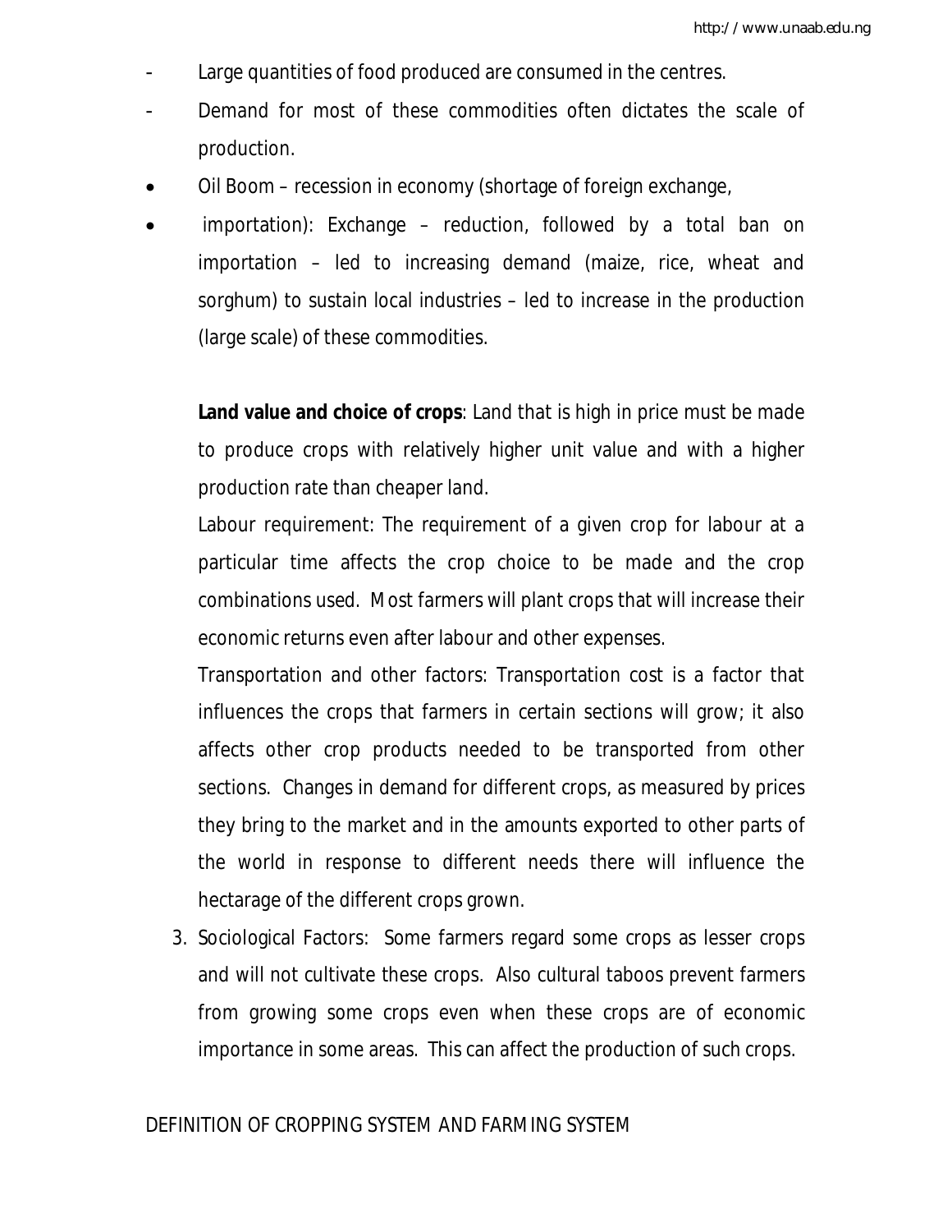- Large quantities of food produced are consumed in the centres.
- Demand for most of these commodities often dictates the scale of production.

- Oil Boom – recession in economy (shortage of foreign exchange,
- importation): Exchange – reduction, followed by a total ban on importation – led to increasing demand (maize, rice, wheat and sorghum) to sustain local industries – led to increase in the production (large scale) of these commodities.

**Land value and choice of crops**: Land that is high in price must be made to produce crops with relatively higher unit value and with a higher production rate than cheaper land.

Labour requirement: The requirement of a given crop for labour at a particular time affects the crop choice to be made and the crop combinations used. Most farmers will plant crops that will increase their economic returns even after labour and other expenses.

Transportation and other factors: Transportation cost is a factor that influences the crops that farmers in certain sections will grow; it also affects other crop products needed to be transported from other sections. Changes in demand for different crops, as measured by prices they bring to the market and in the amounts exported to other parts of the world in response to different needs there will influence the hectarage of the different crops grown.

3. Sociological Factors: Some farmers regard some crops as lesser crops and will not cultivate these crops. Also cultural taboos prevent farmers from growing some crops even when these crops are of economic importance in some areas. This can affect the production of such crops.

DEFINITION OF CROPPING SYSTEM AND FARMING SYSTEM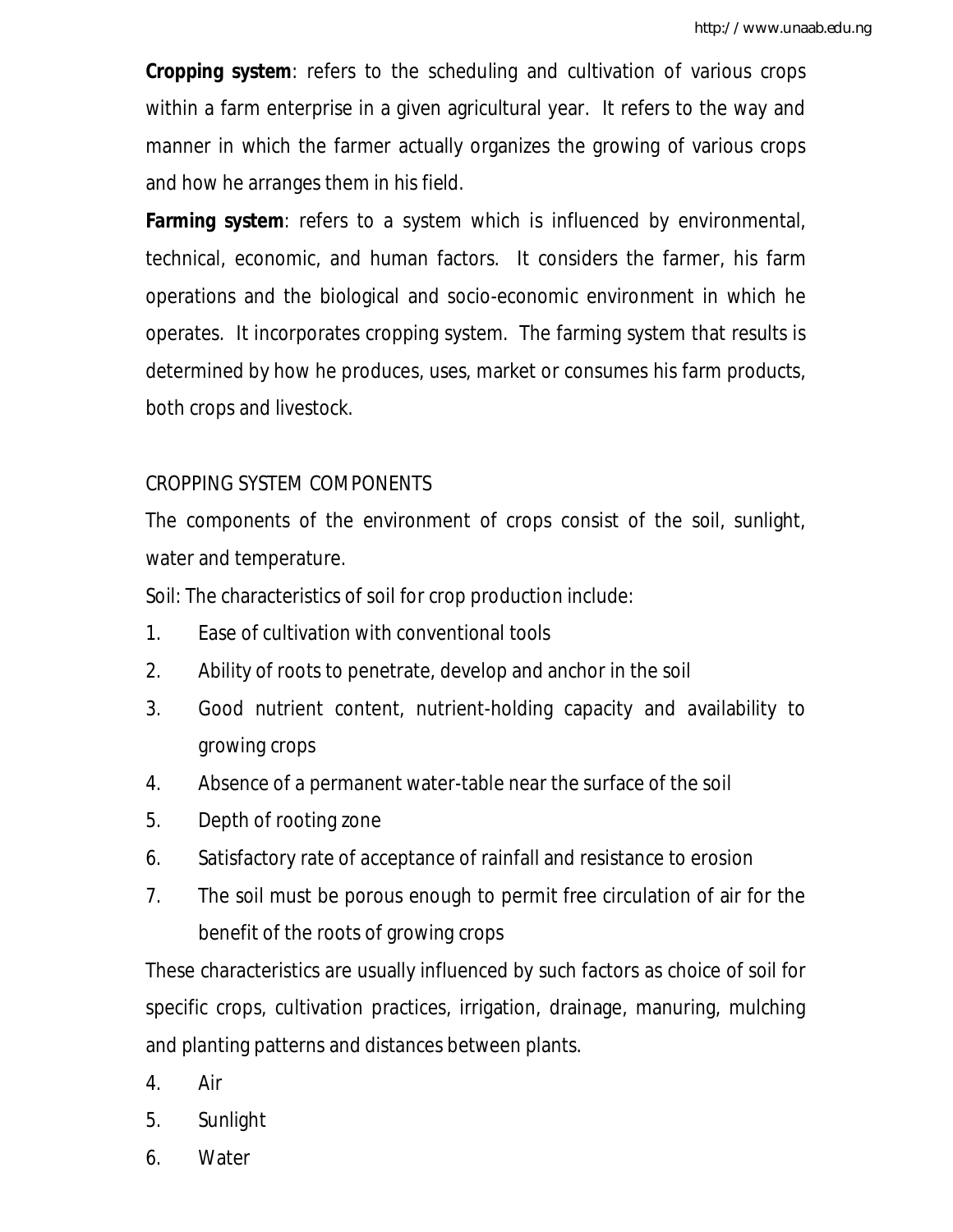**Cropping system**: refers to the scheduling and cultivation of various crops within a farm enterprise in a given agricultural year. It refers to the way and manner in which the farmer actually organizes the growing of various crops and how he arranges them in his field.

**Farming system**: refers to a system which is influenced by environmental, technical, economic, and human factors. It considers the farmer, his farm operations and the biological and socio-economic environment in which he operates. It incorporates cropping system. The farming system that results is determined by how he produces, uses, market or consumes his farm products, both crops and livestock.

## CROPPING SYSTEM COMPONENTS

The components of the environment of crops consist of the soil, sunlight, water and temperature.

Soil: The characteristics of soil for crop production include:

1. Ease of cultivation with conventional tools
2. Ability of roots to penetrate, develop and anchor in the soil
3. Good nutrient content, nutrient-holding capacity and availability to growing crops
4. Absence of a permanent water-table near the surface of the soil
5. Depth of rooting zone
6. Satisfactory rate of acceptance of rainfall and resistance to erosion
7. The soil must be porous enough to permit free circulation of air for the benefit of the roots of growing crops

These characteristics are usually influenced by such factors as choice of soil for specific crops, cultivation practices, irrigation, drainage, manuring, mulching and planting patterns and distances between plants.

4. Air
5. Sunlight
6. Water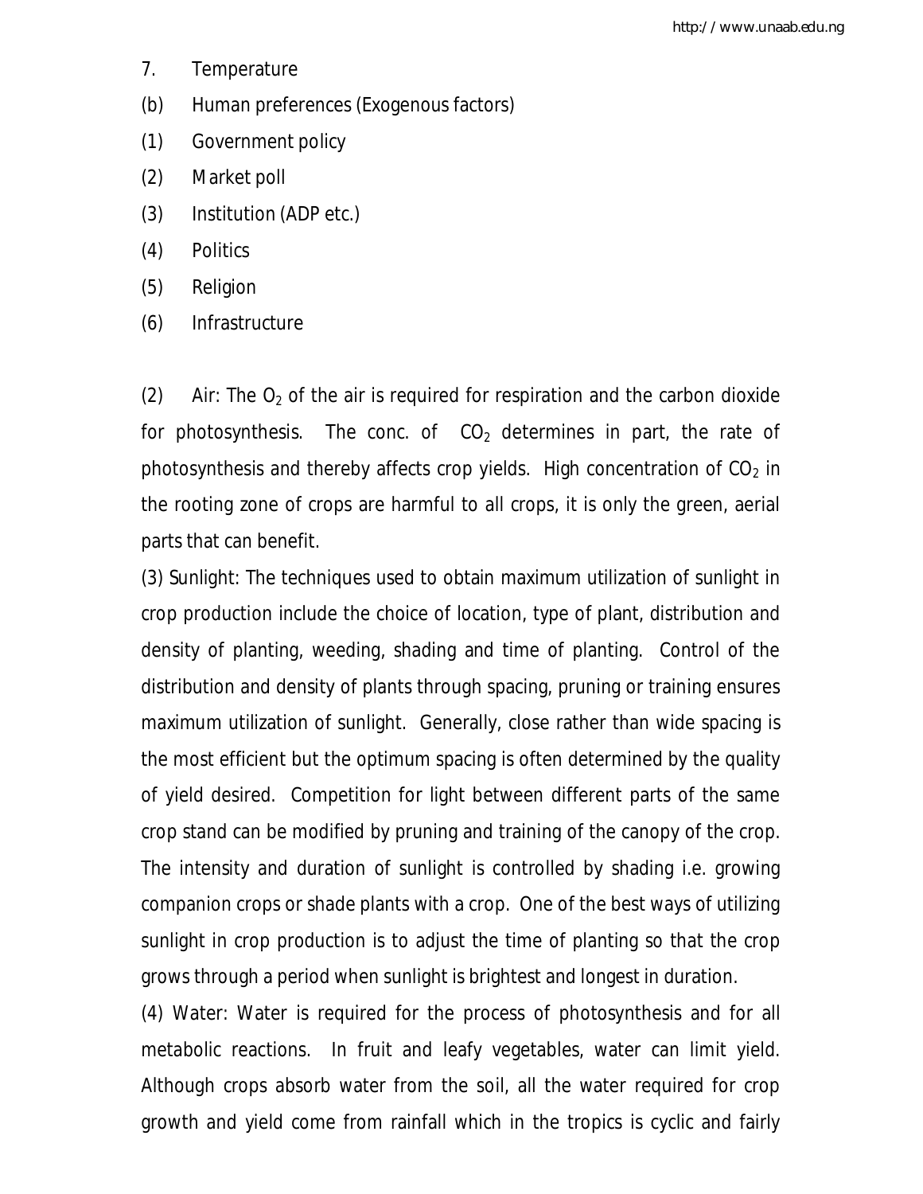7. Temperature

(b) Human preferences (Exogenous factors)

(1) Government policy

(2) Market poll

(3) Institution (ADP etc.)

(4) Politics

(5) Religion

(6) Infrastructure

(2) Air: The $O_2$ of the air is required for respiration and the carbon dioxide for photosynthesis. The conc. of $CO_2$ determines in part, the rate of photosynthesis and thereby affects crop yields. High concentration of $CO_2$ in the rooting zone of crops are harmful to all crops, it is only the green, aerial parts that can benefit.

(3) Sunlight: The techniques used to obtain maximum utilization of sunlight in crop production include the choice of location, type of plant, distribution and density of planting, weeding, shading and time of planting. Control of the distribution and density of plants through spacing, pruning or training ensures maximum utilization of sunlight. Generally, close rather than wide spacing is the most efficient but the optimum spacing is often determined by the quality of yield desired. Competition for light between different parts of the same crop stand can be modified by pruning and training of the canopy of the crop. The intensity and duration of sunlight is controlled by shading i.e. growing companion crops or shade plants with a crop. One of the best ways of utilizing sunlight in crop production is to adjust the time of planting so that the crop grows through a period when sunlight is brightest and longest in duration.

(4) Water: Water is required for the process of photosynthesis and for all metabolic reactions. In fruit and leafy vegetables, water can limit yield. Although crops absorb water from the soil, all the water required for crop growth and yield come from rainfall which in the tropics is cyclic and fairly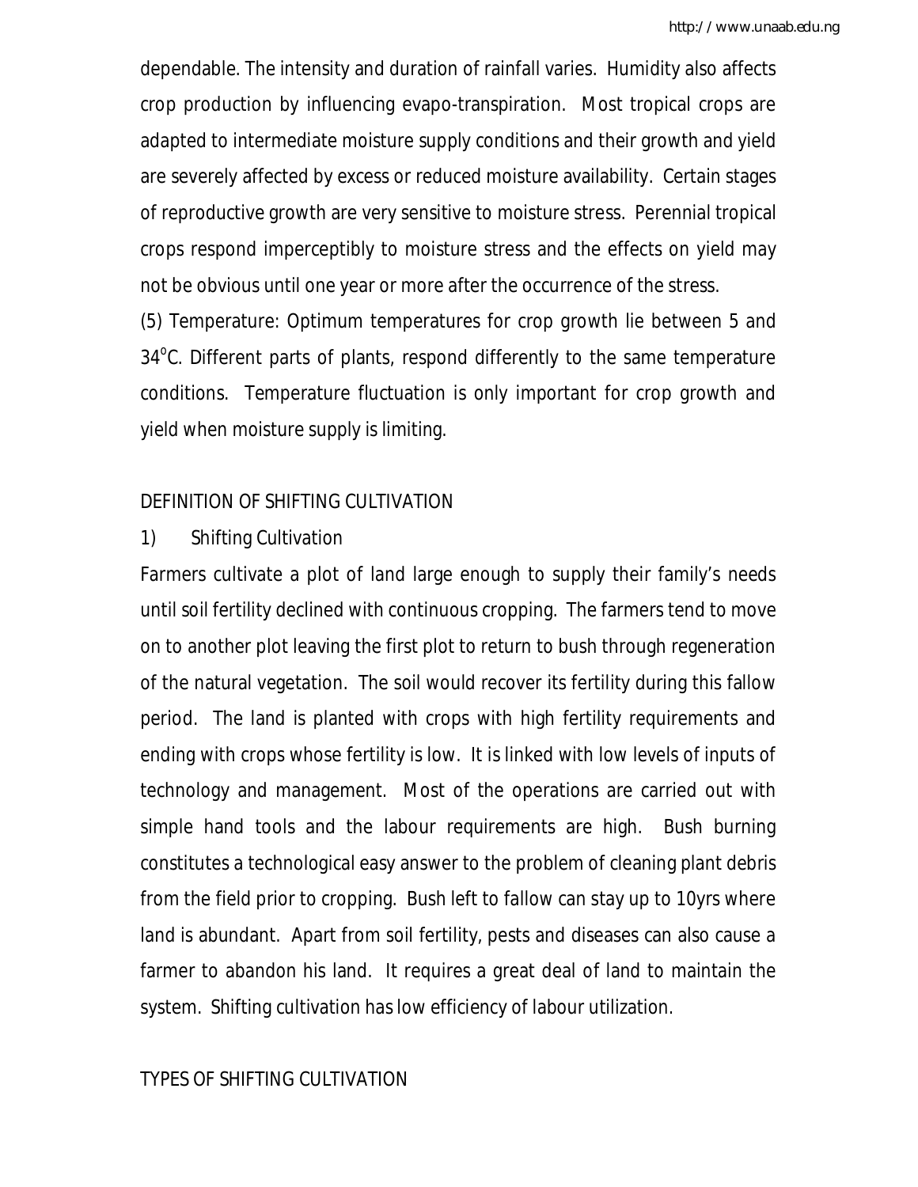dependable. The intensity and duration of rainfall varies. Humidity also affects crop production by influencing evapo-transpiration. Most tropical crops are adapted to intermediate moisture supply conditions and their growth and yield are severely affected by excess or reduced moisture availability. Certain stages of reproductive growth are very sensitive to moisture stress. Perennial tropical crops respond imperceptibly to moisture stress and the effects on yield may not be obvious until one year or more after the occurrence of the stress.

(5) Temperature: Optimum temperatures for crop growth lie between 5 and 34°C. Different parts of plants, respond differently to the same temperature conditions. Temperature fluctuation is only important for crop growth and yield when moisture supply is limiting.

## DEFINITION OF SHIFTING CULTIVATION

1) Shifting Cultivation

Farmers cultivate a plot of land large enough to supply their family's needs until soil fertility declined with continuous cropping. The farmers tend to move on to another plot leaving the first plot to return to bush through regeneration of the natural vegetation. The soil would recover its fertility during this fallow period. The land is planted with crops with high fertility requirements and ending with crops whose fertility is low. It is linked with low levels of inputs of technology and management. Most of the operations are carried out with simple hand tools and the labour requirements are high. Bush burning constitutes a technological easy answer to the problem of cleaning plant debris from the field prior to cropping. Bush left to fallow can stay up to 10yrs where land is abundant. Apart from soil fertility, pests and diseases can also cause a farmer to abandon his land. It requires a great deal of land to maintain the system. Shifting cultivation has low efficiency of labour utilization.

## TYPES OF SHIFTING CULTIVATION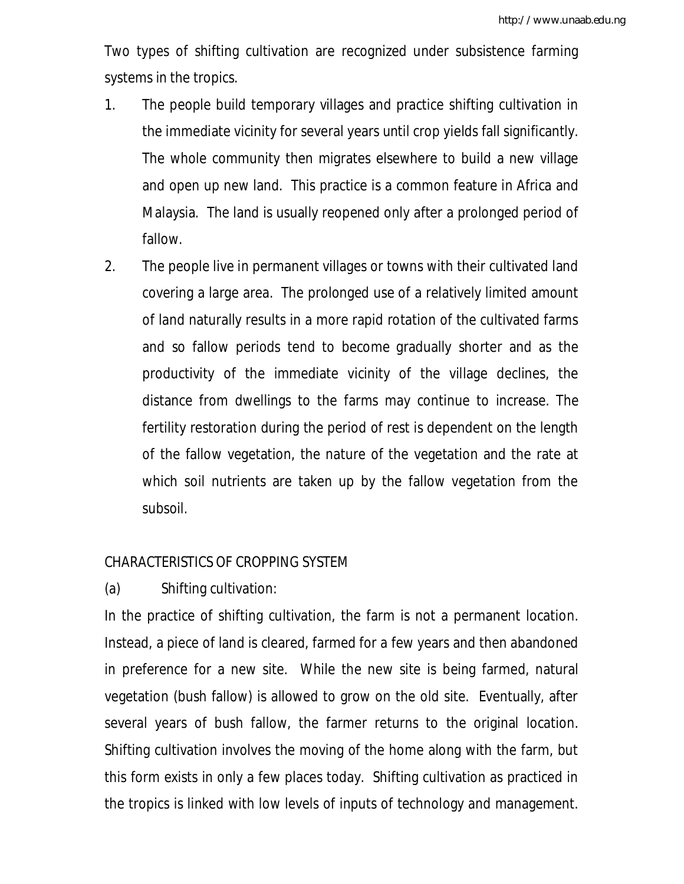Two types of shifting cultivation are recognized under subsistence farming systems in the tropics.

1. The people build temporary villages and practice shifting cultivation in the immediate vicinity for several years until crop yields fall significantly. The whole community then migrates elsewhere to build a new village and open up new land. This practice is a common feature in Africa and Malaysia. The land is usually reopened only after a prolonged period of fallow.
2. The people live in permanent villages or towns with their cultivated land covering a large area. The prolonged use of a relatively limited amount of land naturally results in a more rapid rotation of the cultivated farms and so fallow periods tend to become gradually shorter and as the productivity of the immediate vicinity of the village declines, the distance from dwellings to the farms may continue to increase. The fertility restoration during the period of rest is dependent on the length of the fallow vegetation, the nature of the vegetation and the rate at which soil nutrients are taken up by the fallow vegetation from the subsoil.

## CHARACTERISTICS OF CROPPING SYSTEM

(a) Shifting cultivation:

In the practice of shifting cultivation, the farm is not a permanent location. Instead, a piece of land is cleared, farmed for a few years and then abandoned in preference for a new site. While the new site is being farmed, natural vegetation (bush fallow) is allowed to grow on the old site. Eventually, after several years of bush fallow, the farmer returns to the original location. Shifting cultivation involves the moving of the home along with the farm, but this form exists in only a few places today. Shifting cultivation as practiced in the tropics is linked with low levels of inputs of technology and management.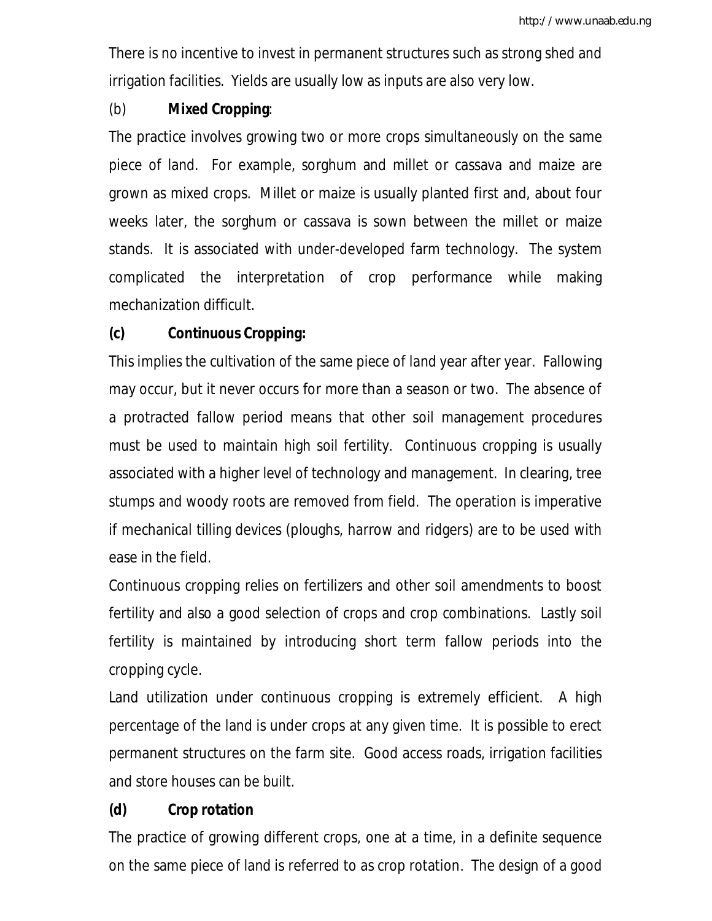There is no incentive to invest in permanent structures such as strong shed and irrigation facilities. Yields are usually low as inputs are also very low.

(b) **Mixed Cropping**:

The practice involves growing two or more crops simultaneously on the same piece of land. For example, sorghum and millet or cassava and maize are grown as mixed crops. Millet or maize is usually planted first and, about four weeks later, the sorghum or cassava is sown between the millet or maize stands. It is associated with under-developed farm technology. The system complicated the interpretation of crop performance while making mechanization difficult.

**(c) Continuous Cropping:**

This implies the cultivation of the same piece of land year after year. Fallowing may occur, but it never occurs for more than a season or two. The absence of a protracted fallow period means that other soil management procedures must be used to maintain high soil fertility. Continuous cropping is usually associated with a higher level of technology and management. In clearing, tree stumps and woody roots are removed from field. The operation is imperative if mechanical tilling devices (ploughs, harrow and ridgers) are to be used with ease in the field.

Continuous cropping relies on fertilizers and other soil amendments to boost fertility and also a good selection of crops and crop combinations. Lastly soil fertility is maintained by introducing short term fallow periods into the cropping cycle.

Land utilization under continuous cropping is extremely efficient. A high percentage of the land is under crops at any given time. It is possible to erect permanent structures on the farm site. Good access roads, irrigation facilities and store houses can be built.

**(d) Crop rotation**

The practice of growing different crops, one at a time, in a definite sequence on the same piece of land is referred to as crop rotation. The design of a good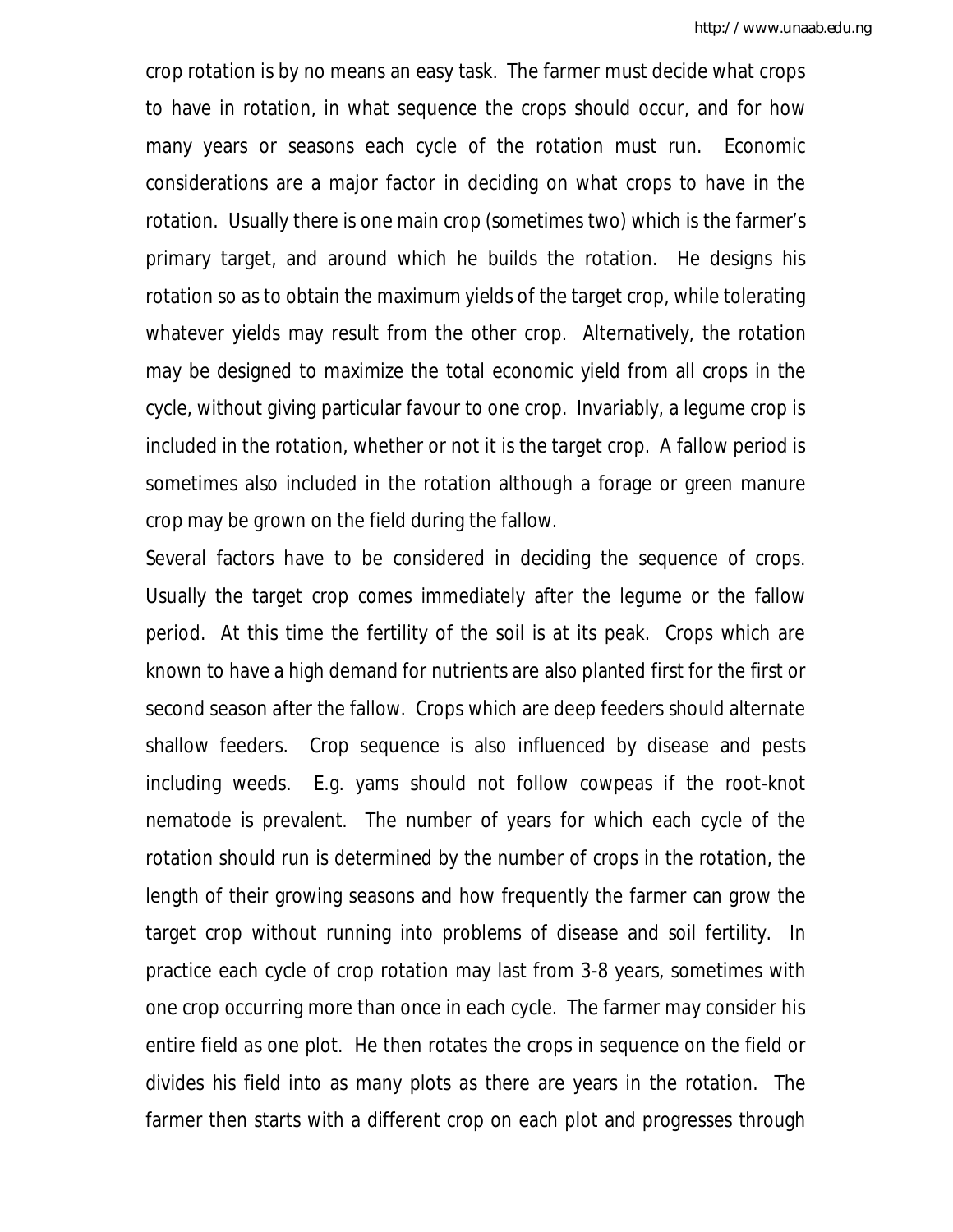crop rotation is by no means an easy task. The farmer must decide what crops to have in rotation, in what sequence the crops should occur, and for how many years or seasons each cycle of the rotation must run. Economic considerations are a major factor in deciding on what crops to have in the rotation. Usually there is one main crop (sometimes two) which is the farmer's primary target, and around which he builds the rotation. He designs his rotation so as to obtain the maximum yields of the target crop, while tolerating whatever yields may result from the other crop. Alternatively, the rotation may be designed to maximize the total economic yield from all crops in the cycle, without giving particular favour to one crop. Invariably, a legume crop is included in the rotation, whether or not it is the target crop. A fallow period is sometimes also included in the rotation although a forage or green manure crop may be grown on the field during the fallow.

Several factors have to be considered in deciding the sequence of crops. Usually the target crop comes immediately after the legume or the fallow period. At this time the fertility of the soil is at its peak. Crops which are known to have a high demand for nutrients are also planted first for the first or second season after the fallow. Crops which are deep feeders should alternate shallow feeders. Crop sequence is also influenced by disease and pests including weeds. E.g. yams should not follow cowpeas if the root-knot nematode is prevalent. The number of years for which each cycle of the rotation should run is determined by the number of crops in the rotation, the length of their growing seasons and how frequently the farmer can grow the target crop without running into problems of disease and soil fertility. In practice each cycle of crop rotation may last from 3-8 years, sometimes with one crop occurring more than once in each cycle. The farmer may consider his entire field as one plot. He then rotates the crops in sequence on the field or divides his field into as many plots as there are years in the rotation. The farmer then starts with a different crop on each plot and progresses through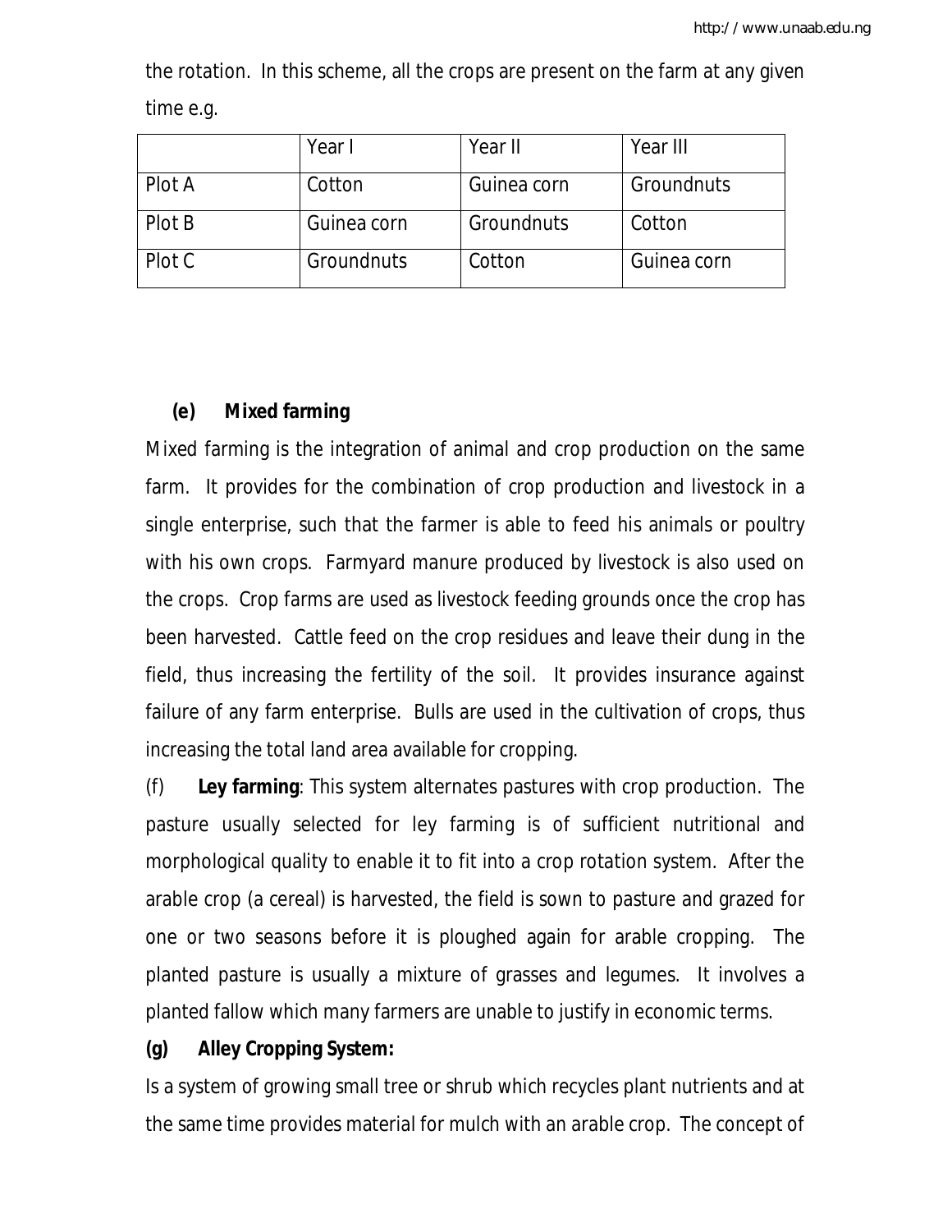the rotation. In this scheme, all the crops are present on the farm at any given time e.g.

| | Year I | Year II | Year III |
|---|---|---|---|
| Plot A | Cotton | Guinea corn | Groundnuts |
| Plot B | Guinea corn | Groundnuts | Cotton |
| Plot C | Groundnuts | Cotton | Guinea corn |

**(e) Mixed farming**

Mixed farming is the integration of animal and crop production on the same farm. It provides for the combination of crop production and livestock in a single enterprise, such that the farmer is able to feed his animals or poultry with his own crops. Farmyard manure produced by livestock is also used on the crops. Crop farms are used as livestock feeding grounds once the crop has been harvested. Cattle feed on the crop residues and leave their dung in the field, thus increasing the fertility of the soil. It provides insurance against failure of any farm enterprise. Bulls are used in the cultivation of crops, thus increasing the total land area available for cropping.

(f) **Ley farming**: This system alternates pastures with crop production. The pasture usually selected for ley farming is of sufficient nutritional and morphological quality to enable it to fit into a crop rotation system. After the arable crop (a cereal) is harvested, the field is sown to pasture and grazed for one or two seasons before it is ploughed again for arable cropping. The planted pasture is usually a mixture of grasses and legumes. It involves a planted fallow which many farmers are unable to justify in economic terms.

**(g) Alley Cropping System:**

Is a system of growing small tree or shrub which recycles plant nutrients and at the same time provides material for mulch with an arable crop. The concept of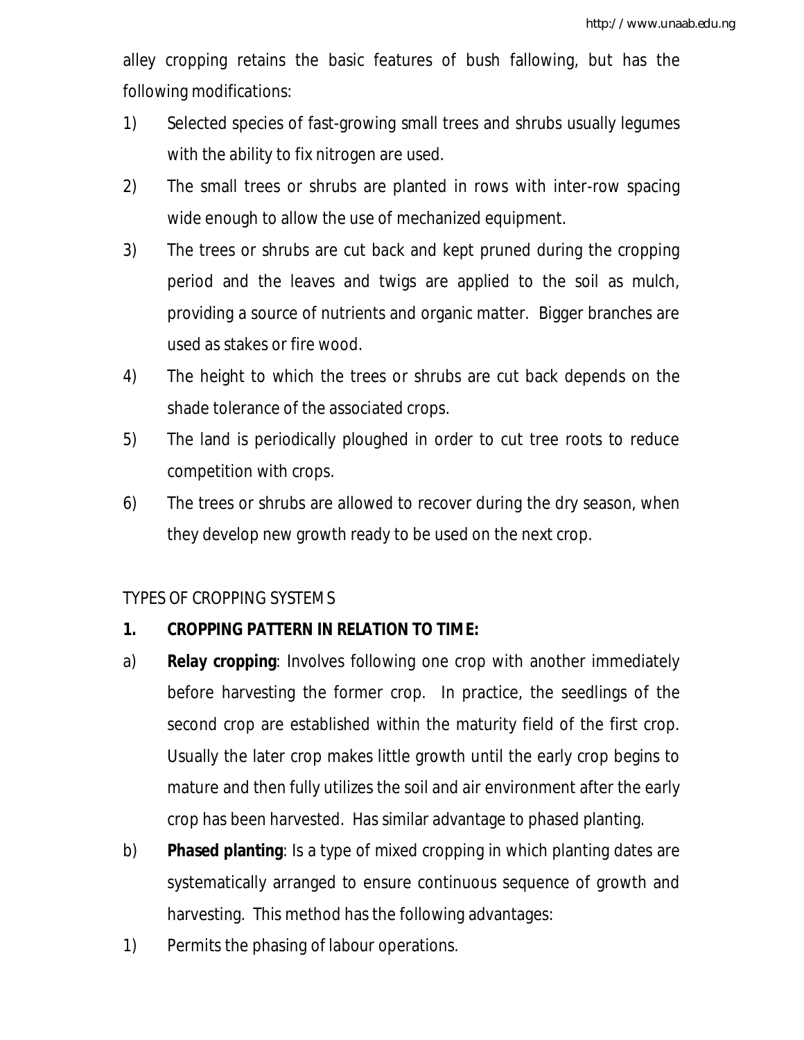alley cropping retains the basic features of bush fallowing, but has the following modifications:

1) Selected species of fast-growing small trees and shrubs usually legumes with the ability to fix nitrogen are used.
2) The small trees or shrubs are planted in rows with inter-row spacing wide enough to allow the use of mechanized equipment.
3) The trees or shrubs are cut back and kept pruned during the cropping period and the leaves and twigs are applied to the soil as mulch, providing a source of nutrients and organic matter. Bigger branches are used as stakes or fire wood.
4) The height to which the trees or shrubs are cut back depends on the shade tolerance of the associated crops.
5) The land is periodically ploughed in order to cut tree roots to reduce competition with crops.
6) The trees or shrubs are allowed to recover during the dry season, when they develop new growth ready to be used on the next crop.

TYPES OF CROPPING SYSTEMS

**1. CROPPING PATTERN IN RELATION TO TIME:**

a) **Relay cropping**: Involves following one crop with another immediately before harvesting the former crop. In practice, the seedlings of the second crop are established within the maturity field of the first crop. Usually the later crop makes little growth until the early crop begins to mature and then fully utilizes the soil and air environment after the early crop has been harvested. Has similar advantage to phased planting.

b) **Phased planting**: Is a type of mixed cropping in which planting dates are systematically arranged to ensure continuous sequence of growth and harvesting. This method has the following advantages:

1) Permits the phasing of labour operations.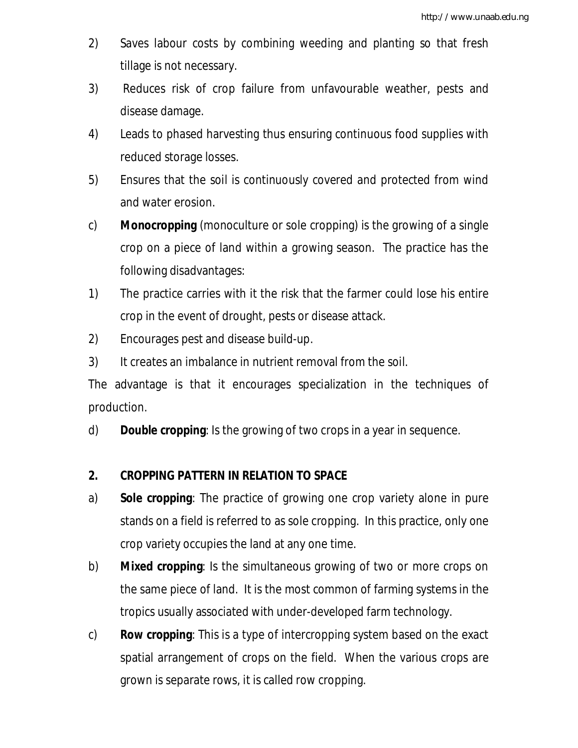2) Saves labour costs by combining weeding and planting so that fresh tillage is not necessary.

3) Reduces risk of crop failure from unfavourable weather, pests and disease damage.

4) Leads to phased harvesting thus ensuring continuous food supplies with reduced storage losses.

5) Ensures that the soil is continuously covered and protected from wind and water erosion.

c) **Monocropping** (monoculture or sole cropping) is the growing of a single crop on a piece of land within a growing season. The practice has the following disadvantages:

1) The practice carries with it the risk that the farmer could lose his entire crop in the event of drought, pests or disease attack.

2) Encourages pest and disease build-up.

3) It creates an imbalance in nutrient removal from the soil.

The advantage is that it encourages specialization in the techniques of production.

d) **Double cropping**: Is the growing of two crops in a year in sequence.

**2. CROPPING PATTERN IN RELATION TO SPACE**

a) **Sole cropping**: The practice of growing one crop variety alone in pure stands on a field is referred to as sole cropping. In this practice, only one crop variety occupies the land at any one time.

b) **Mixed cropping**: Is the simultaneous growing of two or more crops on the same piece of land. It is the most common of farming systems in the tropics usually associated with under-developed farm technology.

c) **Row cropping**: This is a type of intercropping system based on the exact spatial arrangement of crops on the field. When the various crops are grown is separate rows, it is called row cropping.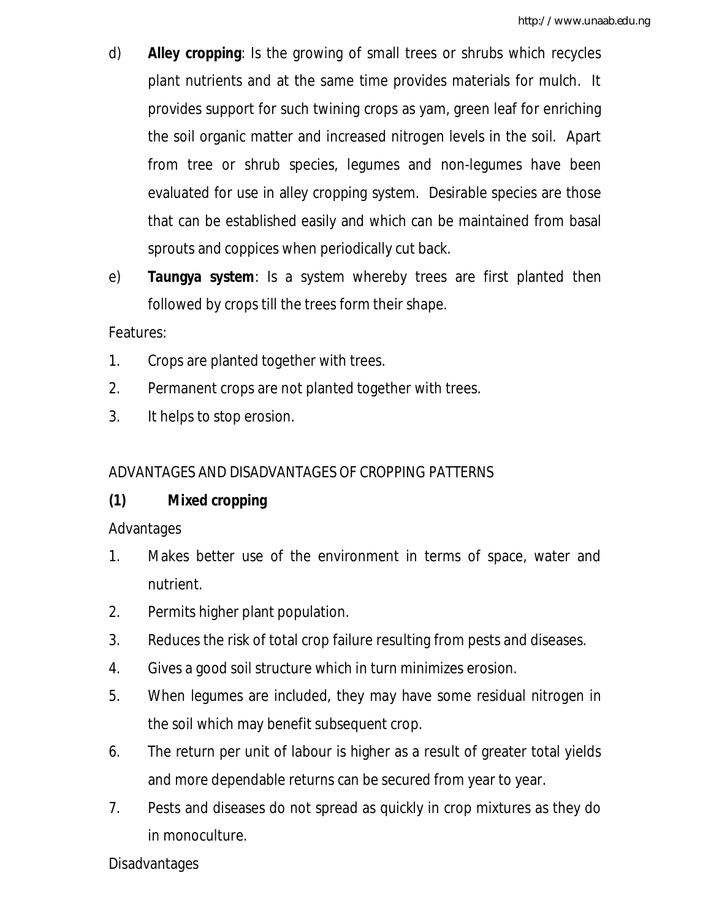d) **Alley cropping**: Is the growing of small trees or shrubs which recycles plant nutrients and at the same time provides materials for mulch. It provides support for such twining crops as yam, green leaf for enriching the soil organic matter and increased nitrogen levels in the soil. Apart from tree or shrub species, legumes and non-legumes have been evaluated for use in alley cropping system. Desirable species are those that can be established easily and which can be maintained from basal sprouts and coppices when periodically cut back.

e) **Taungya system**: Is a system whereby trees are first planted then followed by crops till the trees form their shape.

Features:

1. Crops are planted together with trees.
2. Permanent crops are not planted together with trees.
3. It helps to stop erosion.

ADVANTAGES AND DISADVANTAGES OF CROPPING PATTERNS

**(1) Mixed cropping**

Advantages

1. Makes better use of the environment in terms of space, water and nutrient.
2. Permits higher plant population.
3. Reduces the risk of total crop failure resulting from pests and diseases.
4. Gives a good soil structure which in turn minimizes erosion.
5. When legumes are included, they may have some residual nitrogen in the soil which may benefit subsequent crop.
6. The return per unit of labour is higher as a result of greater total yields and more dependable returns can be secured from year to year.
7. Pests and diseases do not spread as quickly in crop mixtures as they do in monoculture.

Disadvantages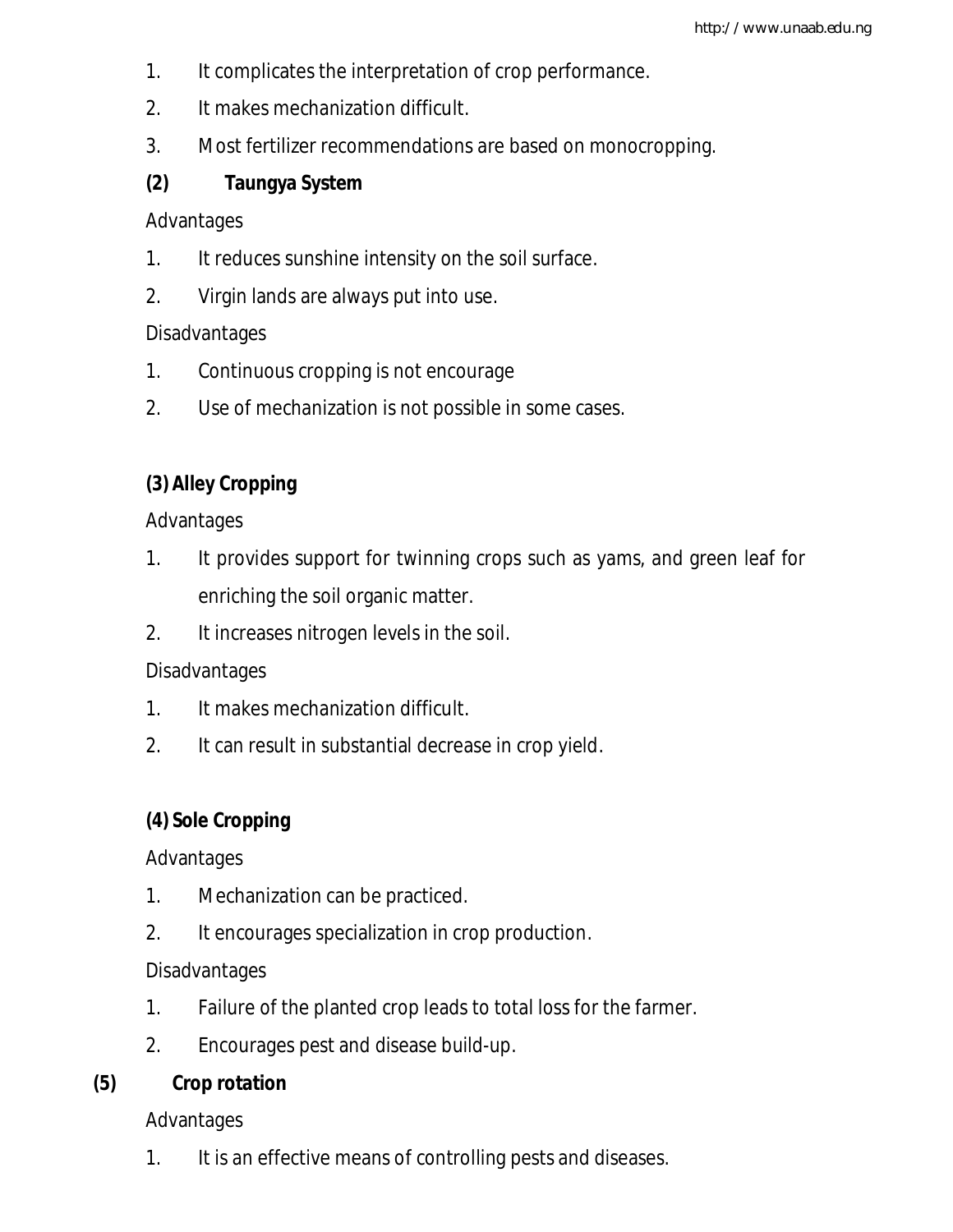1. It complicates the interpretation of crop performance.
2. It makes mechanization difficult.
3. Most fertilizer recommendations are based on monocropping.

**(2) Taungya System**

Advantages

1. It reduces sunshine intensity on the soil surface.
2. Virgin lands are always put into use.

Disadvantages

1. Continuous cropping is not encourage
2. Use of mechanization is not possible in some cases.

**(3) Alley Cropping**

Advantages

1. It provides support for twinning crops such as yams, and green leaf for enriching the soil organic matter.
2. It increases nitrogen levels in the soil.

Disadvantages

1. It makes mechanization difficult.
2. It can result in substantial decrease in crop yield.

**(4) Sole Cropping**

Advantages

1. Mechanization can be practiced.
2. It encourages specialization in crop production.

Disadvantages

1. Failure of the planted crop leads to total loss for the farmer.
2. Encourages pest and disease build-up.

**(5) Crop rotation**

Advantages

1. It is an effective means of controlling pests and diseases.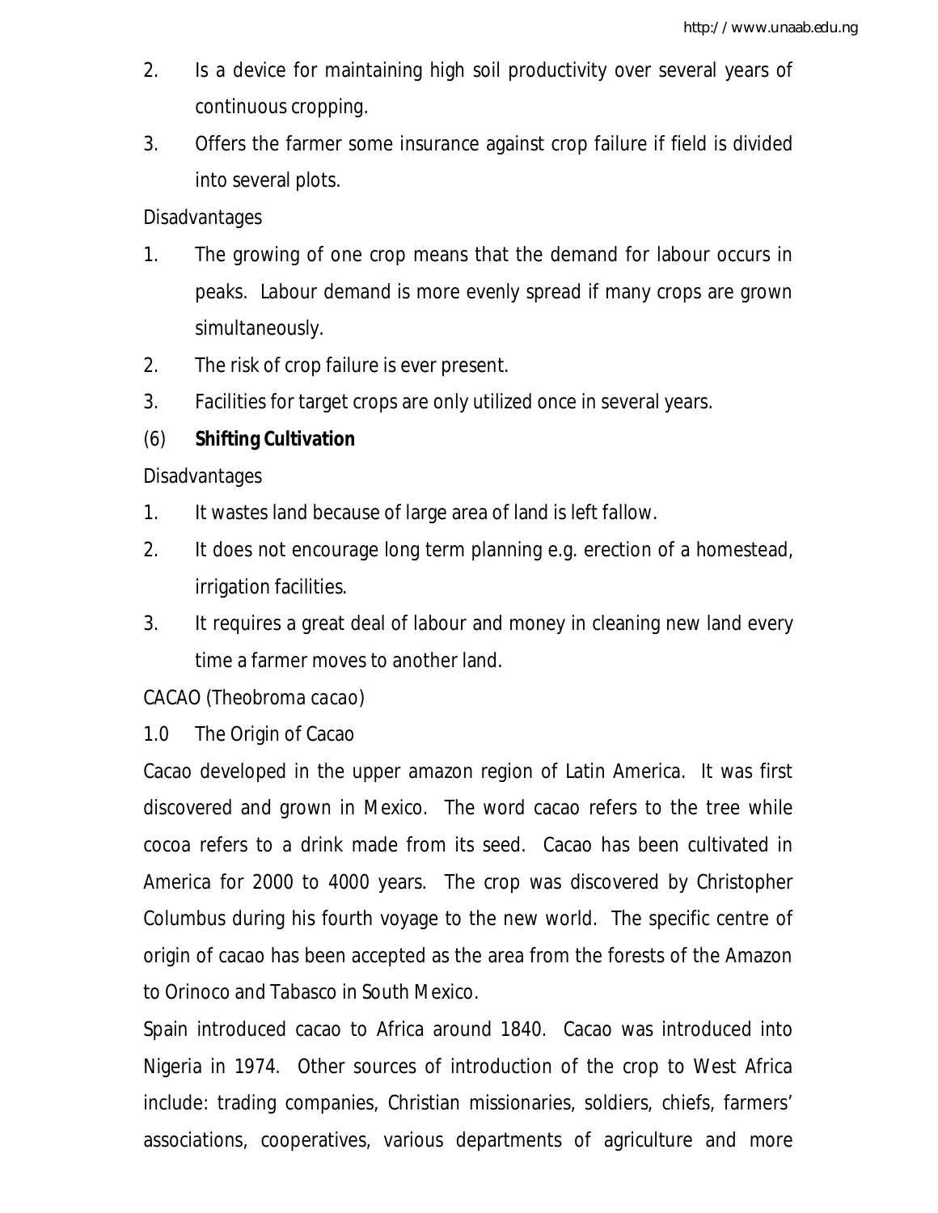2. Is a device for maintaining high soil productivity over several years of continuous cropping.
3. Offers the farmer some insurance against crop failure if field is divided into several plots.

Disadvantages

1. The growing of one crop means that the demand for labour occurs in peaks. Labour demand is more evenly spread if many crops are grown simultaneously.
2. The risk of crop failure is ever present.
3. Facilities for target crops are only utilized once in several years.

(6) **Shifting Cultivation**

Disadvantages

1. It wastes land because of large area of land is left fallow.
2. It does not encourage long term planning e.g. erection of a homestead, irrigation facilities.
3. It requires a great deal of labour and money in cleaning new land every time a farmer moves to another land.

CACAO (*Theobroma cacao*)

1.0 The Origin of Cacao

Cacao developed in the upper amazon region of Latin America. It was first discovered and grown in Mexico. The word cacao refers to the tree while cocoa refers to a drink made from its seed. Cacao has been cultivated in America for 2000 to 4000 years. The crop was discovered by Christopher Columbus during his fourth voyage to the new world. The specific centre of origin of cacao has been accepted as the area from the forests of the Amazon to Orinoco and Tabasco in South Mexico.

Spain introduced cacao to Africa around 1840. Cacao was introduced into Nigeria in 1974. Other sources of introduction of the crop to West Africa include: trading companies, Christian missionaries, soldiers, chiefs, farmers' associations, cooperatives, various departments of agriculture and more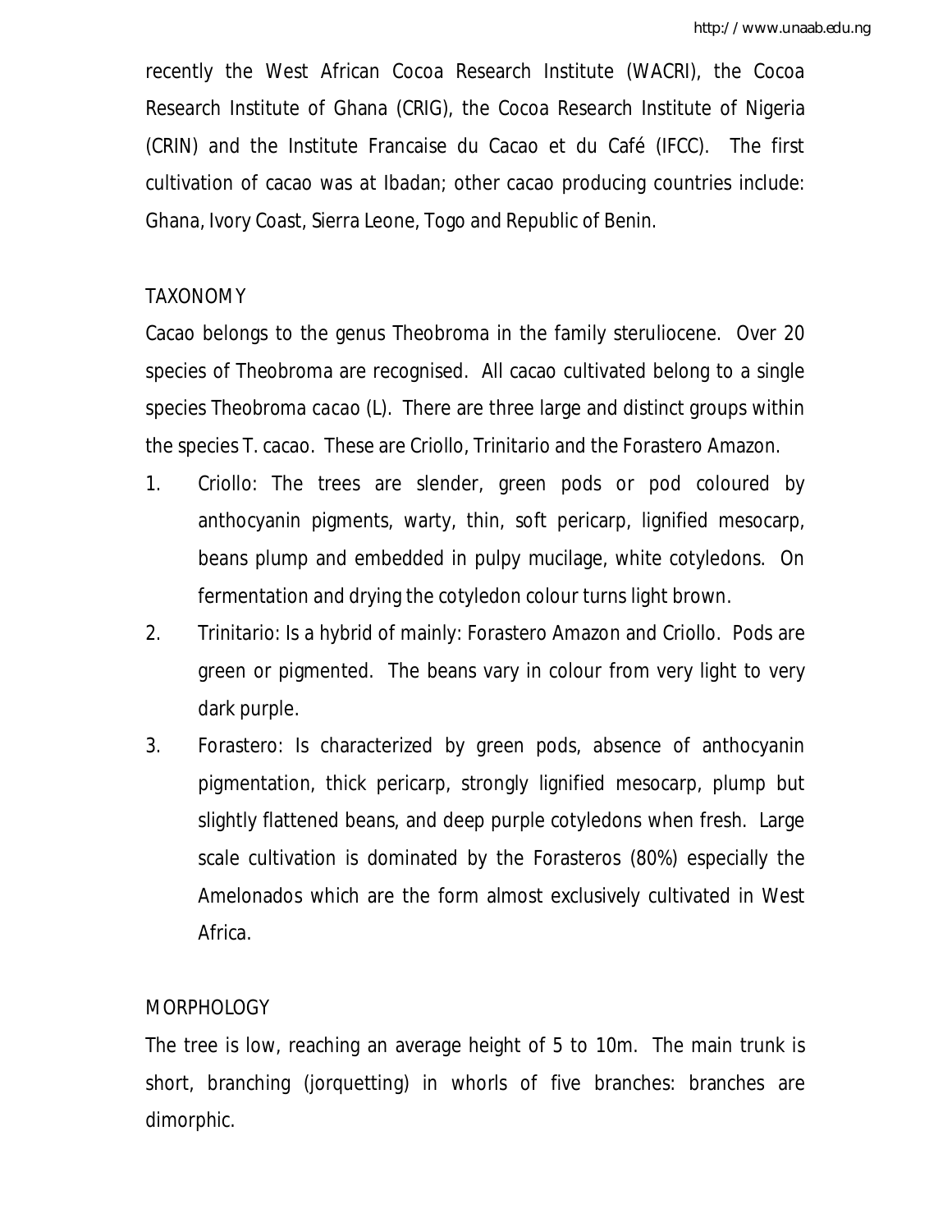recently the West African Cocoa Research Institute (WACRI), the Cocoa Research Institute of Ghana (CRIG), the Cocoa Research Institute of Nigeria (CRIN) and the Institute Francaise du Cacao et du Café (IFCC). The first cultivation of cacao was at Ibadan; other cacao producing countries include: Ghana, Ivory Coast, Sierra Leone, Togo and Republic of Benin.

## TAXONOMY

Cacao belongs to the genus Theobroma in the family steruliocene. Over 20 species of Theobroma are recognised. All cacao cultivated belong to a single species Theobroma cacao (L). There are three large and distinct groups within the species T. cacao. These are Criollo, Trinitario and the Forastero Amazon.

1. Criollo: The trees are slender, green pods or pod coloured by anthocyanin pigments, warty, thin, soft pericarp, lignified mesocarp, beans plump and embedded in pulpy mucilage, white cotyledons. On fermentation and drying the cotyledon colour turns light brown.
2. Trinitario: Is a hybrid of mainly: Forastero Amazon and Criollo. Pods are green or pigmented. The beans vary in colour from very light to very dark purple.
3. Forastero: Is characterized by green pods, absence of anthocyanin pigmentation, thick pericarp, strongly lignified mesocarp, plump but slightly flattened beans, and deep purple cotyledons when fresh. Large scale cultivation is dominated by the Forasteros (80%) especially the Amelonados which are the form almost exclusively cultivated in West Africa.

## MORPHOLOGY

The tree is low, reaching an average height of 5 to 10m. The main trunk is short, branching (jorquetting) in whorls of five branches: branches are dimorphic.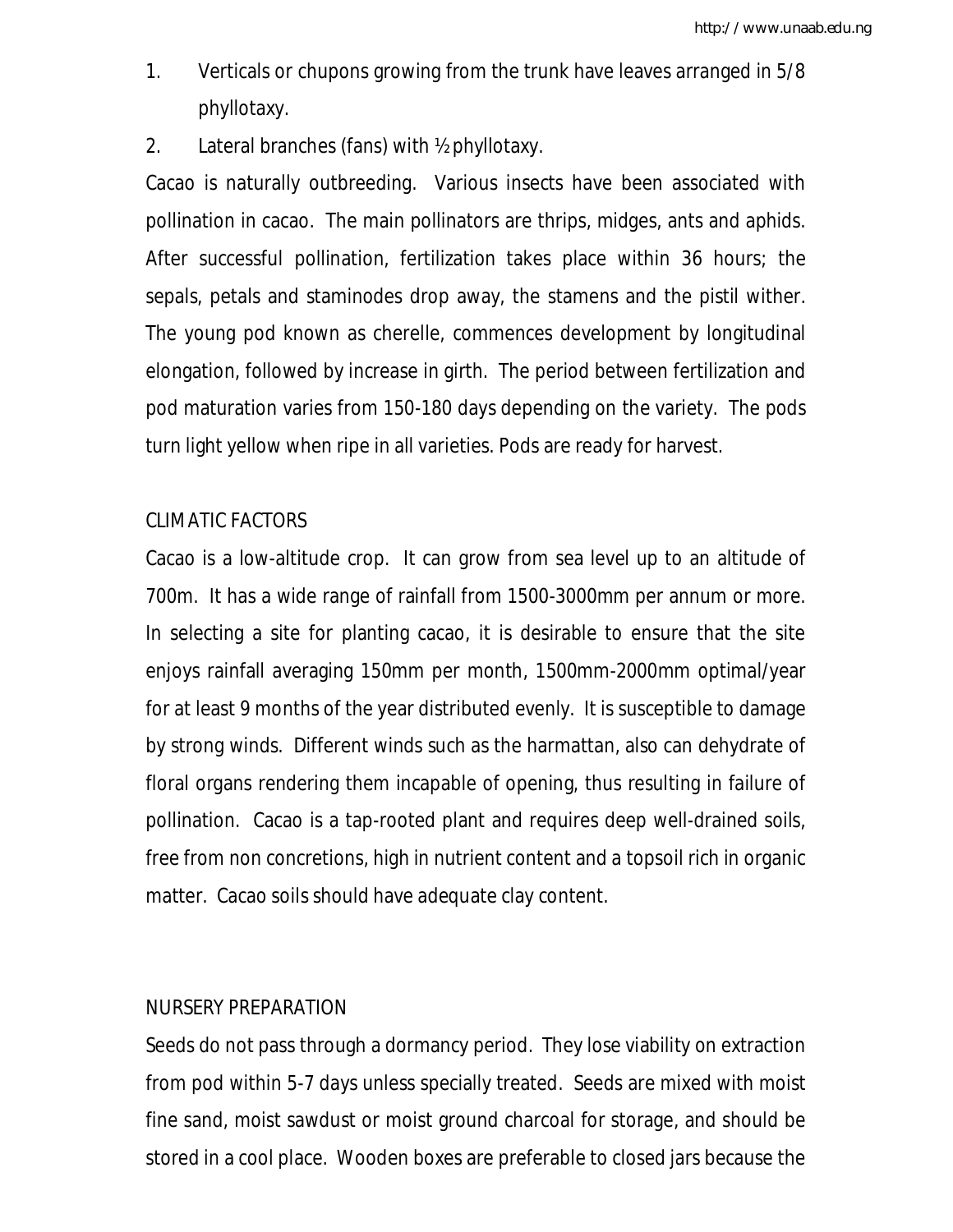1. Verticals or chupons growing from the trunk have leaves arranged in 5/8 phyllotaxy.
2. Lateral branches (fans) with ½ phyllotaxy.

Cacao is naturally outbreeding. Various insects have been associated with pollination in cacao. The main pollinators are thrips, midges, ants and aphids. After successful pollination, fertilization takes place within 36 hours; the sepals, petals and staminodes drop away, the stamens and the pistil wither. The young pod known as cherelle, commences development by longitudinal elongation, followed by increase in girth. The period between fertilization and pod maturation varies from 150-180 days depending on the variety. The pods turn light yellow when ripe in all varieties. Pods are ready for harvest.

## CLIMATIC FACTORS

Cacao is a low-altitude crop. It can grow from sea level up to an altitude of 700m. It has a wide range of rainfall from 1500-3000mm per annum or more. In selecting a site for planting cacao, it is desirable to ensure that the site enjoys rainfall averaging 150mm per month, 1500mm-2000mm optimal/year for at least 9 months of the year distributed evenly. It is susceptible to damage by strong winds. Different winds such as the harmattan, also can dehydrate of floral organs rendering them incapable of opening, thus resulting in failure of pollination. Cacao is a tap-rooted plant and requires deep well-drained soils, free from non concretions, high in nutrient content and a topsoil rich in organic matter. Cacao soils should have adequate clay content.

## NURSERY PREPARATION

Seeds do not pass through a dormancy period. They lose viability on extraction from pod within 5-7 days unless specially treated. Seeds are mixed with moist fine sand, moist sawdust or moist ground charcoal for storage, and should be stored in a cool place. Wooden boxes are preferable to closed jars because the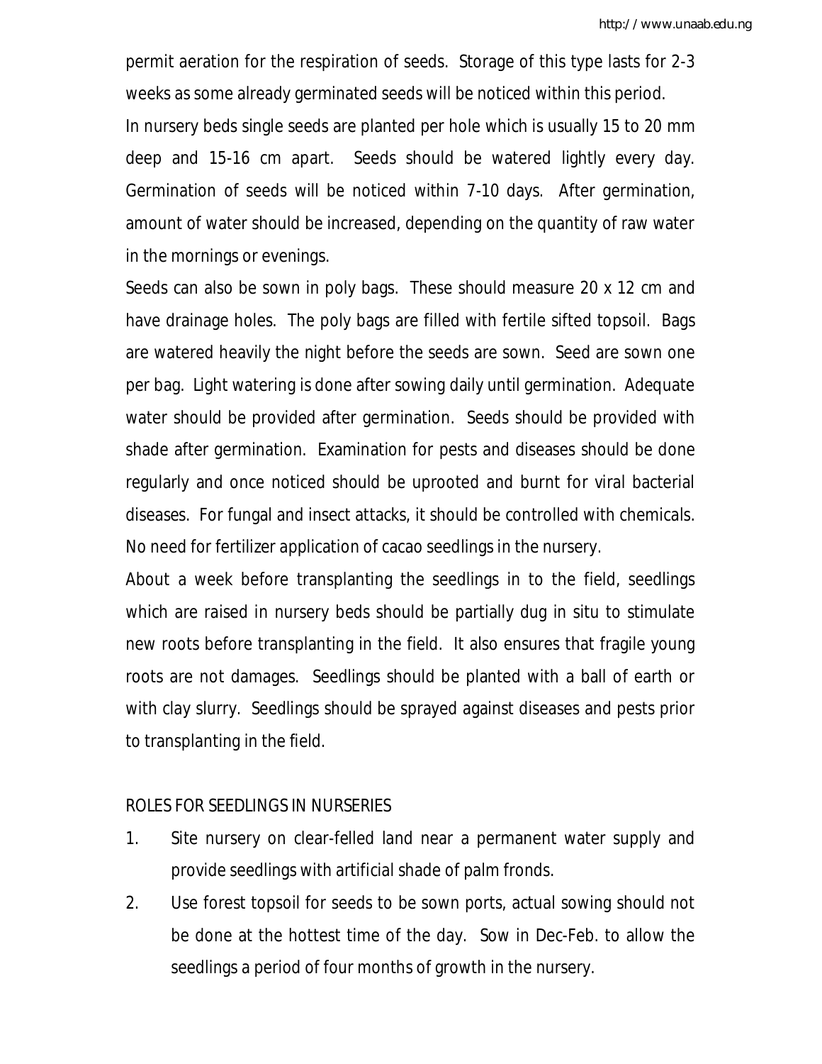permit aeration for the respiration of seeds. Storage of this type lasts for 2-3 weeks as some already germinated seeds will be noticed within this period.

In nursery beds single seeds are planted per hole which is usually 15 to 20 mm deep and 15-16 cm apart. Seeds should be watered lightly every day. Germination of seeds will be noticed within 7-10 days. After germination, amount of water should be increased, depending on the quantity of raw water in the mornings or evenings.

Seeds can also be sown in poly bags. These should measure 20 x 12 cm and have drainage holes. The poly bags are filled with fertile sifted topsoil. Bags are watered heavily the night before the seeds are sown. Seed are sown one per bag. Light watering is done after sowing daily until germination. Adequate water should be provided after germination. Seeds should be provided with shade after germination. Examination for pests and diseases should be done regularly and once noticed should be uprooted and burnt for viral bacterial diseases. For fungal and insect attacks, it should be controlled with chemicals. No need for fertilizer application of cacao seedlings in the nursery.

About a week before transplanting the seedlings in to the field, seedlings which are raised in nursery beds should be partially dug in situ to stimulate new roots before transplanting in the field. It also ensures that fragile young roots are not damages. Seedlings should be planted with a ball of earth or with clay slurry. Seedlings should be sprayed against diseases and pests prior to transplanting in the field.

## ROLES FOR SEEDLINGS IN NURSERIES

1. Site nursery on clear-felled land near a permanent water supply and provide seedlings with artificial shade of palm fronds.
2. Use forest topsoil for seeds to be sown ports, actual sowing should not be done at the hottest time of the day. Sow in Dec-Feb. to allow the seedlings a period of four months of growth in the nursery.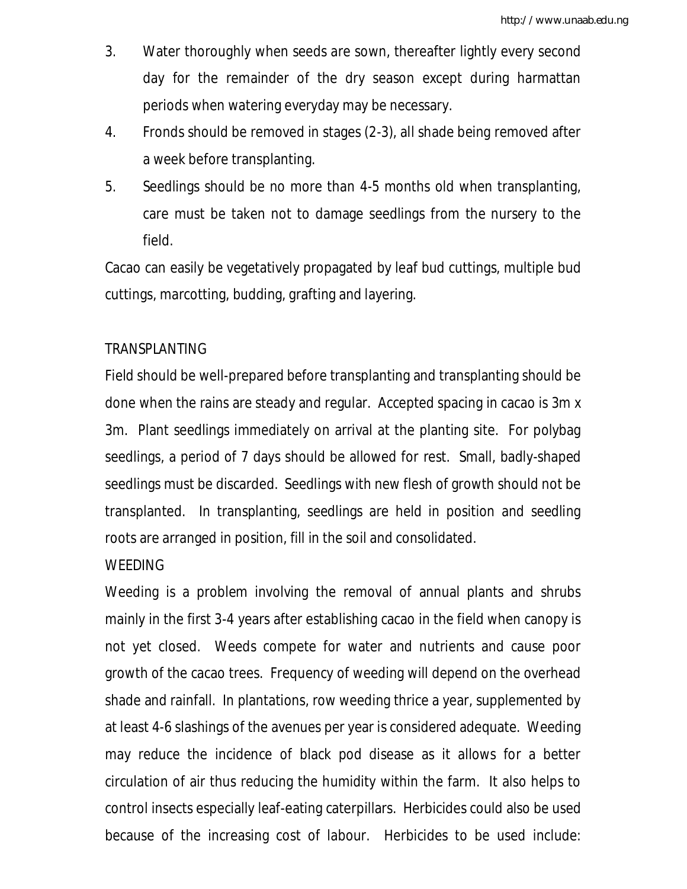3. Water thoroughly when seeds are sown, thereafter lightly every second day for the remainder of the dry season except during harmattan periods when watering everyday may be necessary.
4. Fronds should be removed in stages (2-3), all shade being removed after a week before transplanting.
5. Seedlings should be no more than 4-5 months old when transplanting, care must be taken not to damage seedlings from the nursery to the field.

Cacao can easily be vegetatively propagated by leaf bud cuttings, multiple bud cuttings, marcotting, budding, grafting and layering.

## TRANSPLANTING

Field should be well-prepared before transplanting and transplanting should be done when the rains are steady and regular. Accepted spacing in cacao is 3m x 3m. Plant seedlings immediately on arrival at the planting site. For polybag seedlings, a period of 7 days should be allowed for rest. Small, badly-shaped seedlings must be discarded. Seedlings with new flesh of growth should not be transplanted. In transplanting, seedlings are held in position and seedling roots are arranged in position, fill in the soil and consolidated.

## WEEDING

Weeding is a problem involving the removal of annual plants and shrubs mainly in the first 3-4 years after establishing cacao in the field when canopy is not yet closed. Weeds compete for water and nutrients and cause poor growth of the cacao trees. Frequency of weeding will depend on the overhead shade and rainfall. In plantations, row weeding thrice a year, supplemented by at least 4-6 slashings of the avenues per year is considered adequate. Weeding may reduce the incidence of black pod disease as it allows for a better circulation of air thus reducing the humidity within the farm. It also helps to control insects especially leaf-eating caterpillars. Herbicides could also be used because of the increasing cost of labour. Herbicides to be used include: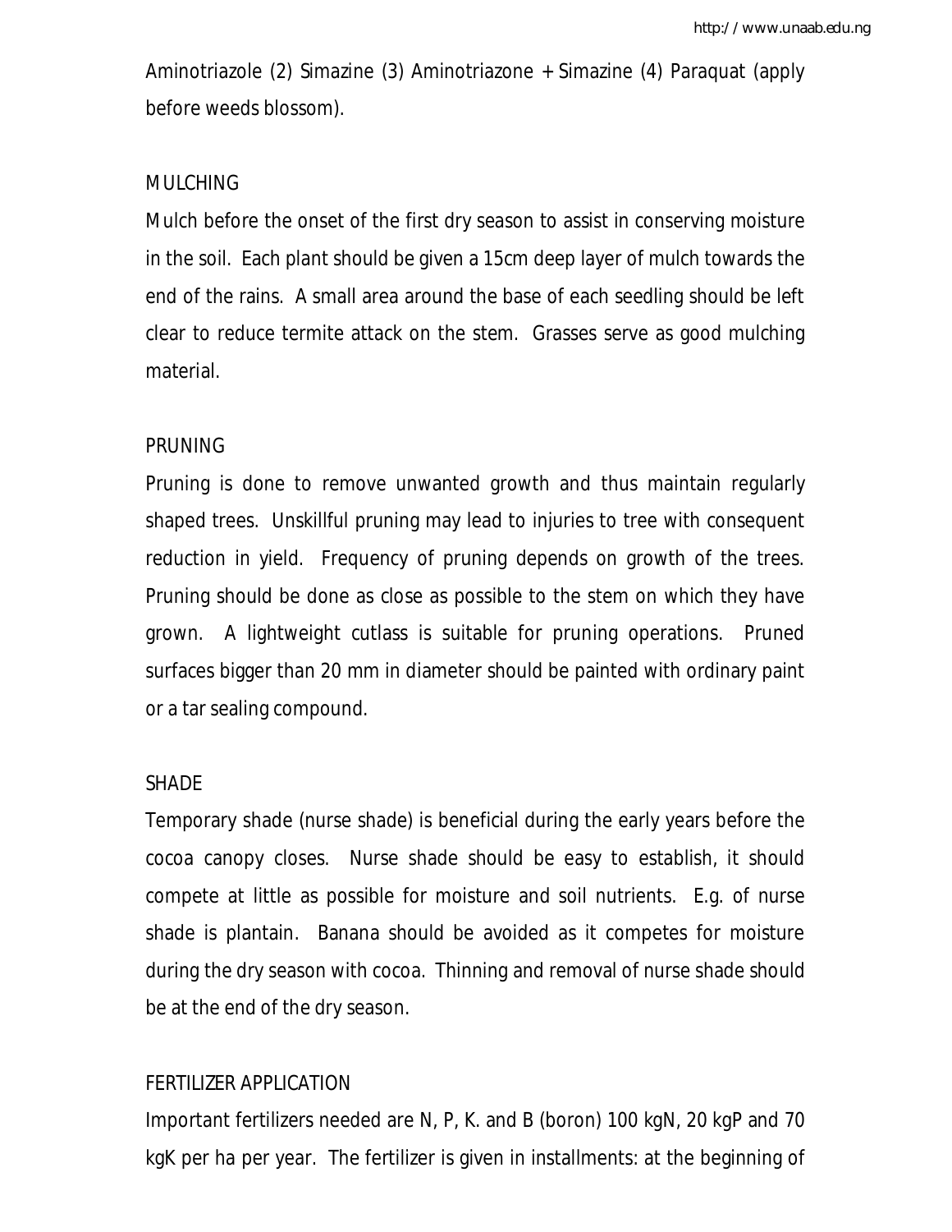Aminotriazole (2) Simazine (3) Aminotriazone + Simazine (4) Paraquat (apply before weeds blossom).

## MULCHING

Mulch before the onset of the first dry season to assist in conserving moisture in the soil. Each plant should be given a 15cm deep layer of mulch towards the end of the rains. A small area around the base of each seedling should be left clear to reduce termite attack on the stem. Grasses serve as good mulching material.

## PRUNING

Pruning is done to remove unwanted growth and thus maintain regularly shaped trees. Unskillful pruning may lead to injuries to tree with consequent reduction in yield. Frequency of pruning depends on growth of the trees. Pruning should be done as close as possible to the stem on which they have grown. A lightweight cutlass is suitable for pruning operations. Pruned surfaces bigger than 20 mm in diameter should be painted with ordinary paint or a tar sealing compound.

## SHADE

Temporary shade (nurse shade) is beneficial during the early years before the cocoa canopy closes. Nurse shade should be easy to establish, it should compete at little as possible for moisture and soil nutrients. E.g. of nurse shade is plantain. Banana should be avoided as it competes for moisture during the dry season with cocoa. Thinning and removal of nurse shade should be at the end of the dry season.

## FERTILIZER APPLICATION

Important fertilizers needed are N, P, K. and B (boron) 100 kgN, 20 kgP and 70 kgK per ha per year. The fertilizer is given in installments: at the beginning of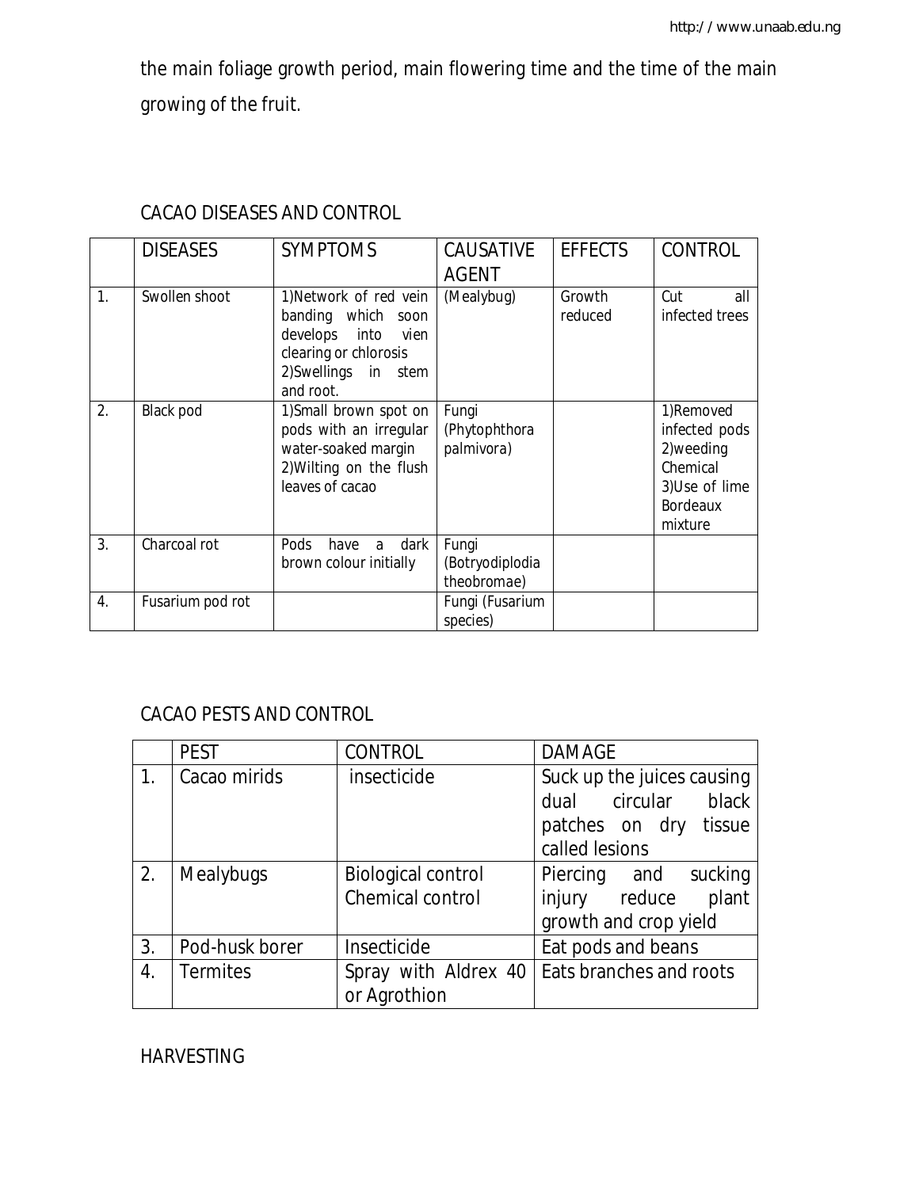the main foliage growth period, main flowering time and the time of the main growing of the fruit.

## CACAO DISEASES AND CONTROL

| | DISEASES | SYMPTOMS | CAUSATIVE AGENT | EFFECTS | CONTROL |
|---|---|---|---|---|---|
| 1. | Swollen shoot | 1)Network of red vein banding which soon develops into vien clearing or chlorosis 2)Swellings in stem and root. | (Mealybug) | Growth reduced | Cut all infected trees |
| 2. | Black pod | 1)Small brown spot on pods with an irregular water-soaked margin 2)Wilting on the flush leaves of cacao | Fungi (Phytophthora palmivora) | | 1)Removed infected pods 2)weeding Chemical 3)Use of lime Bordeaux mixture |
| 3. | Charcoal rot | Pods have a dark brown colour initially | Fungi (Botryodiplodia theobromae) | | |
| 4. | Fusarium pod rot | | Fungi (Fusarium species) | | |

## CACAO PESTS AND CONTROL

| | PEST | CONTROL | DAMAGE |
|---|---|---|---|
| 1. | Cacao mirids | insecticide | Suck up the juices causing dual circular black patches on dry tissue called lesions |
| 2. | Mealybugs | Biological control Chemical control | Piercing and sucking injury reduce plant growth and crop yield |
| 3. | Pod-husk borer | Insecticide | Eat pods and beans |
| 4. | Termites | Spray with Aldrex 40 or Agrothion | Eats branches and roots |

## HARVESTING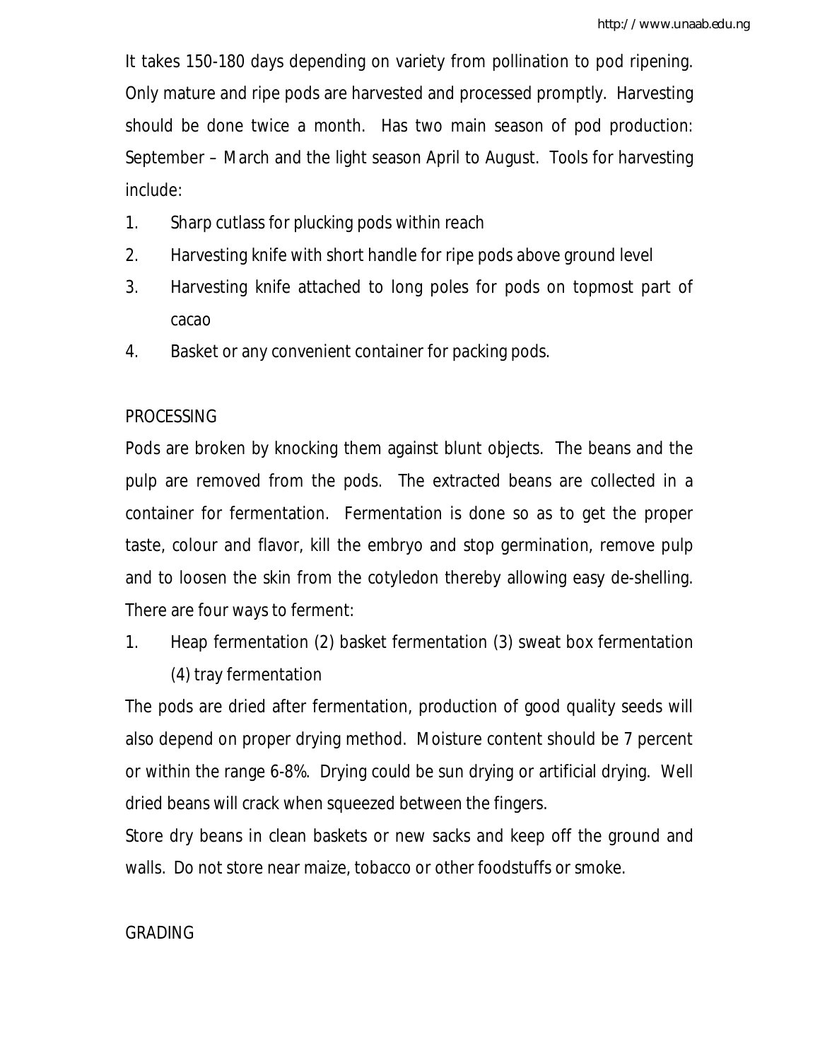It takes 150-180 days depending on variety from pollination to pod ripening. Only mature and ripe pods are harvested and processed promptly. Harvesting should be done twice a month. Has two main season of pod production: September – March and the light season April to August. Tools for harvesting include:

1. Sharp cutlass for plucking pods within reach
2. Harvesting knife with short handle for ripe pods above ground level
3. Harvesting knife attached to long poles for pods on topmost part of cacao
4. Basket or any convenient container for packing pods.

## PROCESSING

Pods are broken by knocking them against blunt objects. The beans and the pulp are removed from the pods. The extracted beans are collected in a container for fermentation. Fermentation is done so as to get the proper taste, colour and flavor, kill the embryo and stop germination, remove pulp and to loosen the skin from the cotyledon thereby allowing easy de-shelling. There are four ways to ferment:

1. Heap fermentation (2) basket fermentation (3) sweat box fermentation (4) tray fermentation

The pods are dried after fermentation, production of good quality seeds will also depend on proper drying method. Moisture content should be 7 percent or within the range 6-8%. Drying could be sun drying or artificial drying. Well dried beans will crack when squeezed between the fingers.

Store dry beans in clean baskets or new sacks and keep off the ground and walls. Do not store near maize, tobacco or other foodstuffs or smoke.

## GRADING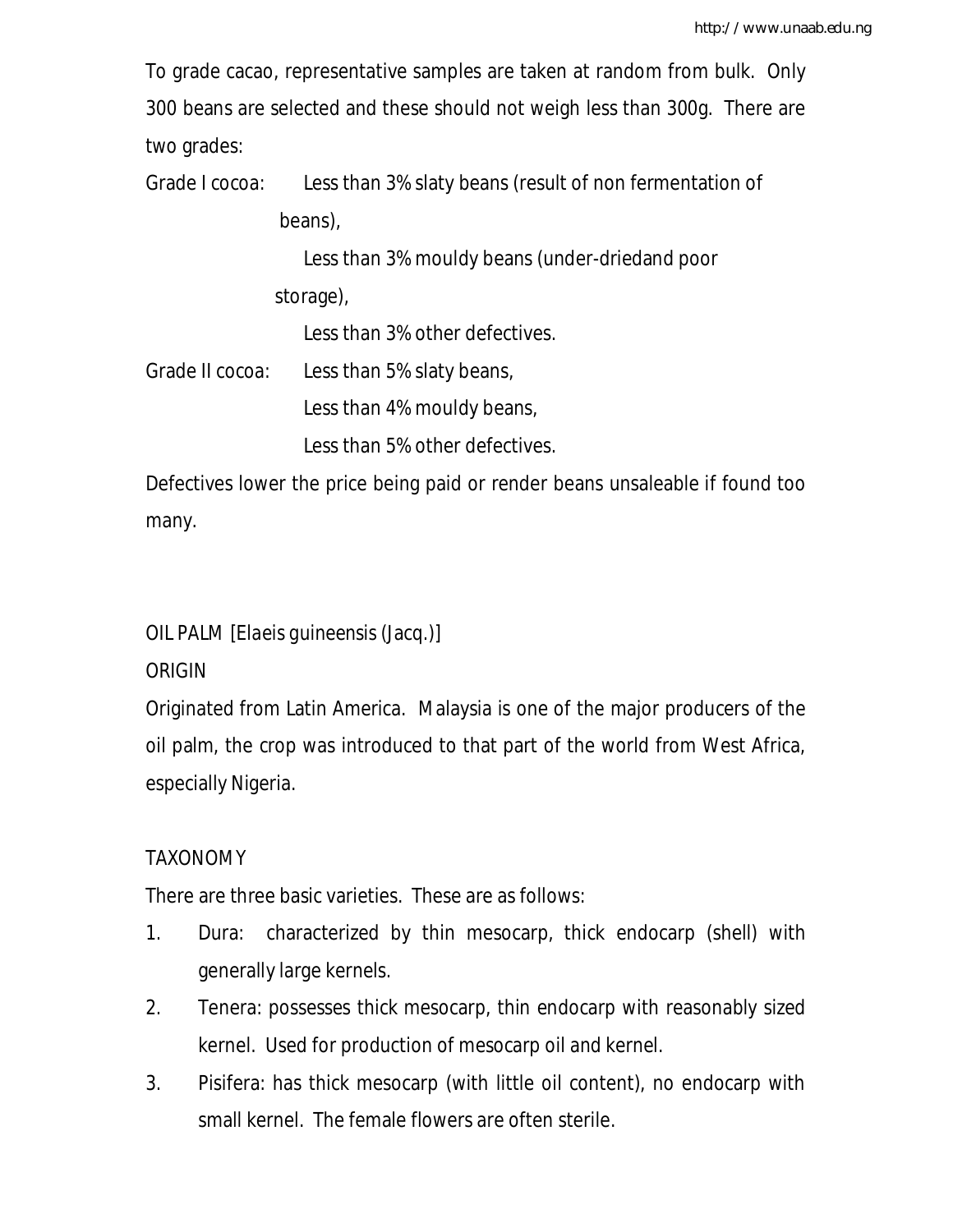To grade cacao, representative samples are taken at random from bulk. Only 300 beans are selected and these should not weigh less than 300g. There are two grades:

Grade I cocoa: Less than 3% slaty beans (result of non fermentation of beans),
Less than 3% mouldy beans (under-driedand poor storage),
Less than 3% other defectives.

Grade II cocoa: Less than 5% slaty beans,
Less than 4% mouldy beans,
Less than 5% other defectives.

Defectives lower the price being paid or render beans unsaleable if found too many.

## OIL PALM [Elaeis guineensis (Jacq.)]

### ORIGIN

Originated from Latin America. Malaysia is one of the major producers of the oil palm, the crop was introduced to that part of the world from West Africa, especially Nigeria.

### TAXONOMY

There are three basic varieties. These are as follows:

1. Dura: characterized by thin mesocarp, thick endocarp (shell) with generally large kernels.
2. Tenera: possesses thick mesocarp, thin endocarp with reasonably sized kernel. Used for production of mesocarp oil and kernel.
3. Pisifera: has thick mesocarp (with little oil content), no endocarp with small kernel. The female flowers are often sterile.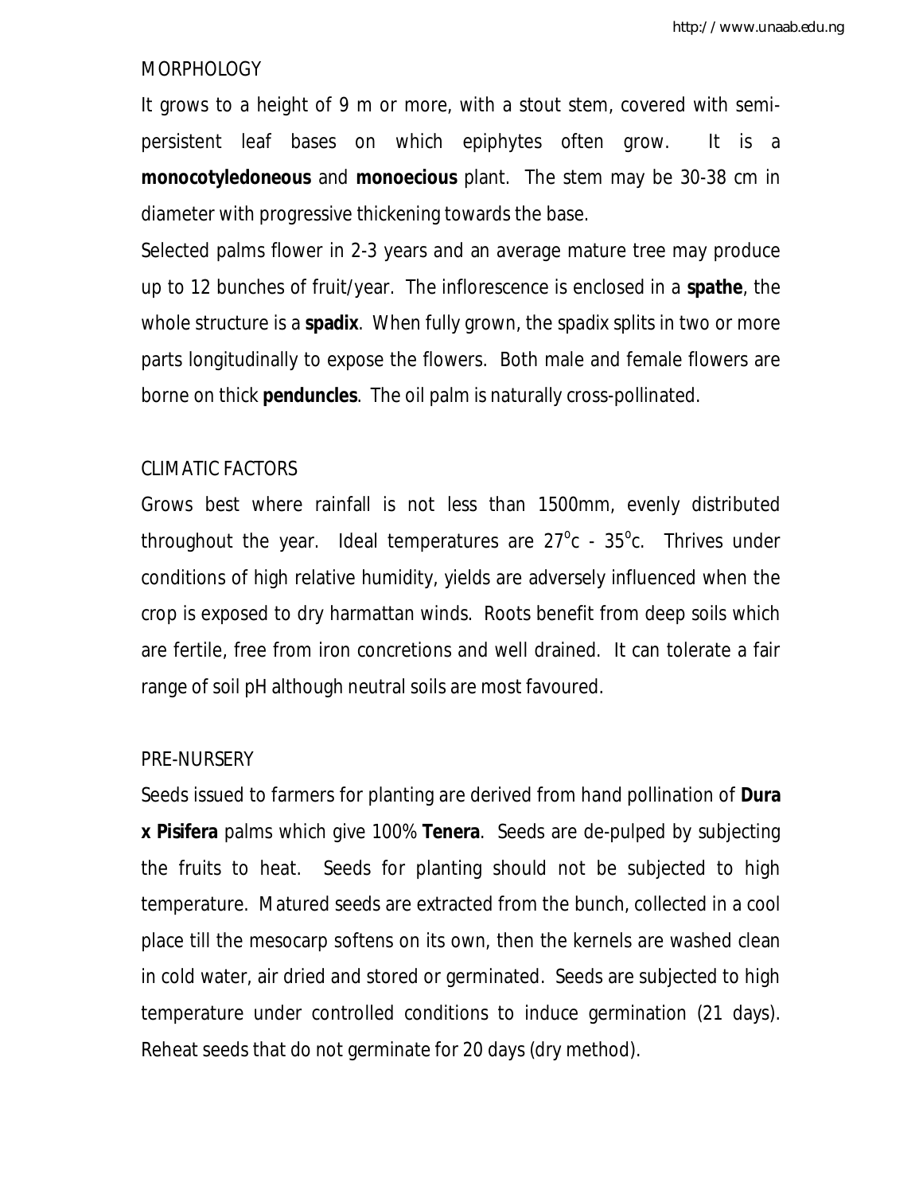## MORPHOLOGY

It grows to a height of 9 m or more, with a stout stem, covered with semi-persistent leaf bases on which epiphytes often grow. It is a **monocotyledoneous** and **monoecious** plant. The stem may be 30-38 cm in diameter with progressive thickening towards the base.

Selected palms flower in 2-3 years and an average mature tree may produce up to 12 bunches of fruit/year. The inflorescence is enclosed in a **spathe**, the whole structure is a **spadix**. When fully grown, the spadix splits in two or more parts longitudinally to expose the flowers. Both male and female flowers are borne on thick **penduncles**. The oil palm is naturally cross-pollinated.

## CLIMATIC FACTORS

Grows best where rainfall is not less than 1500mm, evenly distributed throughout the year. Ideal temperatures are $27^{o}c$ - $35^{o}c$. Thrives under conditions of high relative humidity, yields are adversely influenced when the crop is exposed to dry harmattan winds. Roots benefit from deep soils which are fertile, free from iron concretions and well drained. It can tolerate a fair range of soil pH although neutral soils are most favoured.

## PRE-NURSERY

Seeds issued to farmers for planting are derived from hand pollination of **Dura x Pisifera** palms which give 100% **Tenera**. Seeds are de-pulped by subjecting the fruits to heat. Seeds for planting should not be subjected to high temperature. Matured seeds are extracted from the bunch, collected in a cool place till the mesocarp softens on its own, then the kernels are washed clean in cold water, air dried and stored or germinated. Seeds are subjected to high temperature under controlled conditions to induce germination (21 days). Reheat seeds that do not germinate for 20 days (dry method).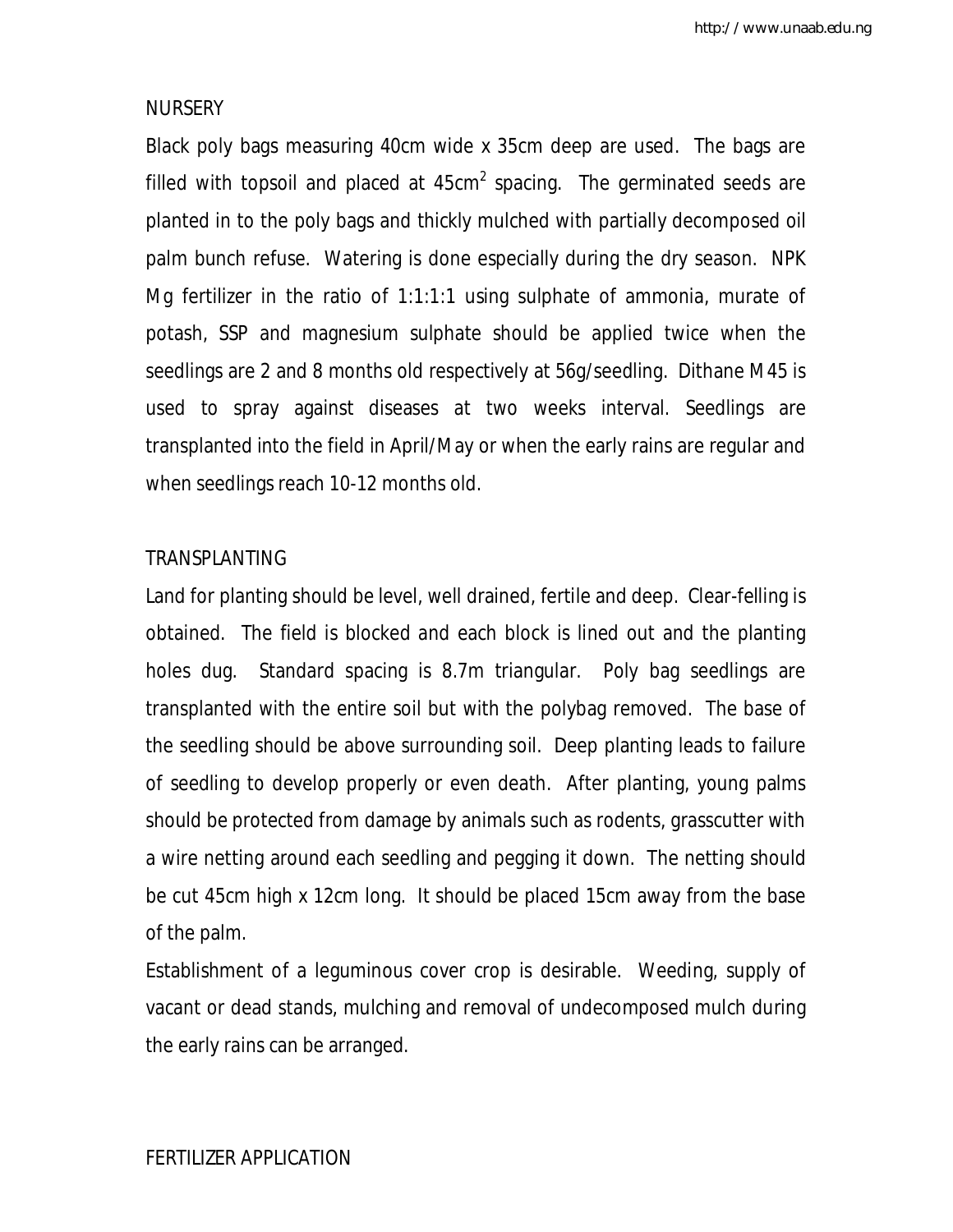## NURSERY

Black poly bags measuring 40cm wide x 35cm deep are used. The bags are filled with topsoil and placed at $45cm^2$ spacing. The germinated seeds are planted in to the poly bags and thickly mulched with partially decomposed oil palm bunch refuse. Watering is done especially during the dry season. NPK Mg fertilizer in the ratio of 1:1:1:1 using sulphate of ammonia, murate of potash, SSP and magnesium sulphate should be applied twice when the seedlings are 2 and 8 months old respectively at 56g/seedling. Dithane M45 is used to spray against diseases at two weeks interval. Seedlings are transplanted into the field in April/May or when the early rains are regular and when seedlings reach 10-12 months old.

## TRANSPLANTING

Land for planting should be level, well drained, fertile and deep. Clear-felling is obtained. The field is blocked and each block is lined out and the planting holes dug. Standard spacing is 8.7m triangular. Poly bag seedlings are transplanted with the entire soil but with the polybag removed. The base of the seedling should be above surrounding soil. Deep planting leads to failure of seedling to develop properly or even death. After planting, young palms should be protected from damage by animals such as rodents, grasscutter with a wire netting around each seedling and pegging it down. The netting should be cut 45cm high x 12cm long. It should be placed 15cm away from the base of the palm.

Establishment of a leguminous cover crop is desirable. Weeding, supply of vacant or dead stands, mulching and removal of undecomposed mulch during the early rains can be arranged.

## FERTILIZER APPLICATION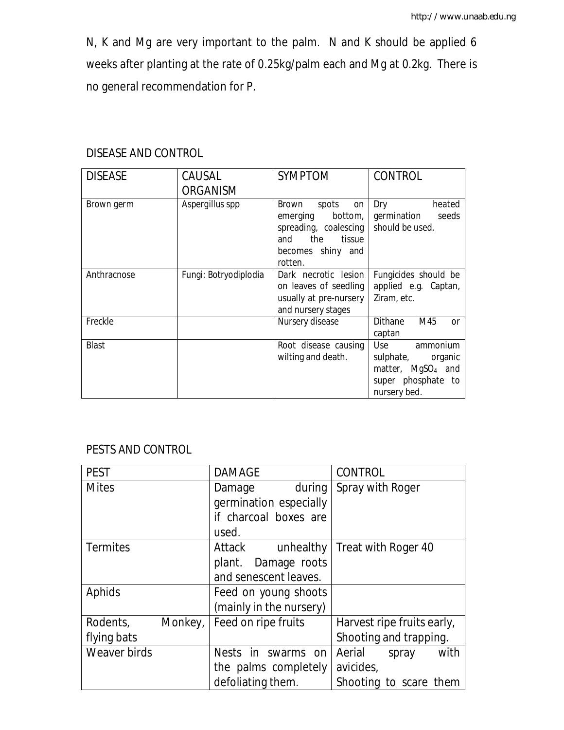N, K and Mg are very important to the palm. N and K should be applied 6 weeks after planting at the rate of 0.25kg/palm each and Mg at 0.2kg. There is no general recommendation for P.

## DISEASE AND CONTROL

| DISEASE | CAUSAL ORGANISM | SYMPTOM | CONTROL |
|---|---|---|---|
| Brown germ | Aspergillus spp | Brown spots on emerging bottom, spreading, coalescing and the tissue becomes shiny and rotten. | Dry heated germination seeds should be used. |
| Anthracnose | Fungi: Botryodiplodia | Dark necrotic lesion on leaves of seedling usually at pre-nursery and nursery stages | Fungicides should be applied e.g. Captan, Ziram, etc. |
| Freckle | | Nursery disease | Dithane M45 or captan |
| Blast | | Root disease causing wilting and death. | Use ammonium sulphate, organic matter, $MgSO_4$ and super phosphate to nursery bed. |

## PESTS AND CONTROL

| PEST | DAMAGE | CONTROL |
|---|---|---|
| Mites | Damage during germination especially if charcoal boxes are used. | Spray with Roger |
| Termites | Attack unhealthy plant. Damage roots and senescent leaves. | Treat with Roger 40 |
| Aphids | Feed on young shoots (mainly in the nursery) | |
| Rodents, Monkey, flying bats | Feed on ripe fruits | Harvest ripe fruits early, Shooting and trapping. |
| Weaver birds | Nests in swarms on the palms completely defoliating them. | Aerial spray with avicides, Shooting to scare them |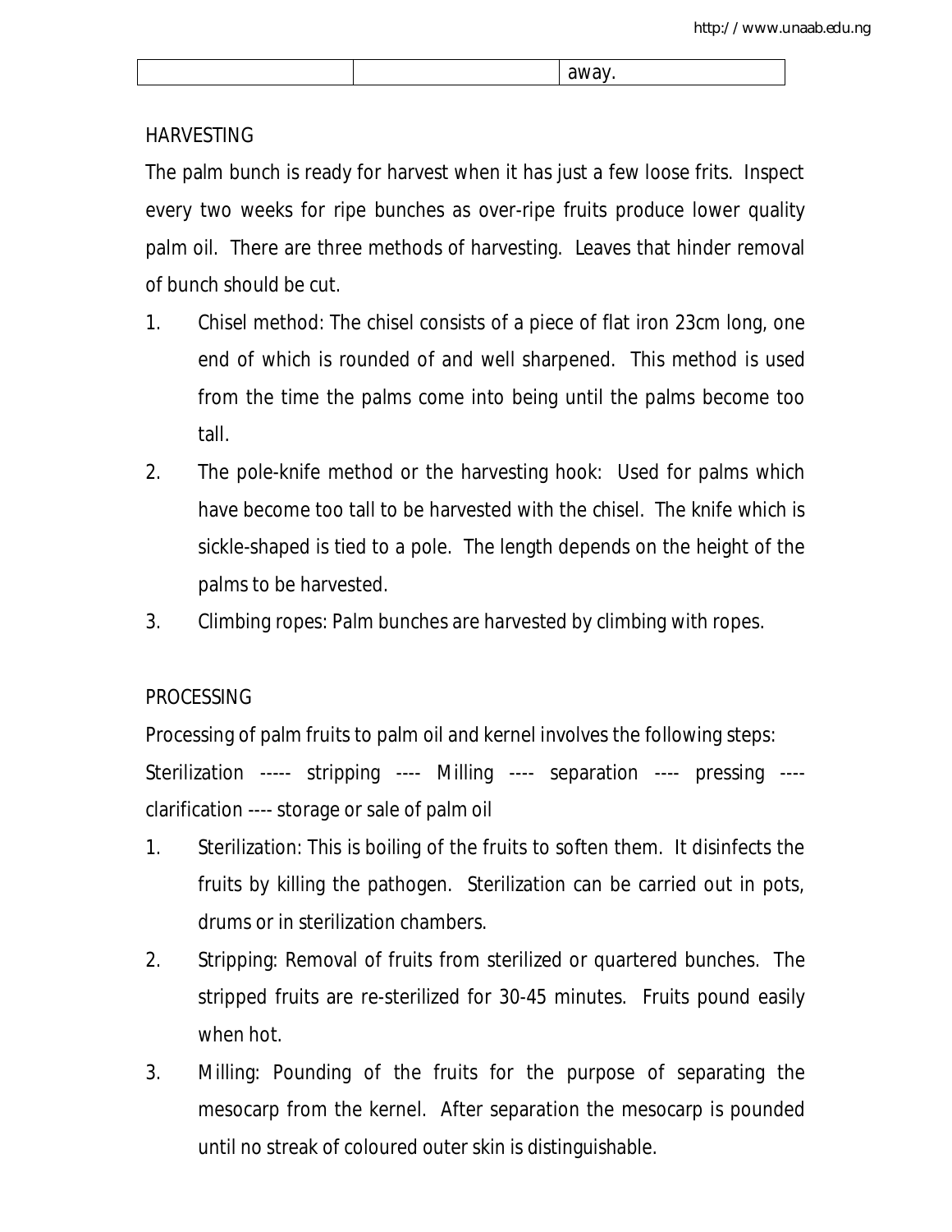|  |  | away. |
|---|---|---|

HARVESTING

The palm bunch is ready for harvest when it has just a few loose frits. Inspect every two weeks for ripe bunches as over-ripe fruits produce lower quality palm oil. There are three methods of harvesting. Leaves that hinder removal of bunch should be cut.

1. Chisel method: The chisel consists of a piece of flat iron 23cm long, one end of which is rounded of and well sharpened. This method is used from the time the palms come into being until the palms become too tall.
2. The pole-knife method or the harvesting hook: Used for palms which have become too tall to be harvested with the chisel. The knife which is sickle-shaped is tied to a pole. The length depends on the height of the palms to be harvested.
3. Climbing ropes: Palm bunches are harvested by climbing with ropes.

PROCESSING

Processing of palm fruits to palm oil and kernel involves the following steps:

Sterilization ----- stripping ---- Milling ---- separation ---- pressing ---- clarification ---- storage or sale of palm oil

1. Sterilization: This is boiling of the fruits to soften them. It disinfects the fruits by killing the pathogen. Sterilization can be carried out in pots, drums or in sterilization chambers.
2. Stripping: Removal of fruits from sterilized or quartered bunches. The stripped fruits are re-sterilized for 30-45 minutes. Fruits pound easily when hot.
3. Milling: Pounding of the fruits for the purpose of separating the mesocarp from the kernel. After separation the mesocarp is pounded until no streak of coloured outer skin is distinguishable.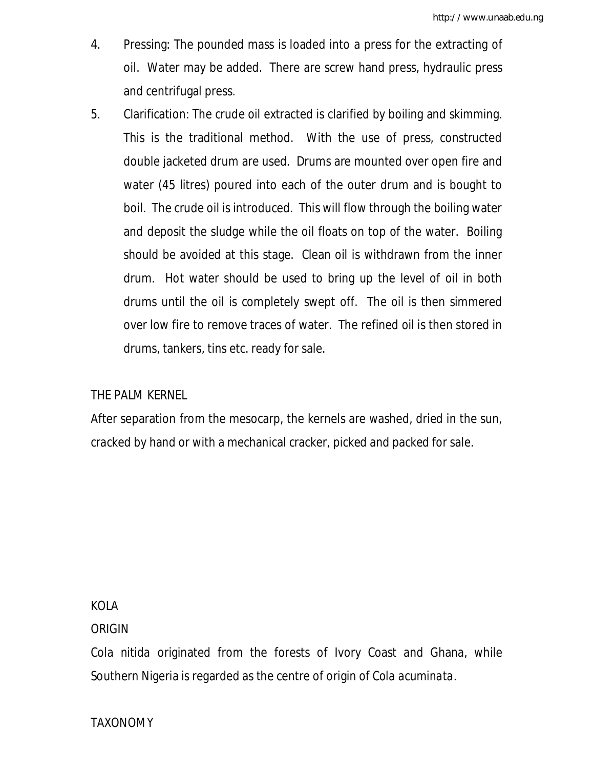4. Pressing: The pounded mass is loaded into a press for the extracting of oil. Water may be added. There are screw hand press, hydraulic press and centrifugal press.
5. Clarification: The crude oil extracted is clarified by boiling and skimming. This is the traditional method. With the use of press, constructed double jacketed drum are used. Drums are mounted over open fire and water (45 litres) poured into each of the outer drum and is bought to boil. The crude oil is introduced. This will flow through the boiling water and deposit the sludge while the oil floats on top of the water. Boiling should be avoided at this stage. Clean oil is withdrawn from the inner drum. Hot water should be used to bring up the level of oil in both drums until the oil is completely swept off. The oil is then simmered over low fire to remove traces of water. The refined oil is then stored in drums, tankers, tins etc. ready for sale.

## THE PALM KERNEL

After separation from the mesocarp, the kernels are washed, dried in the sun, cracked by hand or with a mechanical cracker, picked and packed for sale.

# KOLA

## ORIGIN

*Cola nitida* originated from the forests of Ivory Coast and Ghana, while Southern Nigeria is regarded as the centre of origin of *Cola acuminata*.

## TAXONOMY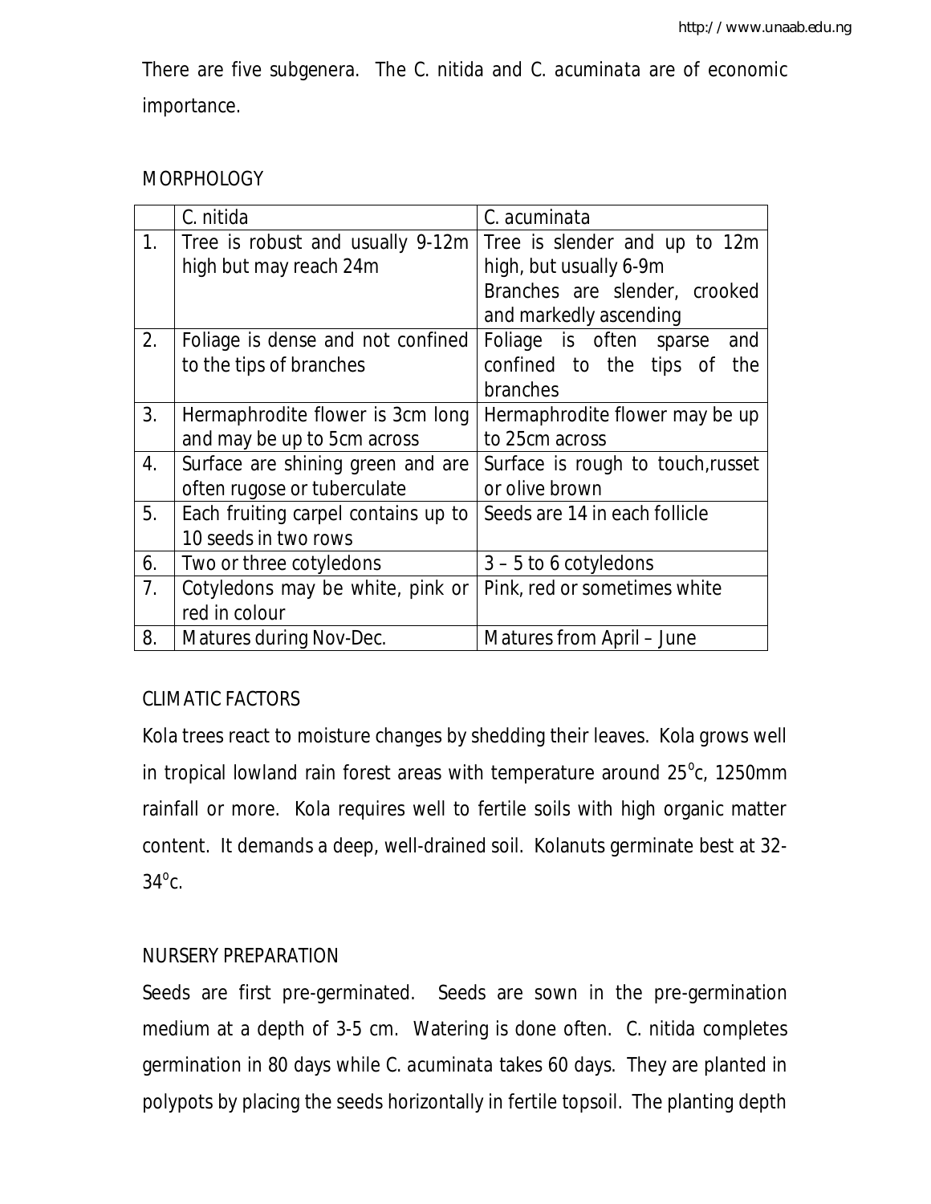There are five subgenera. The C. nitida and C. acuminata are of economic importance.

## MORPHOLOGY

| | C. nitida | C. acuminata |
|---|---|---|
| 1. | Tree is robust and usually 9-12m high but may reach 24m | Tree is slender and up to 12m high, but usually 6-9m Branches are slender, crooked and markedly ascending |
| 2. | Foliage is dense and not confined to the tips of branches | Foliage is often sparse and confined to the tips of the branches |
| 3. | Hermaphrodite flower is 3cm long and may be up to 5cm across | Hermaphrodite flower may be up to 25cm across |
| 4. | Surface are shining green and are often rugose or tuberculate | Surface is rough to touch,russet or olive brown |
| 5. | Each fruiting carpel contains up to 10 seeds in two rows | Seeds are 14 in each follicle |
| 6. | Two or three cotyledons | 3 – 5 to 6 cotyledons |
| 7. | Cotyledons may be white, pink or red in colour | Pink, red or sometimes white |
| 8. | Matures during Nov-Dec. | Matures from April – June |

## CLIMATIC FACTORS

Kola trees react to moisture changes by shedding their leaves. Kola grows well in tropical lowland rain forest areas with temperature around 25$^{o}$c, 1250mm rainfall or more. Kola requires well to fertile soils with high organic matter content. It demands a deep, well-drained soil. Kolanuts germinate best at 32-34$^{o}$c.

## NURSERY PREPARATION

Seeds are first pre-germinated. Seeds are sown in the pre-germination medium at a depth of 3-5 cm. Watering is done often. C. nitida completes germination in 80 days while C. acuminata takes 60 days. They are planted in polypots by placing the seeds horizontally in fertile topsoil. The planting depth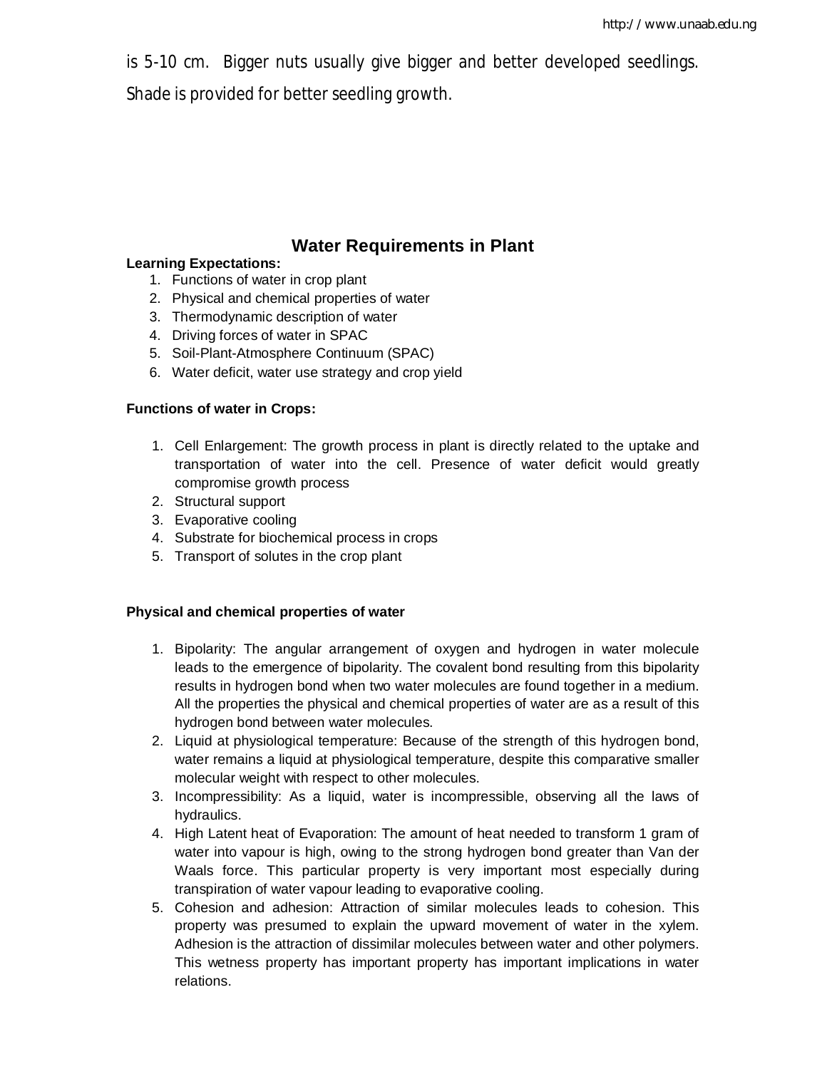is 5-10 cm. Bigger nuts usually give bigger and better developed seedlings. Shade is provided for better seedling growth.

## Water Requirements in Plant

**Learning Expectations:**

1. Functions of water in crop plant
2. Physical and chemical properties of water
3. Thermodynamic description of water
4. Driving forces of water in SPAC
5. Soil-Plant-Atmosphere Continuum (SPAC)
6. Water deficit, water use strategy and crop yield

**Functions of water in Crops:**

1. Cell Enlargement: The growth process in plant is directly related to the uptake and transportation of water into the cell. Presence of water deficit would greatly compromise growth process
2. Structural support
3. Evaporative cooling
4. Substrate for biochemical process in crops
5. Transport of solutes in the crop plant

**Physical and chemical properties of water**

1. Bipolarity: The angular arrangement of oxygen and hydrogen in water molecule leads to the emergence of bipolarity. The covalent bond resulting from this bipolarity results in hydrogen bond when two water molecules are found together in a medium. All the properties the physical and chemical properties of water are as a result of this hydrogen bond between water molecules.
2. Liquid at physiological temperature: Because of the strength of this hydrogen bond, water remains a liquid at physiological temperature, despite this comparative smaller molecular weight with respect to other molecules.
3. Incompressibility: As a liquid, water is incompressible, observing all the laws of hydraulics.
4. High Latent heat of Evaporation: The amount of heat needed to transform 1 gram of water into vapour is high, owing to the strong hydrogen bond greater than Van der Waals force. This particular property is very important most especially during transpiration of water vapour leading to evaporative cooling.
5. Cohesion and adhesion: Attraction of similar molecules leads to cohesion. This property was presumed to explain the upward movement of water in the xylem. Adhesion is the attraction of dissimilar molecules between water and other polymers. This wetness property has important property has important implications in water relations.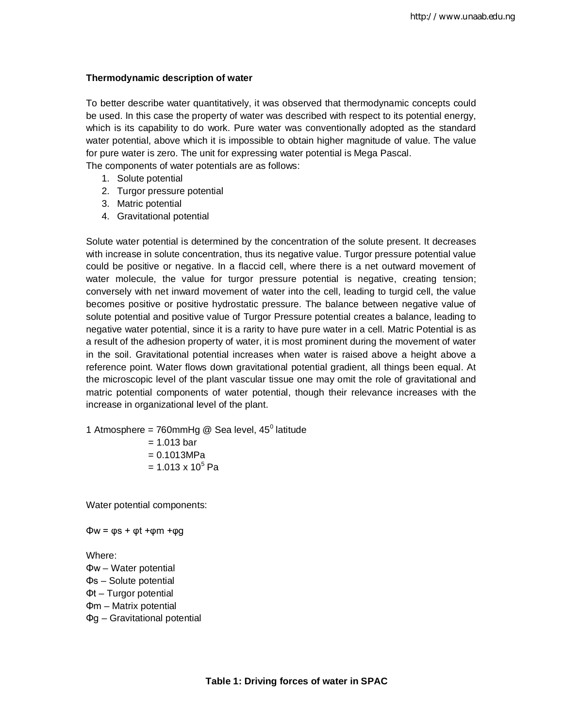**Thermodynamic description of water**

To better describe water quantitatively, it was observed that thermodynamic concepts could be used. In this case the property of water was described with respect to its potential energy, which is its capability to do work. Pure water was conventionally adopted as the standard water potential, above which it is impossible to obtain higher magnitude of value. The value for pure water is zero. The unit for expressing water potential is Mega Pascal.

The components of water potentials are as follows:

1. Solute potential
2. Turgor pressure potential
3. Matric potential
4. Gravitational potential

Solute water potential is determined by the concentration of the solute present. It decreases with increase in solute concentration, thus its negative value. Turgor pressure potential value could be positive or negative. In a flaccid cell, where there is a net outward movement of water molecule, the value for turgor pressure potential is negative, creating tension; conversely with net inward movement of water into the cell, leading to turgid cell, the value becomes positive or positive hydrostatic pressure. The balance between negative value of solute potential and positive value of Turgor Pressure potential creates a balance, leading to negative water potential, since it is a rarity to have pure water in a cell. Matric Potential is as a result of the adhesion property of water, it is most prominent during the movement of water in the soil. Gravitational potential increases when water is raised above a height above a reference point. Water flows down gravitational potential gradient, all things been equal. At the microscopic level of the plant vascular tissue one may omit the role of gravitational and matric potential components of water potential, though their relevance increases with the increase in organizational level of the plant.

1 Atmosphere = 760mmHg @ Sea level, $45^0$ latitude
= 1.013 bar
= 0.1013MPa
= $1.013 \times 10^5$ Pa

Water potential components:

$$\Phi w = \varphi s + \varphi t + \varphi m + \varphi g$$

Where:
$\Phi w$ – Water potential
$\Phi s$ – Solute potential
$\Phi t$ – Turgor potential
$\Phi m$ – Matrix potential
$\Phi g$ – Gravitational potential

**Table 1: Driving forces of water in SPAC**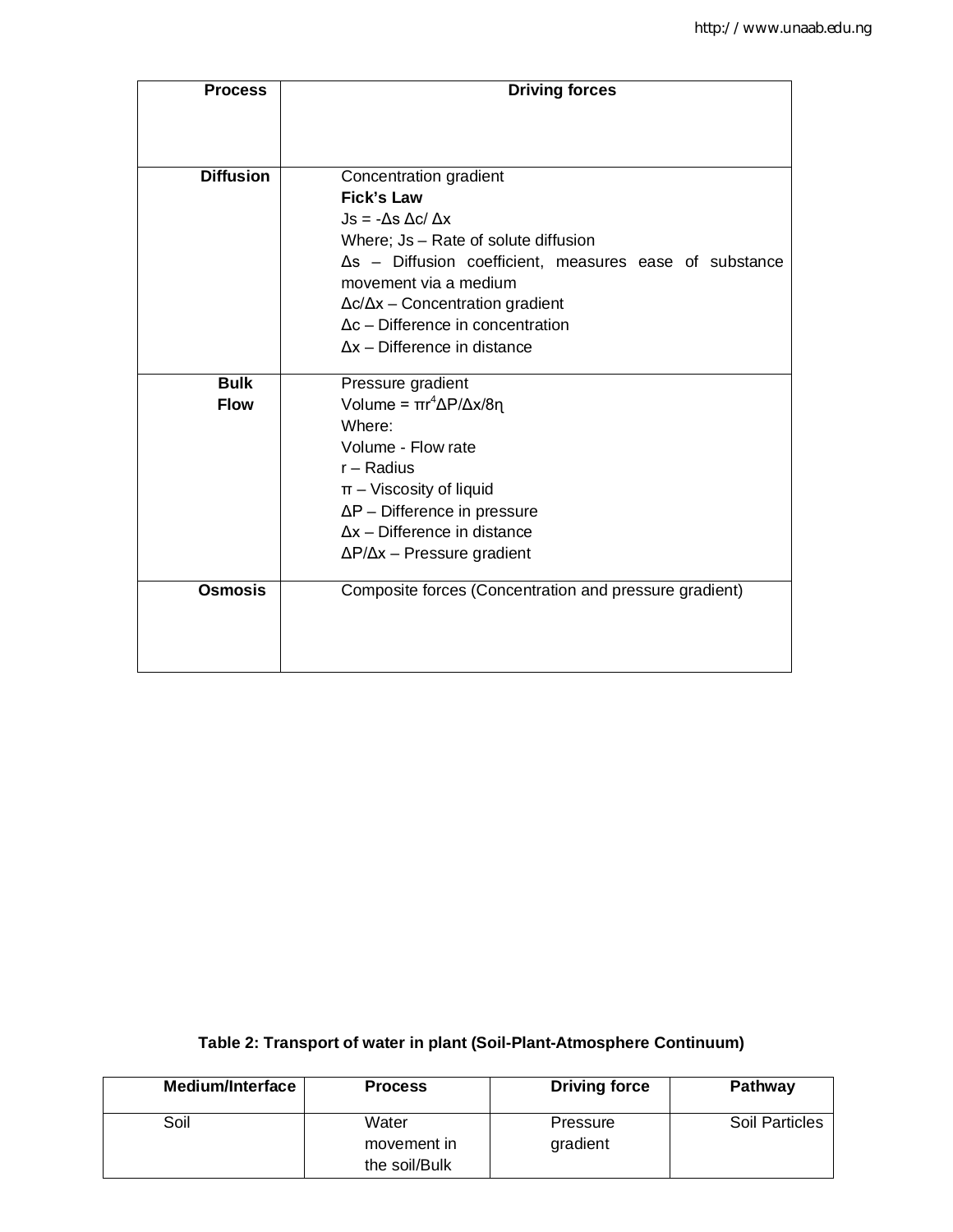| Process | Driving forces |
| --- | --- |
| **Diffusion** | Concentration gradient<br>**Fick's Law**<br>$Js = -\Delta s \, \Delta c / \Delta x$<br>Where; Js – Rate of solute diffusion<br>Δs – Diffusion coefficient, measures ease of substance movement via a medium<br>$\Delta c/\Delta x$ – Concentration gradient<br>Δc – Difference in concentration<br>Δx – Difference in distance |
| **Bulk Flow** | Pressure gradient<br>$Volume = \pi r^4 \Delta P / \Delta x / 8\eta$<br>Where:<br>Volume - Flow rate<br>r – Radius<br>π – Viscosity of liquid<br>ΔP – Difference in pressure<br>Δx – Difference in distance<br>$\Delta P/\Delta x$ – Pressure gradient |
| **Osmosis** | Composite forces (Concentration and pressure gradient) |

**Table 2: Transport of water in plant (Soil-Plant-Atmosphere Continuum)**

| Medium/Interface | Process | Driving force | Pathway |
| --- | --- | --- | --- |
| Soil | Water movement in the soil/Bulk | Pressure gradient | Soil Particles |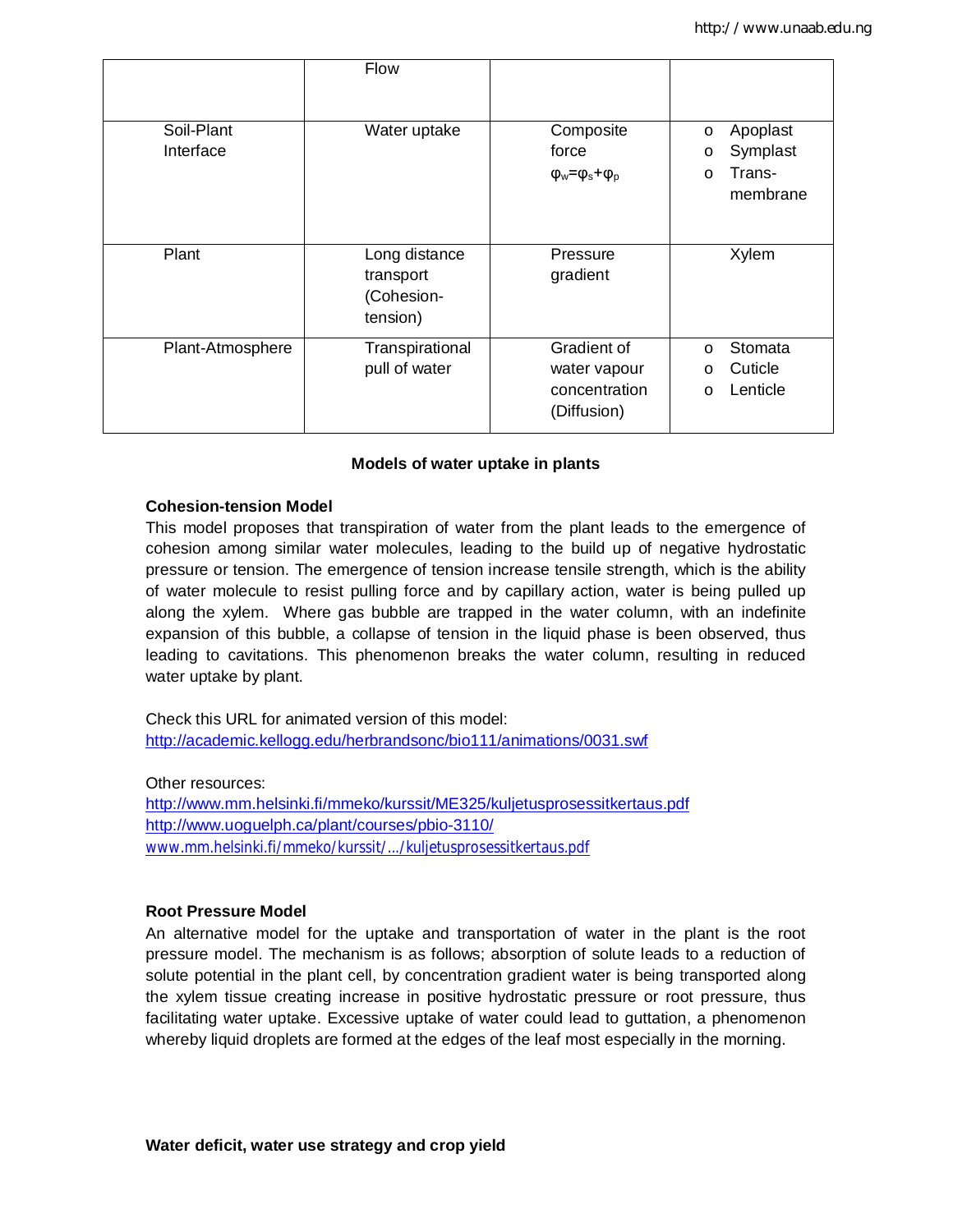| | Flow | | |
|---|---|---|---|
| Soil-Plant Interface | Water uptake | Composite force $\varphi_w = \varphi_s + \varphi_p$ | o Apoplast<br>o Symplast<br>o Trans-membrane |
| Plant | Long distance transport (Cohesion-tension) | Pressure gradient | Xylem |
| Plant-Atmosphere | Transpirational pull of water | Gradient of water vapour concentration (Diffusion) | o Stomata<br>o Cuticle<br>o Lenticle |

**Models of water uptake in plants**

**Cohesion-tension Model**

This model proposes that transpiration of water from the plant leads to the emergence of cohesion among similar water molecules, leading to the build up of negative hydrostatic pressure or tension. The emergence of tension increase tensile strength, which is the ability of water molecule to resist pulling force and by capillary action, water is being pulled up along the xylem. Where gas bubble are trapped in the water column, with an indefinite expansion of this bubble, a collapse of tension in the liquid phase is been observed, thus leading to cavitations. This phenomenon breaks the water column, resulting in reduced water uptake by plant.

Check this URL for animated version of this model:
http://academic.kellogg.edu/herbrandsonc/bio111/animations/0031.swf

Other resources:
http://www.mm.helsinki.fi/mmeko/kurssit/ME325/kuljetusprosessitkertaus.pdf
http://www.uoguelph.ca/plant/courses/pbio-3110/
www.mm.helsinki.fi/mmeko/kurssit/.../kuljetusprosessitkertaus.pdf

**Root Pressure Model**

An alternative model for the uptake and transportation of water in the plant is the root pressure model. The mechanism is as follows; absorption of solute leads to a reduction of solute potential in the plant cell, by concentration gradient water is being transported along the xylem tissue creating increase in positive hydrostatic pressure or root pressure, thus facilitating water uptake. Excessive uptake of water could lead to guttation, a phenomenon whereby liquid droplets are formed at the edges of the leaf most especially in the morning.

**Water deficit, water use strategy and crop yield**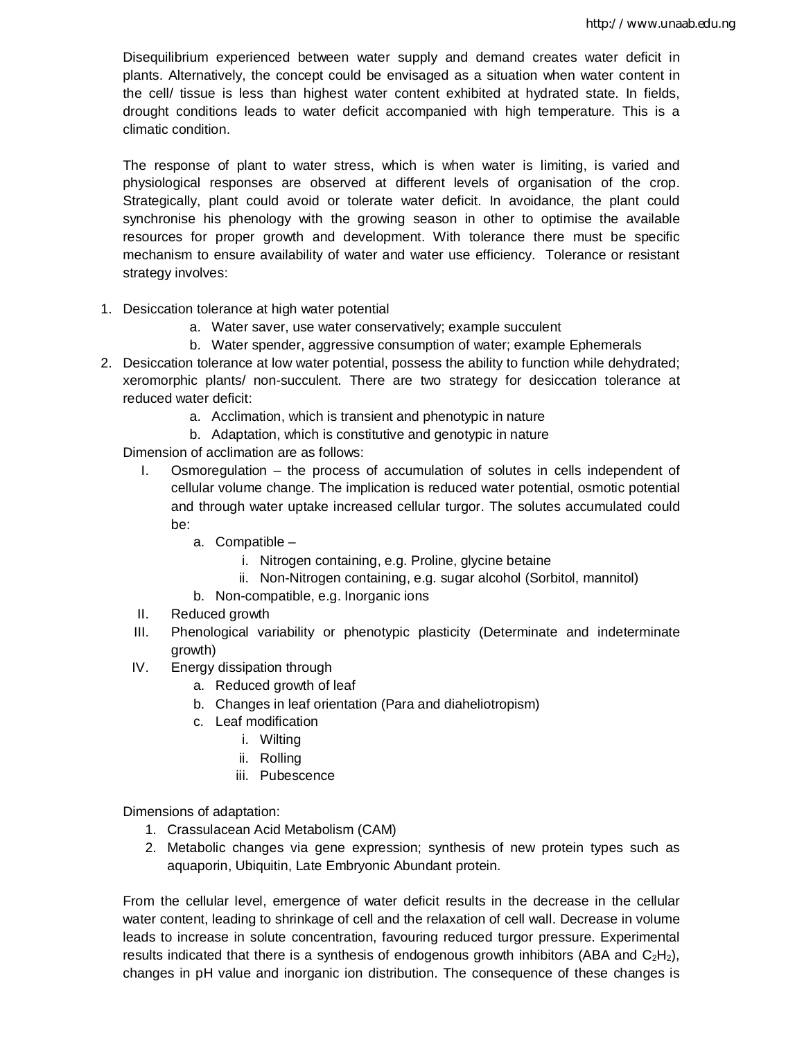Disequilibrium experienced between water supply and demand creates water deficit in plants. Alternatively, the concept could be envisaged as a situation when water content in the cell/ tissue is less than highest water content exhibited at hydrated state. In fields, drought conditions leads to water deficit accompanied with high temperature. This is a climatic condition.

The response of plant to water stress, which is when water is limiting, is varied and physiological responses are observed at different levels of organisation of the crop. Strategically, plant could avoid or tolerate water deficit. In avoidance, the plant could synchronise his phenology with the growing season in other to optimise the available resources for proper growth and development. With tolerance there must be specific mechanism to ensure availability of water and water use efficiency. Tolerance or resistant strategy involves:

1. Desiccation tolerance at high water potential
    a. Water saver, use water conservatively; example succulent
    b. Water spender, aggressive consumption of water; example Ephemerals
2. Desiccation tolerance at low water potential, possess the ability to function while dehydrated; xeromorphic plants/ non-succulent. There are two strategy for desiccation tolerance at reduced water deficit:
    a. Acclimation, which is transient and phenotypic in nature
    b. Adaptation, which is constitutive and genotypic in nature

Dimension of acclimation are as follows:

I. Osmoregulation – the process of accumulation of solutes in cells independent of cellular volume change. The implication is reduced water potential, osmotic potential and through water uptake increased cellular turgor. The solutes accumulated could be:
    a. Compatible –
        i. Nitrogen containing, e.g. Proline, glycine betaine
        ii. Non-Nitrogen containing, e.g. sugar alcohol (Sorbitol, mannitol)
    b. Non-compatible, e.g. Inorganic ions
II. Reduced growth
III. Phenological variability or phenotypic plasticity (Determinate and indeterminate growth)
IV. Energy dissipation through
    a. Reduced growth of leaf
    b. Changes in leaf orientation (Para and diaheliotropism)
    c. Leaf modification
        i. Wilting
        ii. Rolling
        iii. Pubescence

Dimensions of adaptation:

1. Crassulacean Acid Metabolism (CAM)
2. Metabolic changes via gene expression; synthesis of new protein types such as aquaporin, Ubiquitin, Late Embryonic Abundant protein.

From the cellular level, emergence of water deficit results in the decrease in the cellular water content, leading to shrinkage of cell and the relaxation of cell wall. Decrease in volume leads to increase in solute concentration, favouring reduced turgor pressure. Experimental results indicated that there is a synthesis of endogenous growth inhibitors (ABA and $C_2H_2$), changes in pH value and inorganic ion distribution. The consequence of these changes is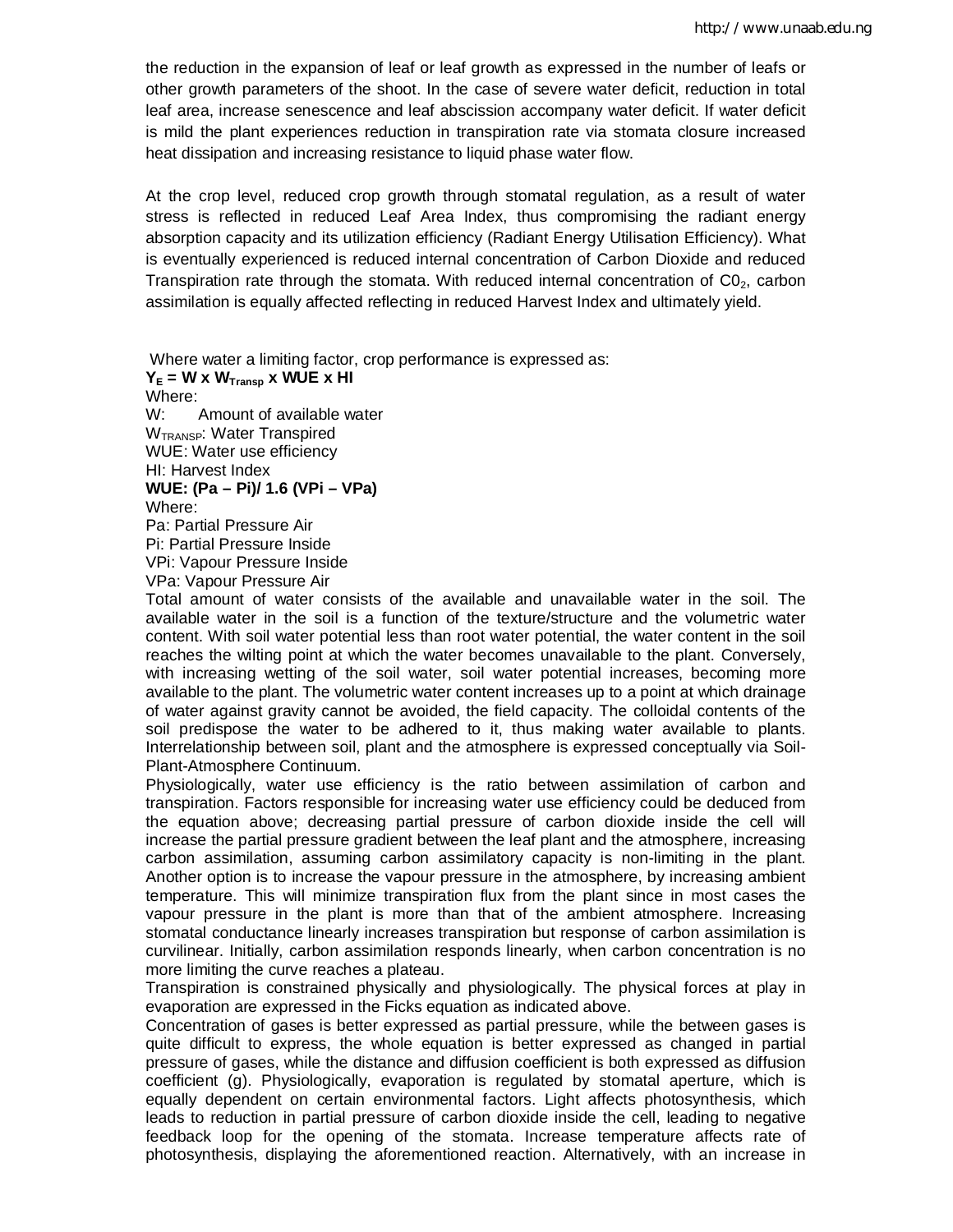the reduction in the expansion of leaf or leaf growth as expressed in the number of leafs or other growth parameters of the shoot. In the case of severe water deficit, reduction in total leaf area, increase senescence and leaf abscission accompany water deficit. If water deficit is mild the plant experiences reduction in transpiration rate via stomata closure increased heat dissipation and increasing resistance to liquid phase water flow.

At the crop level, reduced crop growth through stomatal regulation, as a result of water stress is reflected in reduced Leaf Area Index, thus compromising the radiant energy absorption capacity and its utilization efficiency (Radiant Energy Utilisation Efficiency). What is eventually experienced is reduced internal concentration of Carbon Dioxide and reduced Transpiration rate through the stomata. With reduced internal concentration of $C0_2$, carbon assimilation is equally affected reflecting in reduced Harvest Index and ultimately yield.

Where water a limiting factor, crop performance is expressed as:

$$\mathbf{Y_E = W \times W_{Transp} \times WUE \times HI}$$

Where:

W: Amount of available water

$W_{TRANSP}$: Water Transpired

WUE: Water use efficiency

HI: Harvest Index

$$\mathbf{WUE: (Pa - Pi) / 1.6\ (VPi - VPa)}$$

Where:

Pa: Partial Pressure Air

Pi: Partial Pressure Inside

VPi: Vapour Pressure Inside

VPa: Vapour Pressure Air

Total amount of water consists of the available and unavailable water in the soil. The available water in the soil is a function of the texture/structure and the volumetric water content. With soil water potential less than root water potential, the water content in the soil reaches the wilting point at which the water becomes unavailable to the plant. Conversely, with increasing wetting of the soil water, soil water potential increases, becoming more available to the plant. The volumetric water content increases up to a point at which drainage of water against gravity cannot be avoided, the field capacity. The colloidal contents of the soil predispose the water to be adhered to it, thus making water available to plants. Interrelationship between soil, plant and the atmosphere is expressed conceptually via Soil-Plant-Atmosphere Continuum.

Physiologically, water use efficiency is the ratio between assimilation of carbon and transpiration. Factors responsible for increasing water use efficiency could be deduced from the equation above; decreasing partial pressure of carbon dioxide inside the cell will increase the partial pressure gradient between the leaf plant and the atmosphere, increasing carbon assimilation, assuming carbon assimilatory capacity is non-limiting in the plant. Another option is to increase the vapour pressure in the atmosphere, by increasing ambient temperature. This will minimize transpiration flux from the plant since in most cases the vapour pressure in the plant is more than that of the ambient atmosphere. Increasing stomatal conductance linearly increases transpiration but response of carbon assimilation is curvilinear. Initially, carbon assimilation responds linearly, when carbon concentration is no more limiting the curve reaches a plateau.

Transpiration is constrained physically and physiologically. The physical forces at play in evaporation are expressed in the Ficks equation as indicated above.

Concentration of gases is better expressed as partial pressure, while the between gases is quite difficult to express, the whole equation is better expressed as changed in partial pressure of gases, while the distance and diffusion coefficient is both expressed as diffusion coefficient (g). Physiologically, evaporation is regulated by stomatal aperture, which is equally dependent on certain environmental factors. Light affects photosynthesis, which leads to reduction in partial pressure of carbon dioxide inside the cell, leading to negative feedback loop for the opening of the stomata. Increase temperature affects rate of photosynthesis, displaying the aforementioned reaction. Alternatively, with an increase in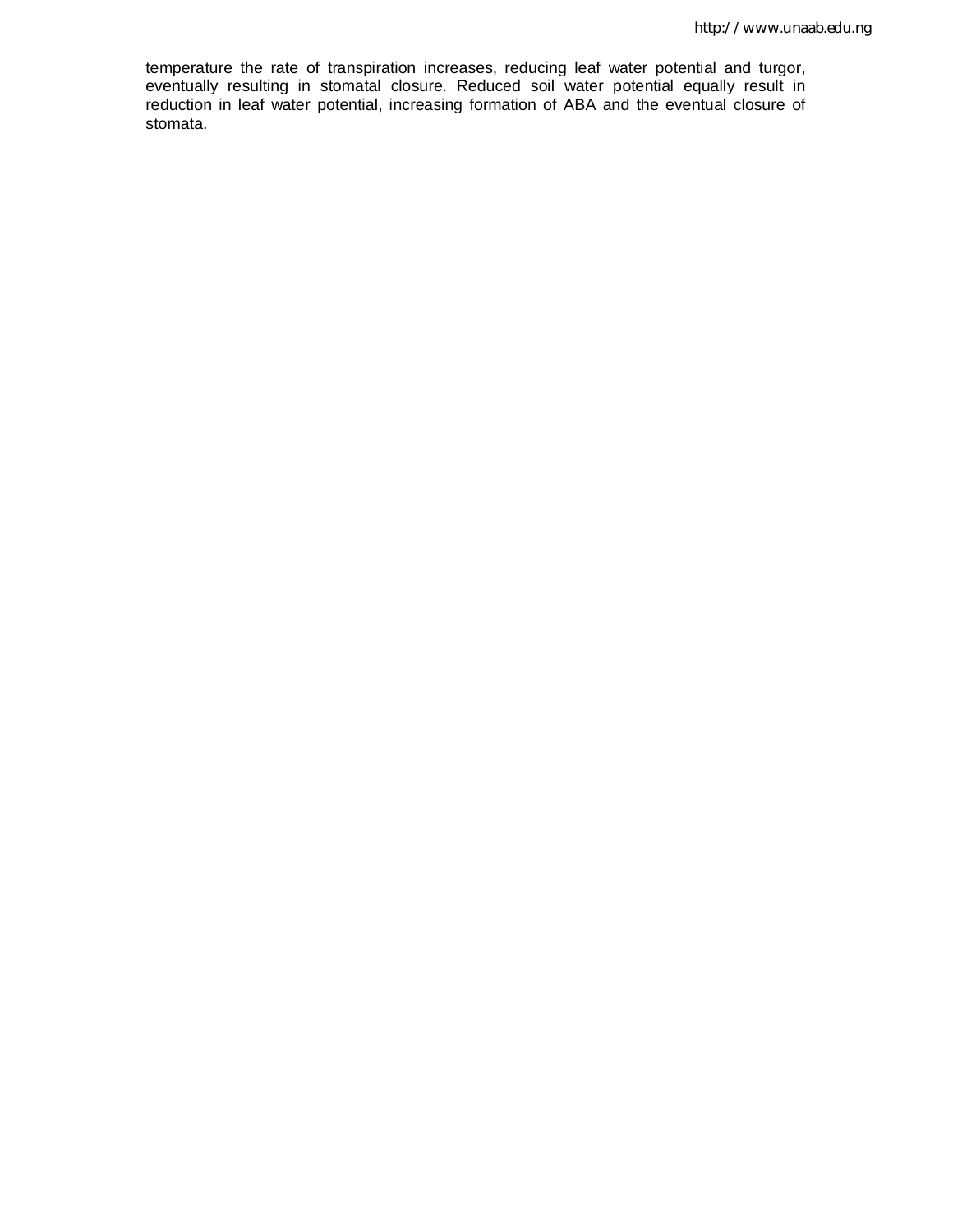temperature the rate of transpiration increases, reducing leaf water potential and turgor, eventually resulting in stomatal closure. Reduced soil water potential equally result in reduction in leaf water potential, increasing formation of ABA and the eventual closure of stomata.